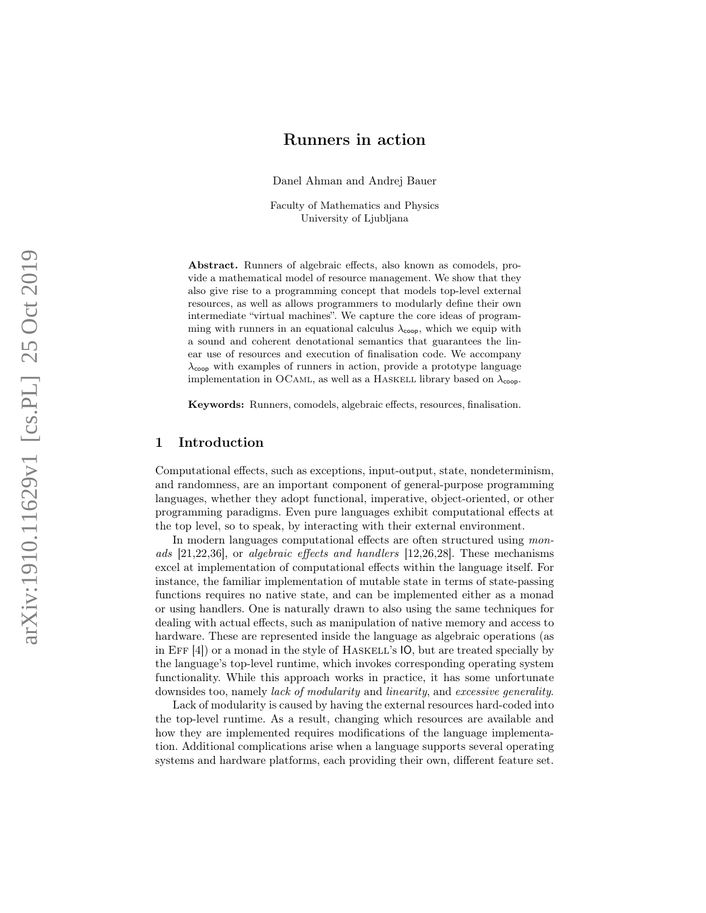# Runners in action

Danel Ahman and Andrej Bauer

Faculty of Mathematics and Physics
University of Ljubljana

**Abstract.** Runners of algebraic effects, also known as comodels, provide a mathematical model of resource management. We show that they also give rise to a programming concept that models top-level external resources, as well as allows programmers to modularly define their own intermediate "virtual machines". We capture the core ideas of programming with runners in an equational calculus $\lambda_{\mathsf{coop}}$, which we equip with a sound and coherent denotational semantics that guarantees the linear use of resources and execution of finalisation code. We accompany $\lambda_{\mathsf{coop}}$ with examples of runners in action, provide a prototype language implementation in OCaml, as well as a Haskell library based on $\lambda_{\mathsf{coop}}$.

**Keywords:** Runners, comodels, algebraic effects, resources, finalisation.

## 1 Introduction

Computational effects, such as exceptions, input-output, state, nondeterminism, and randomness, are an important component of general-purpose programming languages, whether they adopt functional, imperative, object-oriented, or other programming paradigms. Even pure languages exhibit computational effects at the top level, so to speak, by interacting with their external environment.

In modern languages computational effects are often structured using *monads* [21,22,36], or *algebraic effects and handlers* [12,26,28]. These mechanisms excel at implementation of computational effects within the language itself. For instance, the familiar implementation of mutable state in terms of state-passing functions requires no native state, and can be implemented either as a monad or using handlers. One is naturally drawn to also using the same techniques for dealing with actual effects, such as manipulation of native memory and access to hardware. These are represented inside the language as algebraic operations (as in Eff [4]) or a monad in the style of Haskell's IO, but are treated specially by the language's top-level runtime, which invokes corresponding operating system functionality. While this approach works in practice, it has some unfortunate downsides too, namely *lack of modularity* and *linearity*, and *excessive generality*.

Lack of modularity is caused by having the external resources hard-coded into the top-level runtime. As a result, changing which resources are available and how they are implemented requires modifications of the language implementation. Additional complications arise when a language supports several operating systems and hardware platforms, each providing their own, different feature set.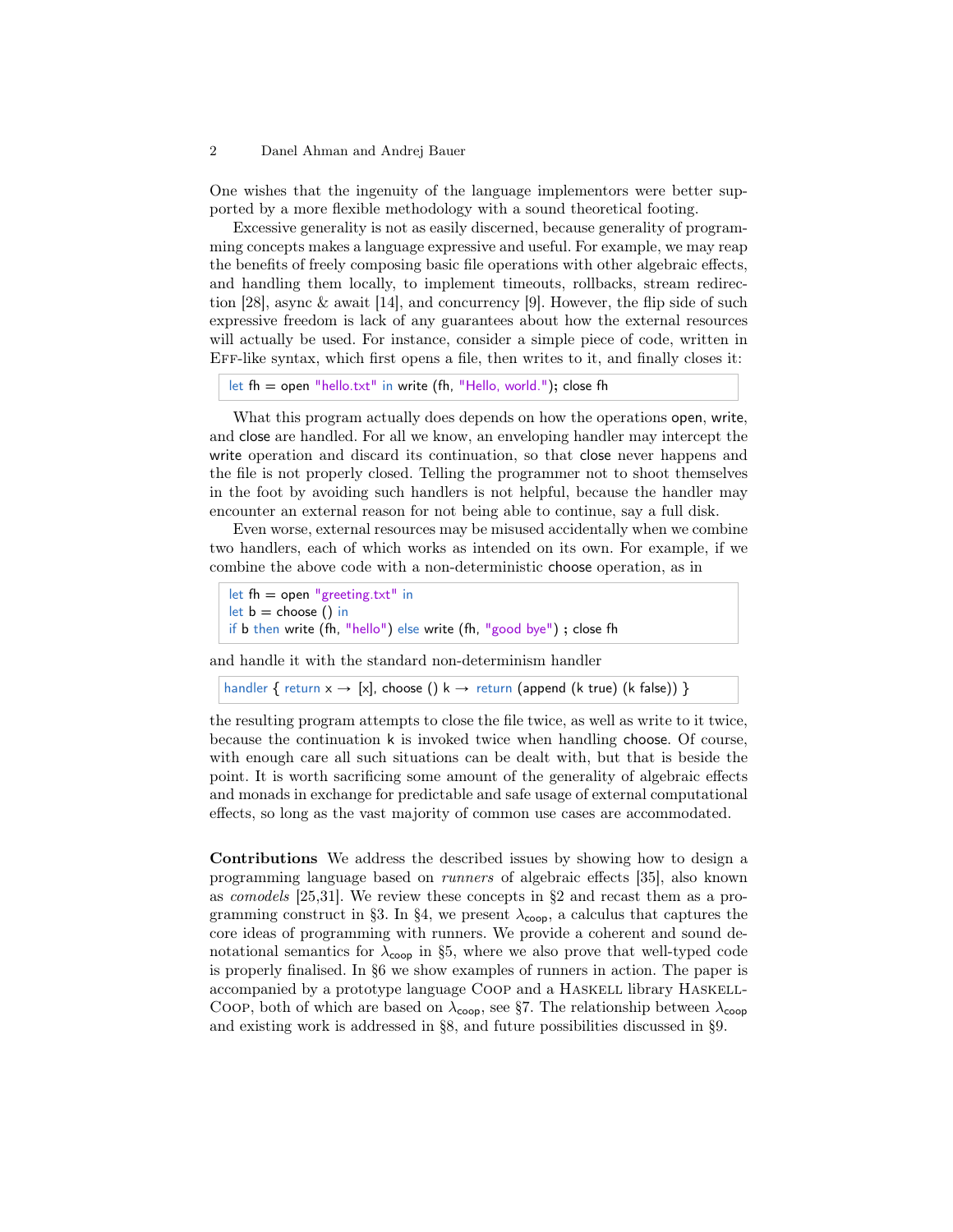One wishes that the ingenuity of the language implementors were better supported by a more flexible methodology with a sound theoretical footing.

Excessive generality is not as easily discerned, because generality of programming concepts makes a language expressive and useful. For example, we may reap the benefits of freely composing basic file operations with other algebraic effects, and handling them locally, to implement timeouts, rollbacks, stream redirection [28], async & await [14], and concurrency [9]. However, the flip side of such expressive freedom is lack of any guarantees about how the external resources will actually be used. For instance, consider a simple piece of code, written in Eff-like syntax, which first opens a file, then writes to it, and finally closes it:

```
let fh = open "hello.txt" in write (fh, "Hello, world."); close fh
```

What this program actually does depends on how the operations open, write, and close are handled. For all we know, an enveloping handler may intercept the write operation and discard its continuation, so that close never happens and the file is not properly closed. Telling the programmer not to shoot themselves in the foot by avoiding such handlers is not helpful, because the handler may encounter an external reason for not being able to continue, say a full disk.

Even worse, external resources may be misused accidentally when we combine two handlers, each of which works as intended on its own. For example, if we combine the above code with a non-deterministic choose operation, as in

```
let fh = open "greeting.txt" in
let b = choose () in
if b then write (fh, "hello") else write (fh, "good bye") ; close fh
```

and handle it with the standard non-determinism handler

```
handler { return x → [x], choose () k → return (append (k true) (k false)) }
```

the resulting program attempts to close the file twice, as well as write to it twice, because the continuation k is invoked twice when handling choose. Of course, with enough care all such situations can be dealt with, but that is beside the point. It is worth sacrificing some amount of the generality of algebraic effects and monads in exchange for predictable and safe usage of external computational effects, so long as the vast majority of common use cases are accommodated.

**Contributions** We address the described issues by showing how to design a programming language based on *runners* of algebraic effects [35], also known as *comodels* [25,31]. We review these concepts in §2 and recast them as a programming construct in §3. In §4, we present $\lambda_{\mathsf{coop}}$, a calculus that captures the core ideas of programming with runners. We provide a coherent and sound denotational semantics for $\lambda_{\mathsf{coop}}$ in §5, where we also prove that well-typed code is properly finalised. In §6 we show examples of runners in action. The paper is accompanied by a prototype language Coop and a Haskell library Haskell-Coop, both of which are based on $\lambda_{\mathsf{coop}}$, see §7. The relationship between $\lambda_{\mathsf{coop}}$ and existing work is addressed in §8, and future possibilities discussed in §9.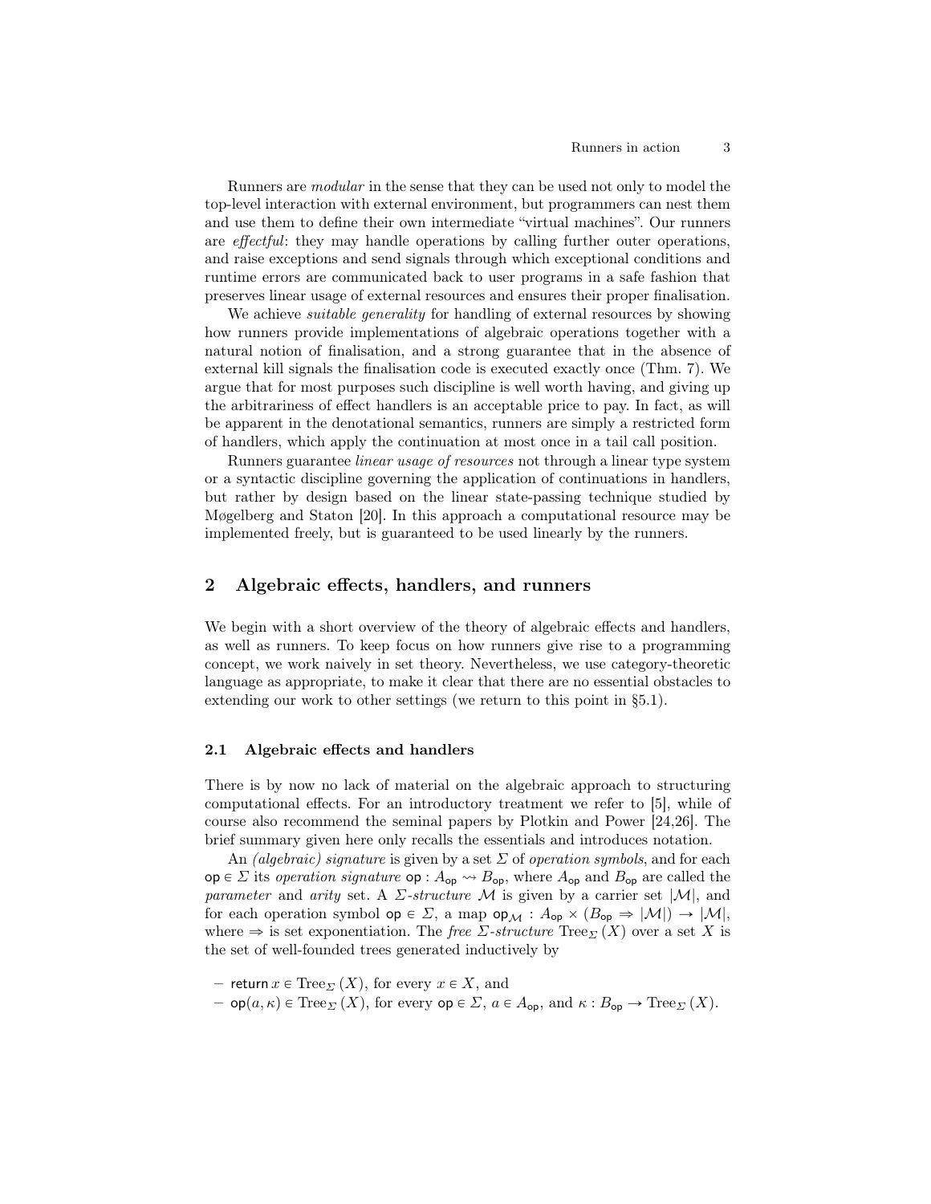Runners are *modular* in the sense that they can be used not only to model the top-level interaction with external environment, but programmers can nest them and use them to define their own intermediate "virtual machines". Our runners are *effectful*: they may handle operations by calling further outer operations, and raise exceptions and send signals through which exceptional conditions and runtime errors are communicated back to user programs in a safe fashion that preserves linear usage of external resources and ensures their proper finalisation.

We achieve *suitable generality* for handling of external resources by showing how runners provide implementations of algebraic operations together with a natural notion of finalisation, and a strong guarantee that in the absence of external kill signals the finalisation code is executed exactly once (Thm. 7). We argue that for most purposes such discipline is well worth having, and giving up the arbitrariness of effect handlers is an acceptable price to pay. In fact, as will be apparent in the denotational semantics, runners are simply a restricted form of handlers, which apply the continuation at most once in a tail call position.

Runners guarantee *linear usage of resources* not through a linear type system or a syntactic discipline governing the application of continuations in handlers, but rather by design based on the linear state-passing technique studied by Møgelberg and Staton [20]. In this approach a computational resource may be implemented freely, but is guaranteed to be used linearly by the runners.

## 2 Algebraic effects, handlers, and runners

We begin with a short overview of the theory of algebraic effects and handlers, as well as runners. To keep focus on how runners give rise to a programming concept, we work naively in set theory. Nevertheless, we use category-theoretic language as appropriate, to make it clear that there are no essential obstacles to extending our work to other settings (we return to this point in §5.1).

### 2.1 Algebraic effects and handlers

There is by now no lack of material on the algebraic approach to structuring computational effects. For an introductory treatment we refer to [5], while of course also recommend the seminal papers by Plotkin and Power [24,26]. The brief summary given here only recalls the essentials and introduces notation.

An *(algebraic) signature* is given by a set $\Sigma$ of *operation symbols*, and for each $\mathsf{op} \in \Sigma$ its *operation signature* $\mathsf{op} : A_{\mathsf{op}} \leadsto B_{\mathsf{op}}$, where $A_{\mathsf{op}}$ and $B_{\mathsf{op}}$ are called the *parameter* and *arity* set. A *$\Sigma$-structure* $\mathcal{M}$ is given by a carrier set $|\mathcal{M}|$, and for each operation symbol $\mathsf{op} \in \Sigma$, a map $\mathsf{op}_{\mathcal{M}} : A_{\mathsf{op}} \times (B_{\mathsf{op}} \Rightarrow |\mathcal{M}|) \to |\mathcal{M}|$, where $\Rightarrow$ is set exponentiation. The *free $\Sigma$-structure* $\mathrm{Tree}_{\Sigma}(X)$ over a set $X$ is the set of well-founded trees generated inductively by

- $\mathsf{return}\, x \in \mathrm{Tree}_{\Sigma}(X)$, for every $x \in X$, and
- $\mathsf{op}(a, \kappa) \in \mathrm{Tree}_{\Sigma}(X)$, for every $\mathsf{op} \in \Sigma$, $a \in A_{\mathsf{op}}$, and $\kappa : B_{\mathsf{op}} \to \mathrm{Tree}_{\Sigma}(X)$.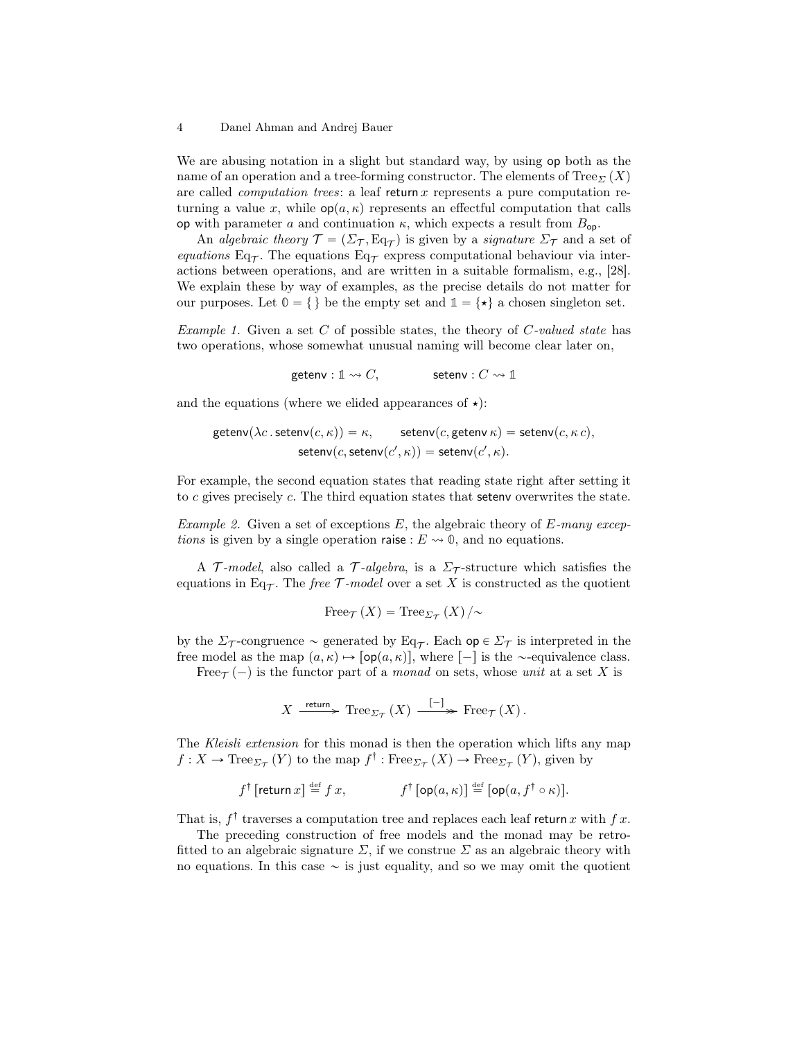We are abusing notation in a slight but standard way, by using $\mathsf{op}$ both as the name of an operation and a tree-forming constructor. The elements of $\mathrm{Tree}_{\Sigma}(X)$ are called *computation trees*: a leaf $\mathsf{return}\, x$ represents a pure computation returning a value $x$, while $\mathsf{op}(a, \kappa)$ represents an effectful computation that calls $\mathsf{op}$ with parameter $a$ and continuation $\kappa$, which expects a result from $B_{\mathsf{op}}$.

An *algebraic theory* $\mathcal{T} = (\Sigma_{\mathcal{T}}, \mathrm{Eq}_{\mathcal{T}})$ is given by a *signature* $\Sigma_{\mathcal{T}}$ and a set of *equations* $\mathrm{Eq}_{\mathcal{T}}$. The equations $\mathrm{Eq}_{\mathcal{T}}$ express computational behaviour via interactions between operations, and are written in a suitable formalism, e.g., [28]. We explain these by way of examples, as the precise details do not matter for our purposes. Let $\mathbb{0} = \{\,\}$ be the empty set and $\mathbb{1} = \{\star\}$ a chosen singleton set.

*Example 1.* Given a set $C$ of possible states, the theory of *$C$-valued state* has two operations, whose somewhat unusual naming will become clear later on,

$$\mathsf{getenv} : \mathbb{1} \rightsquigarrow C, \qquad\qquad \mathsf{setenv} : C \rightsquigarrow \mathbb{1}$$

and the equations (where we elided appearances of $\star$):

$$\mathsf{getenv}(\lambda c \,.\, \mathsf{setenv}(c, \kappa)) = \kappa, \qquad \mathsf{setenv}(c, \mathsf{getenv}\, \kappa) = \mathsf{setenv}(c, \kappa\, c),$$
$$\mathsf{setenv}(c, \mathsf{setenv}(c', \kappa)) = \mathsf{setenv}(c', \kappa).$$

For example, the second equation states that reading state right after setting it to $c$ gives precisely $c$. The third equation states that $\mathsf{setenv}$ overwrites the state.

*Example 2.* Given a set of exceptions $E$, the algebraic theory of *$E$-many exceptions* is given by a single operation $\mathsf{raise} : E \rightsquigarrow \mathbb{0}$, and no equations.

A *$\mathcal{T}$-model*, also called a *$\mathcal{T}$-algebra*, is a $\Sigma_{\mathcal{T}}$-structure which satisfies the equations in $\mathrm{Eq}_{\mathcal{T}}$. The *free $\mathcal{T}$-model* over a set $X$ is constructed as the quotient

$$\mathrm{Free}_{\mathcal{T}}(X) = \mathrm{Tree}_{\Sigma_{\mathcal{T}}}(X) / {\sim}$$

by the $\Sigma_{\mathcal{T}}$-congruence $\sim$ generated by $\mathrm{Eq}_{\mathcal{T}}$. Each $\mathsf{op} \in \Sigma_{\mathcal{T}}$ is interpreted in the free model as the map $(a, \kappa) \mapsto [\mathsf{op}(a, \kappa)]$, where $[-]$ is the $\sim$-equivalence class.

$\mathrm{Free}_{\mathcal{T}}(-)$ is the functor part of a *monad* on sets, whose *unit* at a set $X$ is

$$X \xrightarrow{\ \mathsf{return}\ } \mathrm{Tree}_{\Sigma_{\mathcal{T}}}(X) \xrightarrow{\ [-]\ } \mathrm{Free}_{\mathcal{T}}(X).$$

The *Kleisli extension* for this monad is then the operation which lifts any map $f : X \to \mathrm{Tree}_{\Sigma_{\mathcal{T}}}(Y)$ to the map $f^{\dagger} : \mathrm{Free}_{\Sigma_{\mathcal{T}}}(X) \to \mathrm{Free}_{\Sigma_{\mathcal{T}}}(Y)$, given by

$$f^{\dagger}\,[\mathsf{return}\, x] \stackrel{\text{def}}{=} f\, x, \qquad\qquad f^{\dagger}\,[\mathsf{op}(a, \kappa)] \stackrel{\text{def}}{=} [\mathsf{op}(a, f^{\dagger} \circ \kappa)].$$

That is, $f^{\dagger}$ traverses a computation tree and replaces each leaf $\mathsf{return}\, x$ with $f\, x$.

The preceding construction of free models and the monad may be retrofitted to an algebraic signature $\Sigma$, if we construe $\Sigma$ as an algebraic theory with no equations. In this case $\sim$ is just equality, and so we may omit the quotient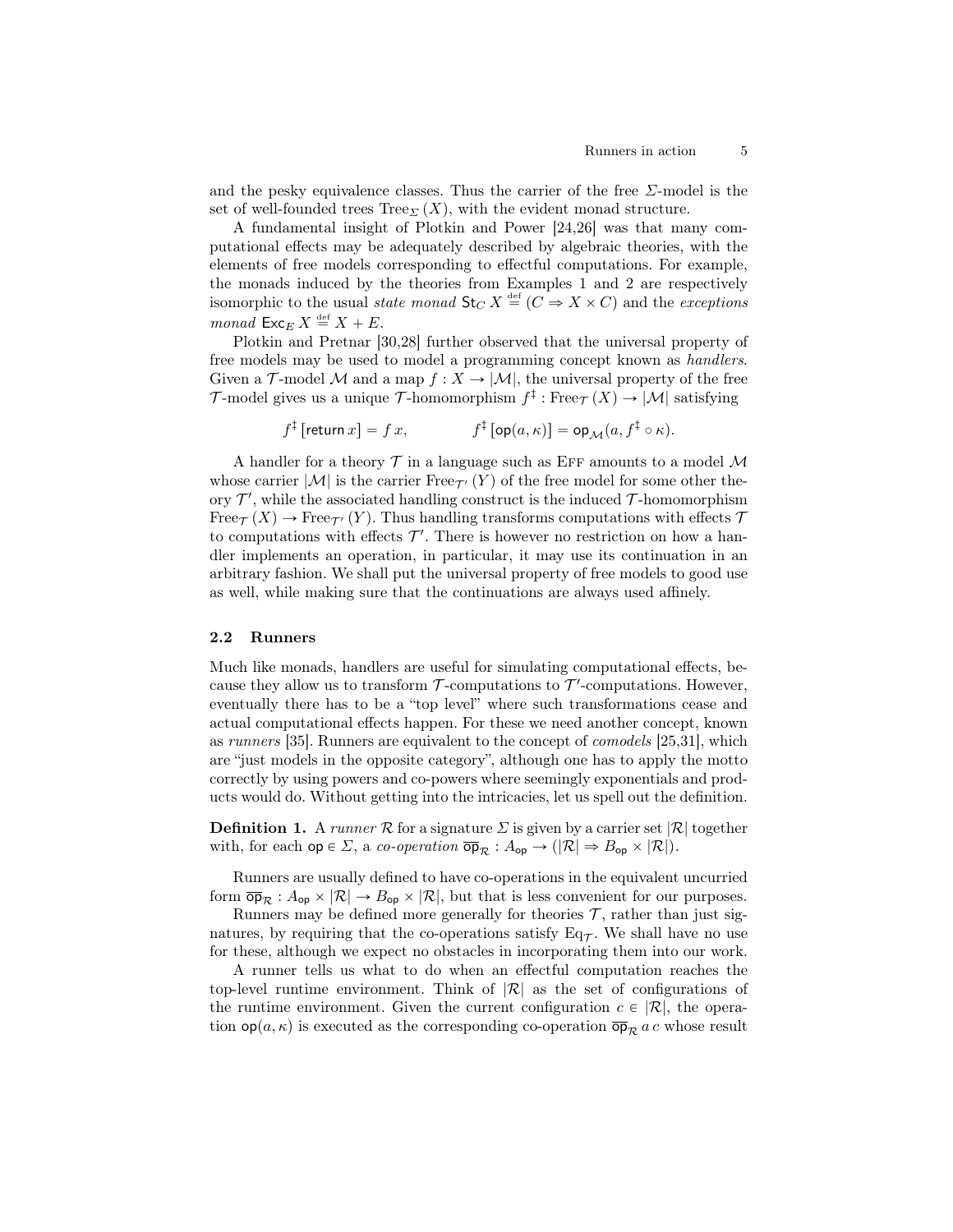and the pesky equivalence classes. Thus the carrier of the free $\Sigma$-model is the set of well-founded trees $\mathrm{Tree}_\Sigma(X)$, with the evident monad structure.

A fundamental insight of Plotkin and Power [24,26] was that many computational effects may be adequately described by algebraic theories, with the elements of free models corresponding to effectful computations. For example, the monads induced by the theories from Examples 1 and 2 are respectively isomorphic to the usual *state monad* $\mathsf{St}_C\, X \overset{\text{def}}{=} (C \Rightarrow X \times C)$ and the *exceptions monad* $\mathsf{Exc}_E\, X \overset{\text{def}}{=} X + E$.

Plotkin and Pretnar [30,28] further observed that the universal property of free models may be used to model a programming concept known as *handlers*. Given a $\mathcal{T}$-model $\mathcal{M}$ and a map $f : X \to |\mathcal{M}|$, the universal property of the free $\mathcal{T}$-model gives us a unique $\mathcal{T}$-homomorphism $f^\ddagger : \mathrm{Free}_\mathcal{T}(X) \to |\mathcal{M}|$ satisfying

$$f^\ddagger\,[\mathsf{return}\,x] = f\,x, \qquad\qquad f^\ddagger\,[\mathsf{op}(a,\kappa)] = \mathsf{op}_\mathcal{M}(a, f^\ddagger \circ \kappa).$$

A handler for a theory $\mathcal{T}$ in a language such as Eff amounts to a model $\mathcal{M}$ whose carrier $|\mathcal{M}|$ is the carrier $\mathrm{Free}_{\mathcal{T}'}(Y)$ of the free model for some other theory $\mathcal{T}'$, while the associated handling construct is the induced $\mathcal{T}$-homomorphism $\mathrm{Free}_\mathcal{T}(X) \to \mathrm{Free}_{\mathcal{T}'}(Y)$. Thus handling transforms computations with effects $\mathcal{T}$ to computations with effects $\mathcal{T}'$. There is however no restriction on how a handler implements an operation, in particular, it may use its continuation in an arbitrary fashion. We shall put the universal property of free models to good use as well, while making sure that the continuations are always used affinely.

### 2.2 Runners

Much like monads, handlers are useful for simulating computational effects, because they allow us to transform $\mathcal{T}$-computations to $\mathcal{T}'$-computations. However, eventually there has to be a "top level" where such transformations cease and actual computational effects happen. For these we need another concept, known as *runners* [35]. Runners are equivalent to the concept of *comodels* [25,31], which are "just models in the opposite category", although one has to apply the motto correctly by using powers and co-powers where seemingly exponentials and products would do. Without getting into the intricacies, let us spell out the definition.

**Definition 1.** A *runner* $\mathcal{R}$ for a signature $\Sigma$ is given by a carrier set $|\mathcal{R}|$ together with, for each $\mathsf{op} \in \Sigma$, a *co-operation* $\overline{\mathsf{op}}_\mathcal{R} : A_\mathsf{op} \to (|\mathcal{R}| \Rightarrow B_\mathsf{op} \times |\mathcal{R}|)$.

Runners are usually defined to have co-operations in the equivalent uncurried form $\overline{\mathsf{op}}_\mathcal{R} : A_\mathsf{op} \times |\mathcal{R}| \to B_\mathsf{op} \times |\mathcal{R}|$, but that is less convenient for our purposes.

Runners may be defined more generally for theories $\mathcal{T}$, rather than just signatures, by requiring that the co-operations satisfy $\mathrm{Eq}_\mathcal{T}$. We shall have no use for these, although we expect no obstacles in incorporating them into our work.

A runner tells us what to do when an effectful computation reaches the top-level runtime environment. Think of $|\mathcal{R}|$ as the set of configurations of the runtime environment. Given the current configuration $c \in |\mathcal{R}|$, the operation $\mathsf{op}(a,\kappa)$ is executed as the corresponding co-operation $\overline{\mathsf{op}}_\mathcal{R}\,a\,c$ whose result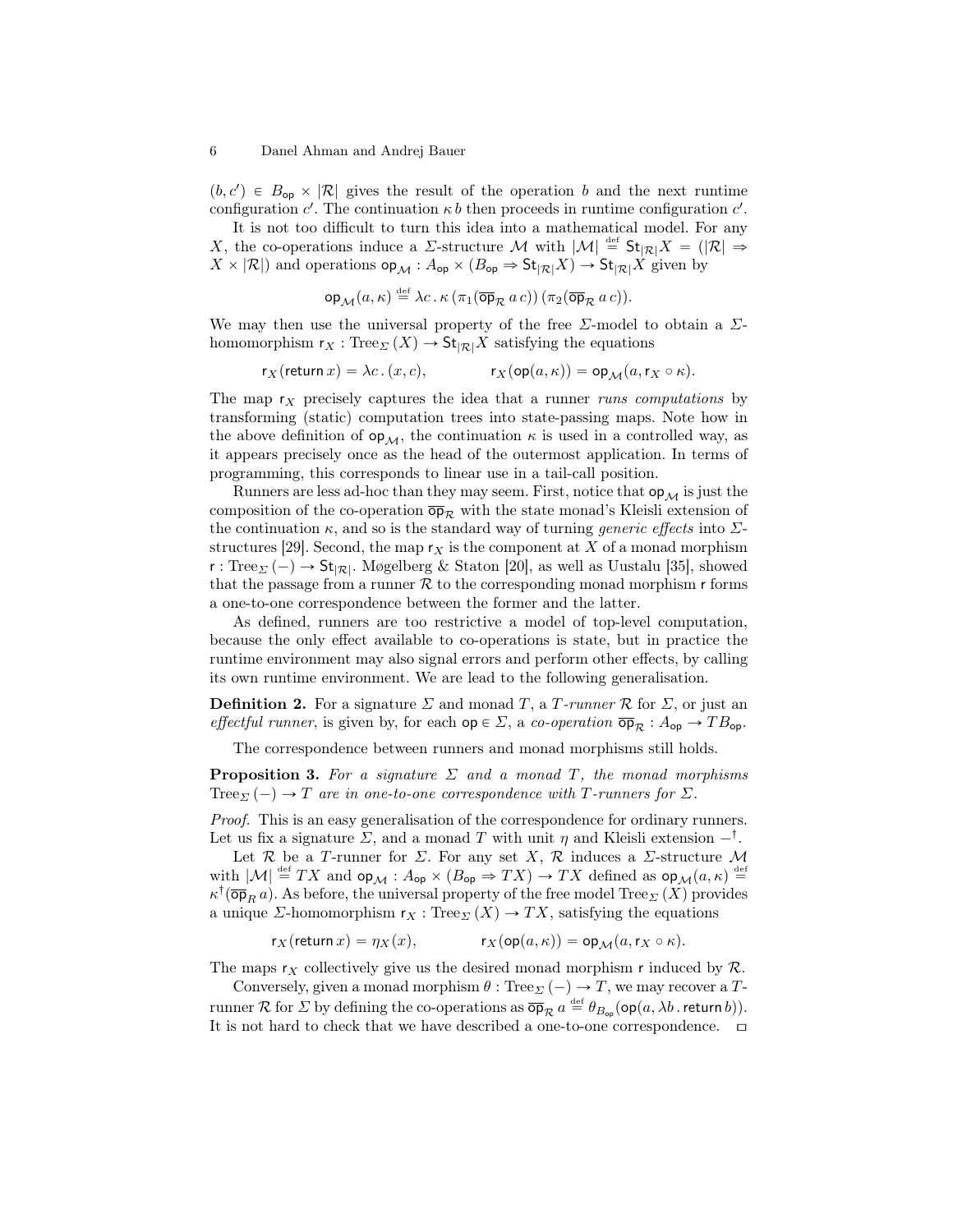$(b, c') \in B_{\mathsf{op}} \times |\mathcal{R}|$ gives the result of the operation $b$ and the next runtime configuration $c'$. The continuation $\kappa\, b$ then proceeds in runtime configuration $c'$.

It is not too difficult to turn this idea into a mathematical model. For any $X$, the co-operations induce a $\Sigma$-structure $\mathcal{M}$ with $|\mathcal{M}| \stackrel{\text{def}}{=} \mathsf{St}_{|\mathcal{R}|}X = (|\mathcal{R}| \Rightarrow X \times |\mathcal{R}|)$ and operations $\mathsf{op}_{\mathcal{M}} : A_{\mathsf{op}} \times (B_{\mathsf{op}} \Rightarrow \mathsf{St}_{|\mathcal{R}|}X) \to \mathsf{St}_{|\mathcal{R}|}X$ given by

$$\mathsf{op}_{\mathcal{M}}(a, \kappa) \stackrel{\text{def}}{=} \lambda c \,.\, \kappa\, (\pi_1(\overline{\mathsf{op}}_{\mathcal{R}}\; a\, c))\, (\pi_2(\overline{\mathsf{op}}_{\mathcal{R}}\; a\, c)).$$

We may then use the universal property of the free $\Sigma$-model to obtain a $\Sigma$-homomorphism $\mathsf{r}_X : \mathrm{Tree}_{\Sigma}(X) \to \mathsf{St}_{|\mathcal{R}|}X$ satisfying the equations

$$\mathsf{r}_X(\mathsf{return}\, x) = \lambda c \,.\, (x, c), \qquad\qquad \mathsf{r}_X(\mathsf{op}(a, \kappa)) = \mathsf{op}_{\mathcal{M}}(a, \mathsf{r}_X \circ \kappa).$$

The map $\mathsf{r}_X$ precisely captures the idea that a runner *runs computations* by transforming (static) computation trees into state-passing maps. Note how in the above definition of $\mathsf{op}_{\mathcal{M}}$, the continuation $\kappa$ is used in a controlled way, as it appears precisely once as the head of the outermost application. In terms of programming, this corresponds to linear use in a tail-call position.

Runners are less ad-hoc than they may seem. First, notice that $\mathsf{op}_{\mathcal{M}}$ is just the composition of the co-operation $\overline{\mathsf{op}}_{\mathcal{R}}$ with the state monad's Kleisli extension of the continuation $\kappa$, and so is the standard way of turning *generic effects* into $\Sigma$-structures [29]. Second, the map $\mathsf{r}_X$ is the component at $X$ of a monad morphism $\mathsf{r} : \mathrm{Tree}_{\Sigma}(-) \to \mathsf{St}_{|\mathcal{R}|}$. Møgelberg & Staton [20], as well as Uustalu [35], showed that the passage from a runner $\mathcal{R}$ to the corresponding monad morphism $\mathsf{r}$ forms a one-to-one correspondence between the former and the latter.

As defined, runners are too restrictive a model of top-level computation, because the only effect available to co-operations is state, but in practice the runtime environment may also signal errors and perform other effects, by calling its own runtime environment. We are lead to the following generalisation.

**Definition 2.** For a signature $\Sigma$ and monad $T$, a $T$*-runner* $\mathcal{R}$ for $\Sigma$, or just an *effectful runner*, is given by, for each $\mathsf{op} \in \Sigma$, a *co-operation* $\overline{\mathsf{op}}_{\mathcal{R}} : A_{\mathsf{op}} \to TB_{\mathsf{op}}$.

The correspondence between runners and monad morphisms still holds.

**Proposition 3.** *For a signature $\Sigma$ and a monad $T$, the monad morphisms $\mathrm{Tree}_{\Sigma}(-) \to T$ are in one-to-one correspondence with $T$-runners for $\Sigma$.*

*Proof.* This is an easy generalisation of the correspondence for ordinary runners. Let us fix a signature $\Sigma$, and a monad $T$ with unit $\eta$ and Kleisli extension $-^{\dagger}$.

Let $\mathcal{R}$ be a $T$-runner for $\Sigma$. For any set $X$, $\mathcal{R}$ induces a $\Sigma$-structure $\mathcal{M}$ with $|\mathcal{M}| \stackrel{\text{def}}{=} TX$ and $\mathsf{op}_{\mathcal{M}} : A_{\mathsf{op}} \times (B_{\mathsf{op}} \Rightarrow TX) \to TX$ defined as $\mathsf{op}_{\mathcal{M}}(a, \kappa) \stackrel{\text{def}}{=} \kappa^{\dagger}(\overline{\mathsf{op}}_{R}\, a)$. As before, the universal property of the free model $\mathrm{Tree}_{\Sigma}(X)$ provides a unique $\Sigma$-homomorphism $\mathsf{r}_X : \mathrm{Tree}_{\Sigma}(X) \to TX$, satisfying the equations

$$\mathsf{r}_X(\mathsf{return}\, x) = \eta_X(x), \qquad\qquad \mathsf{r}_X(\mathsf{op}(a, \kappa)) = \mathsf{op}_{\mathcal{M}}(a, \mathsf{r}_X \circ \kappa).$$

The maps $\mathsf{r}_X$ collectively give us the desired monad morphism $\mathsf{r}$ induced by $\mathcal{R}$.

Conversely, given a monad morphism $\theta : \mathrm{Tree}_{\Sigma}(-) \to T$, we may recover a $T$-runner $\mathcal{R}$ for $\Sigma$ by defining the co-operations as $\overline{\mathsf{op}}_{\mathcal{R}}\; a \stackrel{\text{def}}{=} \theta_{B_{\mathsf{op}}}(\mathsf{op}(a, \lambda b \,.\, \mathsf{return}\, b))$. It is not hard to check that we have described a one-to-one correspondence. $\square$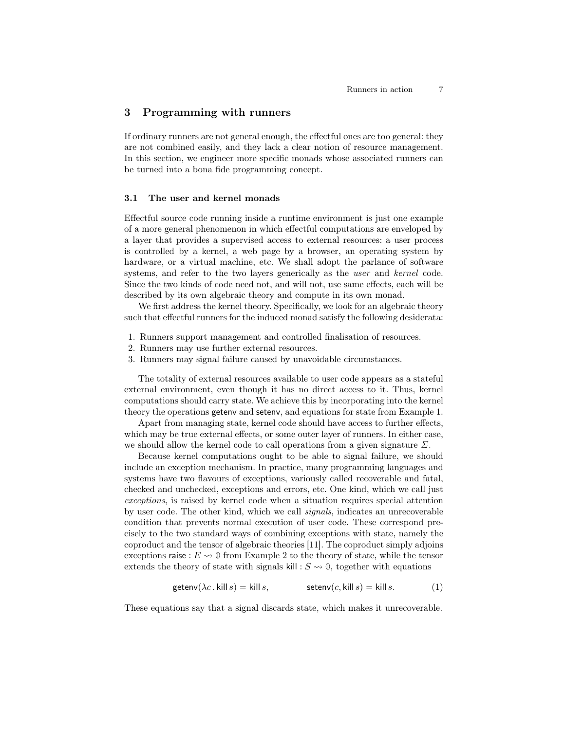# 3 Programming with runners

If ordinary runners are not general enough, the effectful ones are too general: they are not combined easily, and they lack a clear notion of resource management. In this section, we engineer more specific monads whose associated runners can be turned into a bona fide programming concept.

## 3.1 The user and kernel monads

Effectful source code running inside a runtime environment is just one example of a more general phenomenon in which effectful computations are enveloped by a layer that provides a supervised access to external resources: a user process is controlled by a kernel, a web page by a browser, an operating system by hardware, or a virtual machine, etc. We shall adopt the parlance of software systems, and refer to the two layers generically as the *user* and *kernel* code. Since the two kinds of code need not, and will not, use same effects, each will be described by its own algebraic theory and compute in its own monad.

We first address the kernel theory. Specifically, we look for an algebraic theory such that effectful runners for the induced monad satisfy the following desiderata:

1. Runners support management and controlled finalisation of resources.
2. Runners may use further external resources.
3. Runners may signal failure caused by unavoidable circumstances.

The totality of external resources available to user code appears as a stateful external environment, even though it has no direct access to it. Thus, kernel computations should carry state. We achieve this by incorporating into the kernel theory the operations $\mathsf{getenv}$ and $\mathsf{setenv}$, and equations for state from Example 1.

Apart from managing state, kernel code should have access to further effects, which may be true external effects, or some outer layer of runners. In either case, we should allow the kernel code to call operations from a given signature $\Sigma$.

Because kernel computations ought to be able to signal failure, we should include an exception mechanism. In practice, many programming languages and systems have two flavours of exceptions, variously called recoverable and fatal, checked and unchecked, exceptions and errors, etc. One kind, which we call just *exceptions*, is raised by kernel code when a situation requires special attention by user code. The other kind, which we call *signals*, indicates an unrecoverable condition that prevents normal execution of user code. These correspond precisely to the two standard ways of combining exceptions with state, namely the coproduct and the tensor of algebraic theories [11]. The coproduct simply adjoins exceptions $\mathsf{raise} : E \rightsquigarrow \mathbb{0}$ from Example 2 to the theory of state, while the tensor extends the theory of state with signals $\mathsf{kill} : S \rightsquigarrow \mathbb{0}$, together with equations

$$\mathsf{getenv}(\lambda c \,.\, \mathsf{kill}\, s) = \mathsf{kill}\, s, \qquad\qquad \mathsf{setenv}(c, \mathsf{kill}\, s) = \mathsf{kill}\, s. \tag{1}$$

These equations say that a signal discards state, which makes it unrecoverable.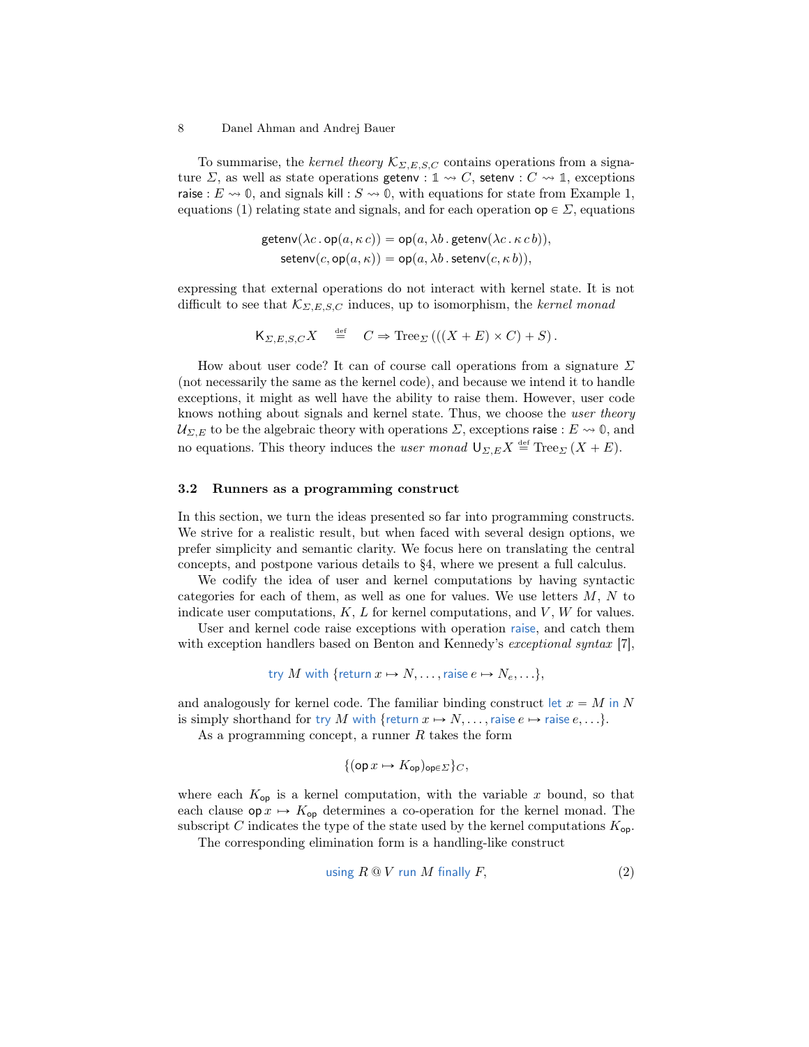To summarise, the *kernel theory* $\mathcal{K}_{\Sigma,E,S,C}$ contains operations from a signature $\Sigma$, as well as state operations $\mathsf{getenv} : \mathbb{1} \rightsquigarrow C$, $\mathsf{setenv} : C \rightsquigarrow \mathbb{1}$, exceptions $\mathsf{raise} : E \rightsquigarrow \mathbb{0}$, and signals $\mathsf{kill} : S \rightsquigarrow \mathbb{0}$, with equations for state from Example 1, equations (1) relating state and signals, and for each operation $\mathsf{op} \in \Sigma$, equations

$$\mathsf{getenv}(\lambda c \,.\, \mathsf{op}(a, \kappa\, c)) = \mathsf{op}(a, \lambda b \,.\, \mathsf{getenv}(\lambda c \,.\, \kappa\, c\, b)),$$
$$\mathsf{setenv}(c, \mathsf{op}(a, \kappa)) = \mathsf{op}(a, \lambda b \,.\, \mathsf{setenv}(c, \kappa\, b)),$$

expressing that external operations do not interact with kernel state. It is not difficult to see that $\mathcal{K}_{\Sigma,E,S,C}$ induces, up to isomorphism, the *kernel monad*

$$\mathsf{K}_{\Sigma,E,S,C} X \quad \stackrel{\text{def}}{=} \quad C \Rightarrow \mathrm{Tree}_{\Sigma}\,(((X + E) \times C) + S)\,.$$

How about user code? It can of course call operations from a signature $\Sigma$ (not necessarily the same as the kernel code), and because we intend it to handle exceptions, it might as well have the ability to raise them. However, user code knows nothing about signals and kernel state. Thus, we choose the *user theory* $\mathcal{U}_{\Sigma,E}$ to be the algebraic theory with operations $\Sigma$, exceptions $\mathsf{raise} : E \rightsquigarrow \mathbb{0}$, and no equations. This theory induces the *user monad* $\mathsf{U}_{\Sigma,E} X \stackrel{\text{def}}{=} \mathrm{Tree}_{\Sigma}\,(X + E)$.

### 3.2 Runners as a programming construct

In this section, we turn the ideas presented so far into programming constructs. We strive for a realistic result, but when faced with several design options, we prefer simplicity and semantic clarity. We focus here on translating the central concepts, and postpone various details to §4, where we present a full calculus.

We codify the idea of user and kernel computations by having syntactic categories for each of them, as well as one for values. We use letters $M$, $N$ to indicate user computations, $K$, $L$ for kernel computations, and $V$, $W$ for values.

User and kernel code raise exceptions with operation $\mathtt{raise}$, and catch them with exception handlers based on Benton and Kennedy's *exceptional syntax* [7],

$$\mathtt{try}\ M\ \mathtt{with}\ \{\mathtt{return}\ x \mapsto N, \ldots, \mathtt{raise}\ e \mapsto N_e, \ldots\},$$

and analogously for kernel code. The familiar binding construct $\mathtt{let}\ x = M\ \mathtt{in}\ N$ is simply shorthand for $\mathtt{try}\ M\ \mathtt{with}\ \{\mathtt{return}\ x \mapsto N, \ldots, \mathtt{raise}\ e \mapsto \mathtt{raise}\ e, \ldots\}$.

As a programming concept, a runner $R$ takes the form

$$\{(\mathsf{op}\, x \mapsto K_{\mathsf{op}})_{\mathsf{op} \in \Sigma}\}_C,$$

where each $K_{\mathsf{op}}$ is a kernel computation, with the variable $x$ bound, so that each clause $\mathsf{op}\, x \mapsto K_{\mathsf{op}}$ determines a co-operation for the kernel monad. The subscript $C$ indicates the type of the state used by the kernel computations $K_{\mathsf{op}}$.

The corresponding elimination form is a handling-like construct

$$\mathtt{using}\ R \mathbin{@} V\ \mathtt{run}\ M\ \mathtt{finally}\ F, \tag{2}$$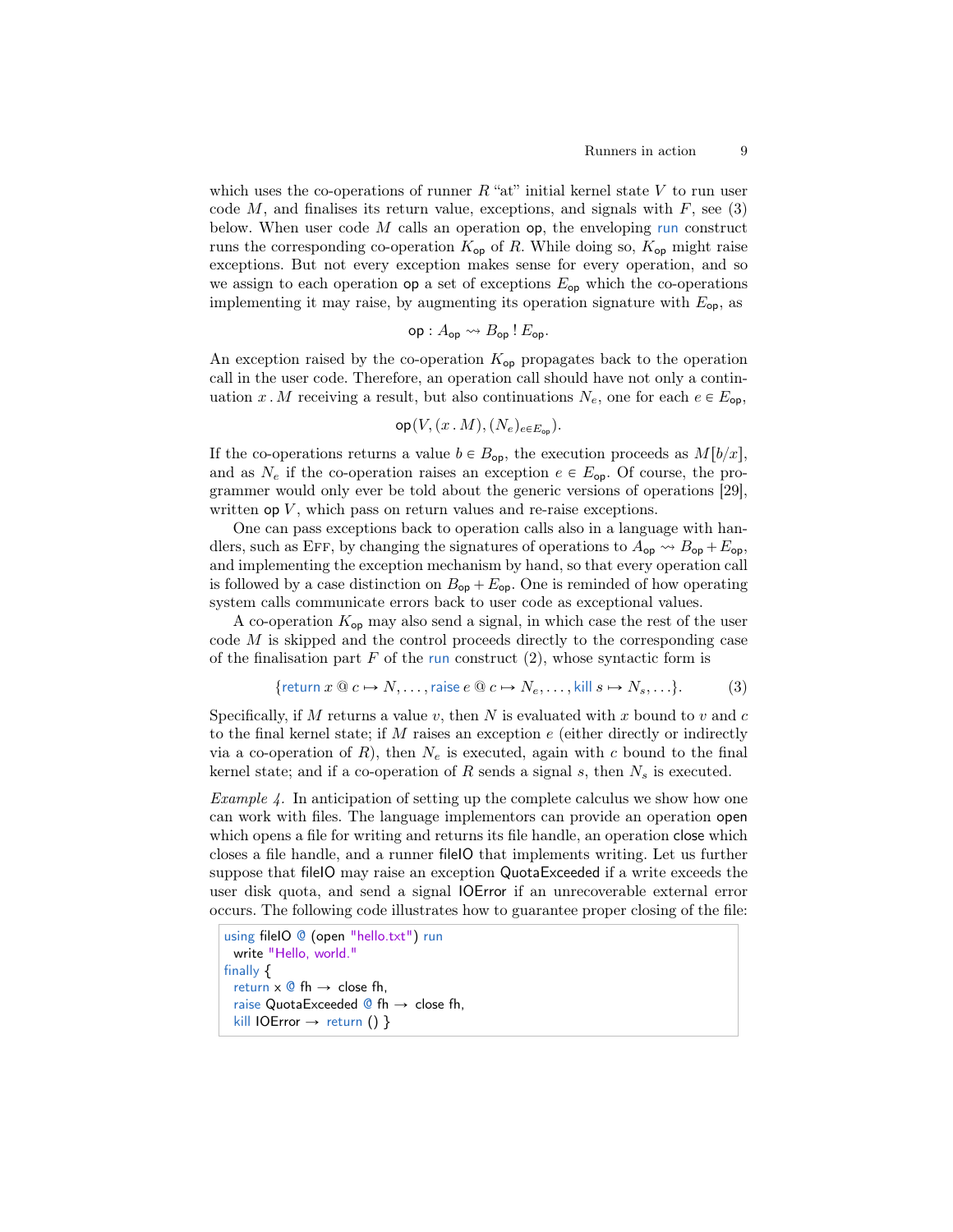which uses the co-operations of runner $R$ "at" initial kernel state $V$ to run user code $M$, and finalises its return value, exceptions, and signals with $F$, see (3) below. When user code $M$ calls an operation $\mathsf{op}$, the enveloping run construct runs the corresponding co-operation $K_{\mathsf{op}}$ of $R$. While doing so, $K_{\mathsf{op}}$ might raise exceptions. But not every exception makes sense for every operation, and so we assign to each operation $\mathsf{op}$ a set of exceptions $E_{\mathsf{op}}$ which the co-operations implementing it may raise, by augmenting its operation signature with $E_{\mathsf{op}}$, as

$$\mathsf{op} : A_{\mathsf{op}} \rightsquigarrow B_{\mathsf{op}} \,!\, E_{\mathsf{op}}.$$

An exception raised by the co-operation $K_{\mathsf{op}}$ propagates back to the operation call in the user code. Therefore, an operation call should have not only a continuation $x \,.\, M$ receiving a result, but also continuations $N_e$, one for each $e \in E_{\mathsf{op}}$,

$$\mathsf{op}(V, (x \,.\, M), (N_e)_{e \in E_{\mathsf{op}}}).$$

If the co-operations returns a value $b \in B_{\mathsf{op}}$, the execution proceeds as $M[b/x]$, and as $N_e$ if the co-operation raises an exception $e \in E_{\mathsf{op}}$. Of course, the programmer would only ever be told about the generic versions of operations [29], written $\mathsf{op}\ V$, which pass on return values and re-raise exceptions.

One can pass exceptions back to operation calls also in a language with handlers, such as Eff, by changing the signatures of operations to $A_{\mathsf{op}} \rightsquigarrow B_{\mathsf{op}} + E_{\mathsf{op}}$, and implementing the exception mechanism by hand, so that every operation call is followed by a case distinction on $B_{\mathsf{op}} + E_{\mathsf{op}}$. One is reminded of how operating system calls communicate errors back to user code as exceptional values.

A co-operation $K_{\mathsf{op}}$ may also send a signal, in which case the rest of the user code $M$ is skipped and the control proceeds directly to the corresponding case of the finalisation part $F$ of the run construct (2), whose syntactic form is

$$\{\mathsf{return}\ x\ @\ c \mapsto N, \ldots, \mathsf{raise}\ e\ @\ c \mapsto N_e, \ldots, \mathsf{kill}\ s \mapsto N_s, \ldots\}. \tag{3}$$

Specifically, if $M$ returns a value $v$, then $N$ is evaluated with $x$ bound to $v$ and $c$ to the final kernel state; if $M$ raises an exception $e$ (either directly or indirectly via a co-operation of $R$), then $N_e$ is executed, again with $c$ bound to the final kernel state; and if a co-operation of $R$ sends a signal $s$, then $N_s$ is executed.

*Example 4.* In anticipation of setting up the complete calculus we show how one can work with files. The language implementors can provide an operation open which opens a file for writing and returns its file handle, an operation close which closes a file handle, and a runner fileIO that implements writing. Let us further suppose that fileIO may raise an exception QuotaExceeded if a write exceeds the user disk quota, and send a signal IOError if an unrecoverable external error occurs. The following code illustrates how to guarantee proper closing of the file:

```
using fileIO @ (open "hello.txt") run
  write "Hello, world."
finally {
  return x @ fh → close fh,
  raise QuotaExceeded @ fh → close fh,
  kill IOError → return () }
```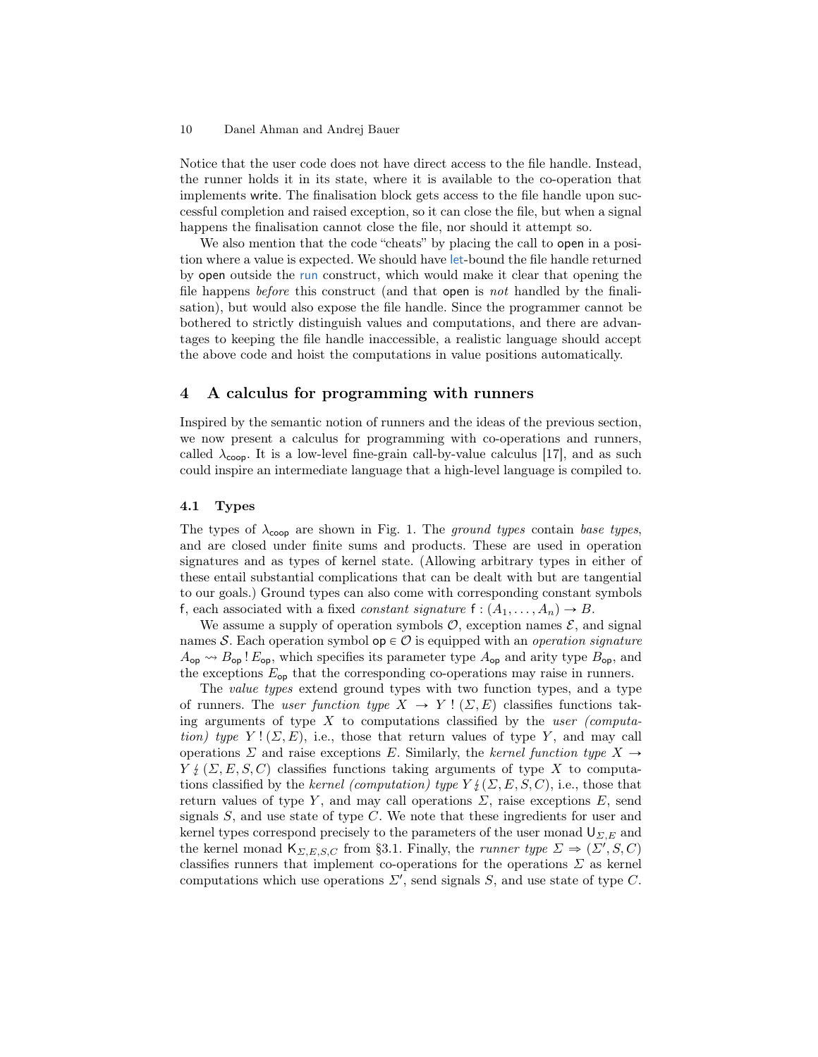Notice that the user code does not have direct access to the file handle. Instead, the runner holds it in its state, where it is available to the co-operation that implements write. The finalisation block gets access to the file handle upon successful completion and raised exception, so it can close the file, but when a signal happens the finalisation cannot close the file, nor should it attempt so.

We also mention that the code "cheats" by placing the call to open in a position where a value is expected. We should have let-bound the file handle returned by open outside the run construct, which would make it clear that opening the file happens *before* this construct (and that open is *not* handled by the finalisation), but would also expose the file handle. Since the programmer cannot be bothered to strictly distinguish values and computations, and there are advantages to keeping the file handle inaccessible, a realistic language should accept the above code and hoist the computations in value positions automatically.

## 4 A calculus for programming with runners

Inspired by the semantic notion of runners and the ideas of the previous section, we now present a calculus for programming with co-operations and runners, called $\lambda_{\mathsf{coop}}$. It is a low-level fine-grain call-by-value calculus [17], and as such could inspire an intermediate language that a high-level language is compiled to.

### 4.1 Types

The types of $\lambda_{\mathsf{coop}}$ are shown in Fig. 1. The *ground types* contain *base types*, and are closed under finite sums and products. These are used in operation signatures and as types of kernel state. (Allowing arbitrary types in either of these entail substantial complications that can be dealt with but are tangential to our goals.) Ground types can also come with corresponding constant symbols $\mathsf{f}$, each associated with a fixed *constant signature* $\mathsf{f} : (A_1, \ldots, A_n) \to B$.

We assume a supply of operation symbols $\mathcal{O}$, exception names $\mathcal{E}$, and signal names $\mathcal{S}$. Each operation symbol $\mathsf{op} \in \mathcal{O}$ is equipped with an *operation signature* $A_{\mathsf{op}} \rightsquigarrow B_{\mathsf{op}} \,!\, E_{\mathsf{op}}$, which specifies its parameter type $A_{\mathsf{op}}$ and arity type $B_{\mathsf{op}}$, and the exceptions $E_{\mathsf{op}}$ that the corresponding co-operations may raise in runners.

The *value types* extend ground types with two function types, and a type of runners. The *user function type* $X \to Y \,!\, (\Sigma, E)$ classifies functions taking arguments of type $X$ to computations classified by the *user (computation) type* $Y \,!\, (\Sigma, E)$, i.e., those that return values of type $Y$, and may call operations $\Sigma$ and raise exceptions $E$. Similarly, the *kernel function type* $X \to Y \,\lightning\, (\Sigma, E, S, C)$ classifies functions taking arguments of type $X$ to computations classified by the *kernel (computation) type* $Y \,\lightning\, (\Sigma, E, S, C)$, i.e., those that return values of type $Y$, and may call operations $\Sigma$, raise exceptions $E$, send signals $S$, and use state of type $C$. We note that these ingredients for user and kernel types correspond precisely to the parameters of the user monad $\mathsf{U}_{\Sigma,E}$ and the kernel monad $\mathsf{K}_{\Sigma,E,S,C}$ from §3.1. Finally, the *runner type* $\Sigma \Rightarrow (\Sigma', S, C)$ classifies runners that implement co-operations for the operations $\Sigma$ as kernel computations which use operations $\Sigma'$, send signals $S$, and use state of type $C$.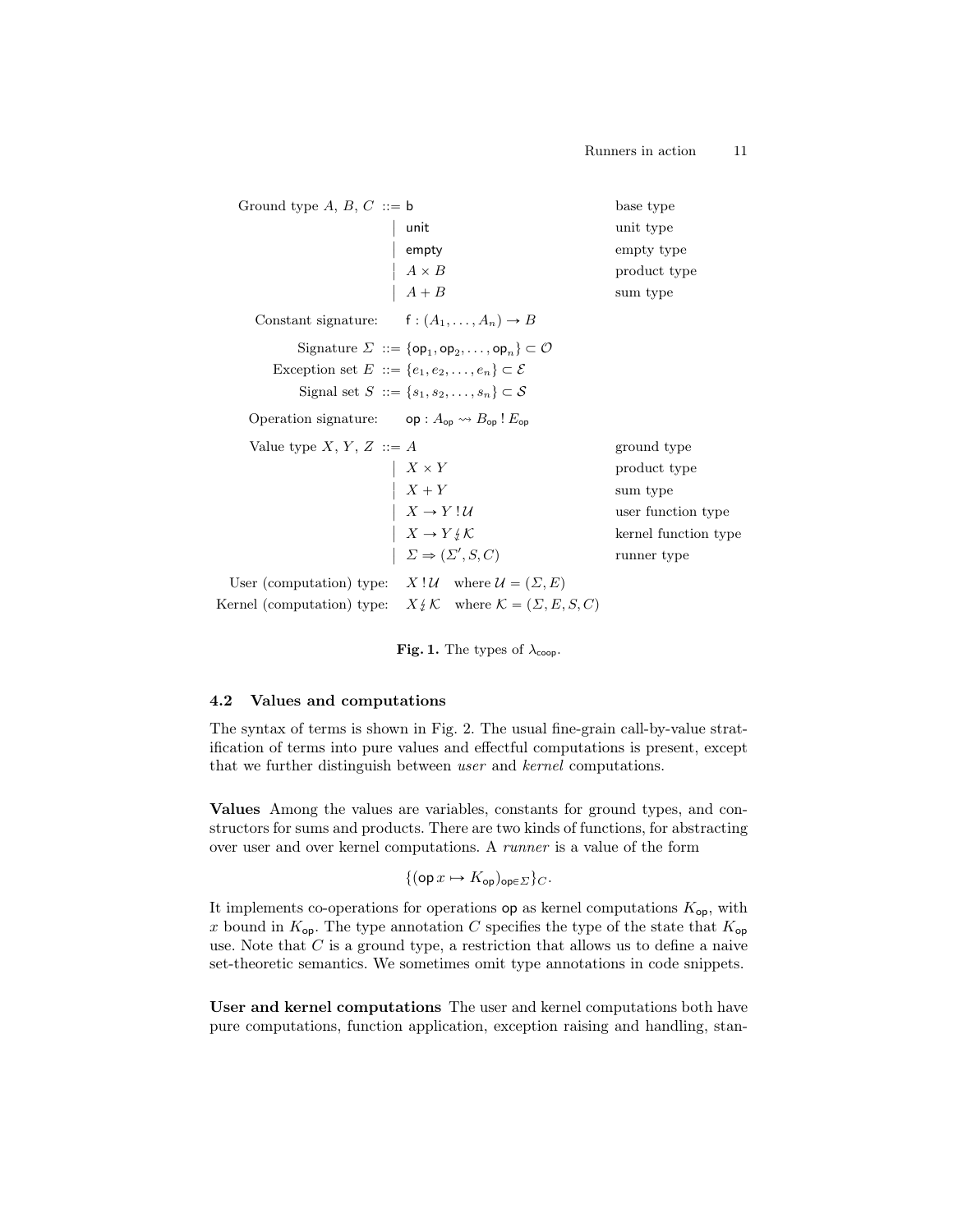$$
\begin{array}{rcll}
\text{Ground type } A,\, B,\, C & ::= & \mathsf{b} & \text{base type} \\
& | & \mathsf{unit} & \text{unit type} \\
& | & \mathsf{empty} & \text{empty type} \\
& | & A \times B & \text{product type} \\
& | & A + B & \text{sum type} \\[4pt]
\text{Constant signature:} & & \mathsf{f} : (A_1, \ldots, A_n) \to B & \\[4pt]
\text{Signature } \Sigma & ::= & \{\mathsf{op}_1, \mathsf{op}_2, \ldots, \mathsf{op}_n\} \subset \mathcal{O} & \\
\text{Exception set } E & ::= & \{e_1, e_2, \ldots, e_n\} \subset \mathcal{E} & \\
\text{Signal set } S & ::= & \{s_1, s_2, \ldots, s_n\} \subset \mathcal{S} & \\[4pt]
\text{Operation signature:} & & \mathsf{op} : A_{\mathsf{op}} \rightsquigarrow B_{\mathsf{op}} \,!\, E_{\mathsf{op}} & \\[4pt]
\text{Value type } X,\, Y,\, Z & ::= & A & \text{ground type} \\
& | & X \times Y & \text{product type} \\
& | & X + Y & \text{sum type} \\
& | & X \to Y \,!\, \mathcal{U} & \text{user function type} \\
& | & X \to Y \,\lightning\, \mathcal{K} & \text{kernel function type} \\
& | & \Sigma \Rightarrow (\Sigma', S, C) & \text{runner type} \\[4pt]
\text{User (computation) type:} & & X \,!\, \mathcal{U} \quad \text{where } \mathcal{U} = (\Sigma, E) & \\
\text{Kernel (computation) type:} & & X \,\lightning\, \mathcal{K} \quad \text{where } \mathcal{K} = (\Sigma, E, S, C) &
\end{array}
$$

**Fig. 1.** The types of $\lambda_{\mathsf{coop}}$.

### 4.2 Values and computations

The syntax of terms is shown in Fig. 2. The usual fine-grain call-by-value stratification of terms into pure values and effectful computations is present, except that we further distinguish between *user* and *kernel* computations.

**Values** Among the values are variables, constants for ground types, and constructors for sums and products. There are two kinds of functions, for abstracting over user and over kernel computations. A *runner* is a value of the form

$$\{(\mathsf{op}\, x \mapsto K_{\mathsf{op}})_{\mathsf{op} \in \Sigma}\}_C.$$

It implements co-operations for operations $\mathsf{op}$ as kernel computations $K_{\mathsf{op}}$, with $x$ bound in $K_{\mathsf{op}}$. The type annotation $C$ specifies the type of the state that $K_{\mathsf{op}}$ use. Note that $C$ is a ground type, a restriction that allows us to define a naive set-theoretic semantics. We sometimes omit type annotations in code snippets.

**User and kernel computations** The user and kernel computations both have pure computations, function application, exception raising and handling, stan-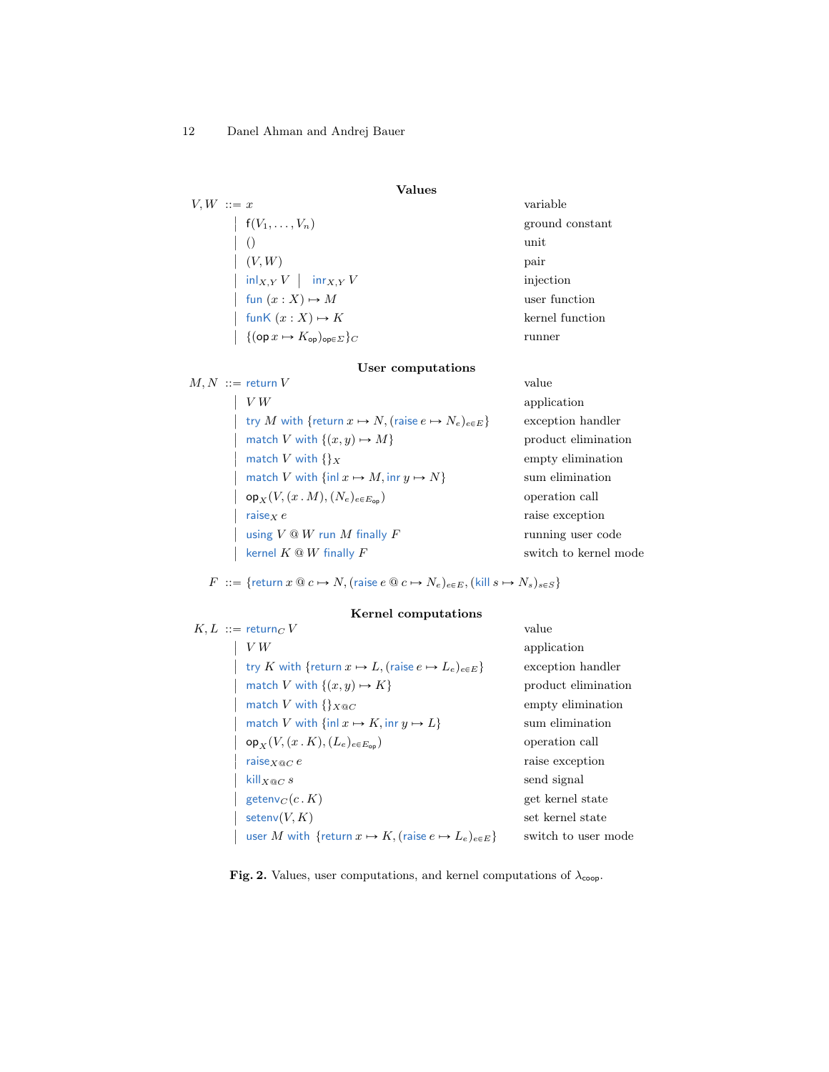**Values**

$$
\begin{array}{rcll}
V, W & ::= & x & \text{variable} \\
& | & \mathsf{f}(V_1, \ldots, V_n) & \text{ground constant} \\
& | & () & \text{unit} \\
& | & (V, W) & \text{pair} \\
& | & \mathsf{inl}_{X,Y}\, V \;\; | \;\; \mathsf{inr}_{X,Y}\, V & \text{injection} \\
& | & \mathsf{fun}\ (x : X) \mapsto M & \text{user function} \\
& | & \mathsf{funK}\ (x : X) \mapsto K & \text{kernel function} \\
& | & \{(\mathsf{op}\, x \mapsto K_{\mathsf{op}})_{\mathsf{op} \in \Sigma}\}_C & \text{runner}
\end{array}
$$

**User computations**

$$
\begin{array}{rcll}
M, N & ::= & \mathsf{return}\, V & \text{value} \\
& | & V\, W & \text{application} \\
& | & \mathsf{try}\ M\ \mathsf{with}\ \{\mathsf{return}\, x \mapsto N, (\mathsf{raise}\, e \mapsto N_e)_{e \in E}\} & \text{exception handler} \\
& | & \mathsf{match}\ V\ \mathsf{with}\ \{(x, y) \mapsto M\} & \text{product elimination} \\
& | & \mathsf{match}\ V\ \mathsf{with}\ \{\}_X & \text{empty elimination} \\
& | & \mathsf{match}\ V\ \mathsf{with}\ \{\mathsf{inl}\, x \mapsto M, \mathsf{inr}\, y \mapsto N\} & \text{sum elimination} \\
& | & \mathsf{op}_X(V, (x \,.\, M), (N_e)_{e \in E_{\mathsf{op}}}) & \text{operation call} \\
& | & \mathsf{raise}_X\, e & \text{raise exception} \\
& | & \mathsf{using}\ V \mathbin{@} W\ \mathsf{run}\ M\ \mathsf{finally}\ F & \text{running user code} \\
& | & \mathsf{kernel}\ K \mathbin{@} W\ \mathsf{finally}\ F & \text{switch to kernel mode}
\end{array}
$$

$$
F \; ::= \; \{\mathsf{return}\, x \mathbin{@} c \mapsto N, (\mathsf{raise}\, e \mathbin{@} c \mapsto N_e)_{e \in E}, (\mathsf{kill}\, s \mapsto N_s)_{s \in S}\}
$$

**Kernel computations**

$$
\begin{array}{rcll}
K, L & ::= & \mathsf{return}_C\, V & \text{value} \\
& | & V\, W & \text{application} \\
& | & \mathsf{try}\ K\ \mathsf{with}\ \{\mathsf{return}\, x \mapsto L, (\mathsf{raise}\, e \mapsto L_e)_{e \in E}\} & \text{exception handler} \\
& | & \mathsf{match}\ V\ \mathsf{with}\ \{(x, y) \mapsto K\} & \text{product elimination} \\
& | & \mathsf{match}\ V\ \mathsf{with}\ \{\}_{X @ C} & \text{empty elimination} \\
& | & \mathsf{match}\ V\ \mathsf{with}\ \{\mathsf{inl}\, x \mapsto K, \mathsf{inr}\, y \mapsto L\} & \text{sum elimination} \\
& | & \mathsf{op}_X(V, (x \,.\, K), (L_e)_{e \in E_{\mathsf{op}}}) & \text{operation call} \\
& | & \mathsf{raise}_{X @ C}\, e & \text{raise exception} \\
& | & \mathsf{kill}_{X @ C}\, s & \text{send signal} \\
& | & \mathsf{getenv}_C(c \,.\, K) & \text{get kernel state} \\
& | & \mathsf{setenv}(V, K) & \text{set kernel state} \\
& | & \mathsf{user}\ M\ \mathsf{with}\ \{\mathsf{return}\, x \mapsto K, (\mathsf{raise}\, e \mapsto L_e)_{e \in E}\} & \text{switch to user mode}
\end{array}
$$

**Fig. 2.** Values, user computations, and kernel computations of $\lambda_{\mathsf{coop}}$.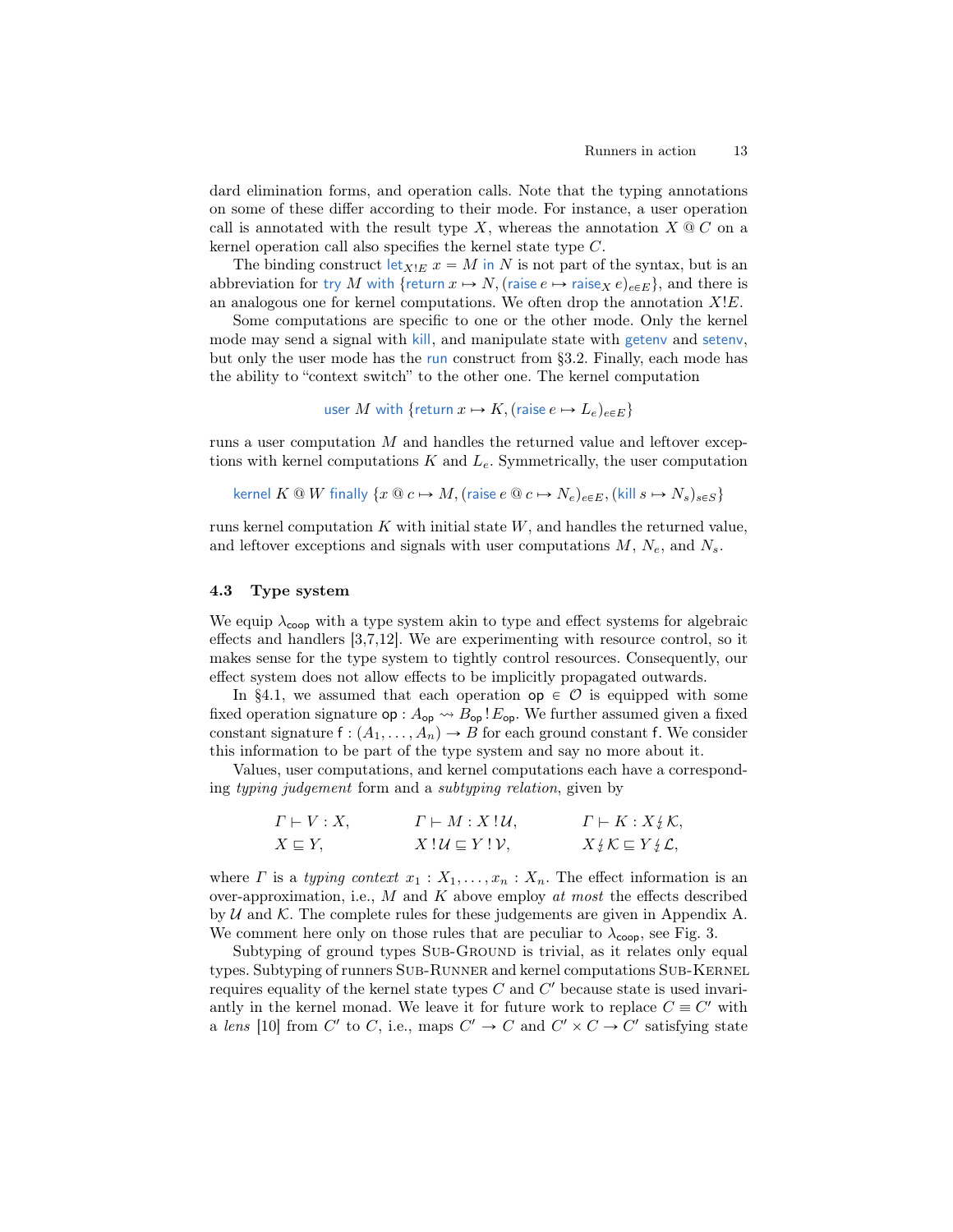dard elimination forms, and operation calls. Note that the typing annotations on some of these differ according to their mode. For instance, a user operation call is annotated with the result type $X$, whereas the annotation $X \mathbin{@} C$ on a kernel operation call also specifies the kernel state type $C$.

The binding construct $\mathsf{let}_{X!E}\ x = M\ \mathsf{in}\ N$ is not part of the syntax, but is an abbreviation for $\mathsf{try}\ M\ \mathsf{with}\ \{\mathsf{return}\ x \mapsto N, (\mathsf{raise}\ e \mapsto \mathsf{raise}_X\ e)_{e \in E}\}$, and there is an analogous one for kernel computations. We often drop the annotation $X!E$.

Some computations are specific to one or the other mode. Only the kernel mode may send a signal with $\mathsf{kill}$, and manipulate state with $\mathsf{getenv}$ and $\mathsf{setenv}$, but only the user mode has the $\mathsf{run}$ construct from §3.2. Finally, each mode has the ability to "context switch" to the other one. The kernel computation

$$\mathsf{user}\ M\ \mathsf{with}\ \{\mathsf{return}\ x \mapsto K, (\mathsf{raise}\ e \mapsto L_e)_{e \in E}\}$$

runs a user computation $M$ and handles the returned value and leftover exceptions with kernel computations $K$ and $L_e$. Symmetrically, the user computation

$$\mathsf{kernel}\ K \mathbin{@} W\ \mathsf{finally}\ \{x \mathbin{@} c \mapsto M, (\mathsf{raise}\ e \mathbin{@} c \mapsto N_e)_{e \in E}, (\mathsf{kill}\ s \mapsto N_s)_{s \in S}\}$$

runs kernel computation $K$ with initial state $W$, and handles the returned value, and leftover exceptions and signals with user computations $M$, $N_e$, and $N_s$.

### 4.3 Type system

We equip $\lambda_{\mathsf{coop}}$ with a type system akin to type and effect systems for algebraic effects and handlers [3,7,12]. We are experimenting with resource control, so it makes sense for the type system to tightly control resources. Consequently, our effect system does not allow effects to be implicitly propagated outwards.

In §4.1, we assumed that each operation $\mathsf{op} \in \mathcal{O}$ is equipped with some fixed operation signature $\mathsf{op} : A_{\mathsf{op}} \leadsto B_{\mathsf{op}} \,!\, E_{\mathsf{op}}$. We further assumed given a fixed constant signature $\mathsf{f} : (A_1, \ldots, A_n) \to B$ for each ground constant $\mathsf{f}$. We consider this information to be part of the type system and say no more about it.

Values, user computations, and kernel computations each have a corresponding *typing judgement* form and a *subtyping relation*, given by

$$
\begin{array}{lll}
\Gamma \vdash V : X, & \qquad \Gamma \vdash M : X \,!\, \mathcal{U}, & \qquad \Gamma \vdash K : X \lightning \mathcal{K}, \\
X \sqsubseteq Y, & \qquad X \,!\, \mathcal{U} \sqsubseteq Y \,!\, \mathcal{V}, & \qquad X \lightning \mathcal{K} \sqsubseteq Y \lightning \mathcal{L},
\end{array}
$$

where $\Gamma$ is a *typing context* $x_1 : X_1, \ldots, x_n : X_n$. The effect information is an over-approximation, i.e., $M$ and $K$ above employ *at most* the effects described by $\mathcal{U}$ and $\mathcal{K}$. The complete rules for these judgements are given in Appendix A. We comment here only on those rules that are peculiar to $\lambda_{\mathsf{coop}}$, see Fig. 3.

Subtyping of ground types Sub-Ground is trivial, as it relates only equal types. Subtyping of runners Sub-Runner and kernel computations Sub-Kernel requires equality of the kernel state types $C$ and $C'$ because state is used invariantly in the kernel monad. We leave it for future work to replace $C \equiv C'$ with a *lens* [10] from $C'$ to $C$, i.e., maps $C' \to C$ and $C' \times C \to C'$ satisfying state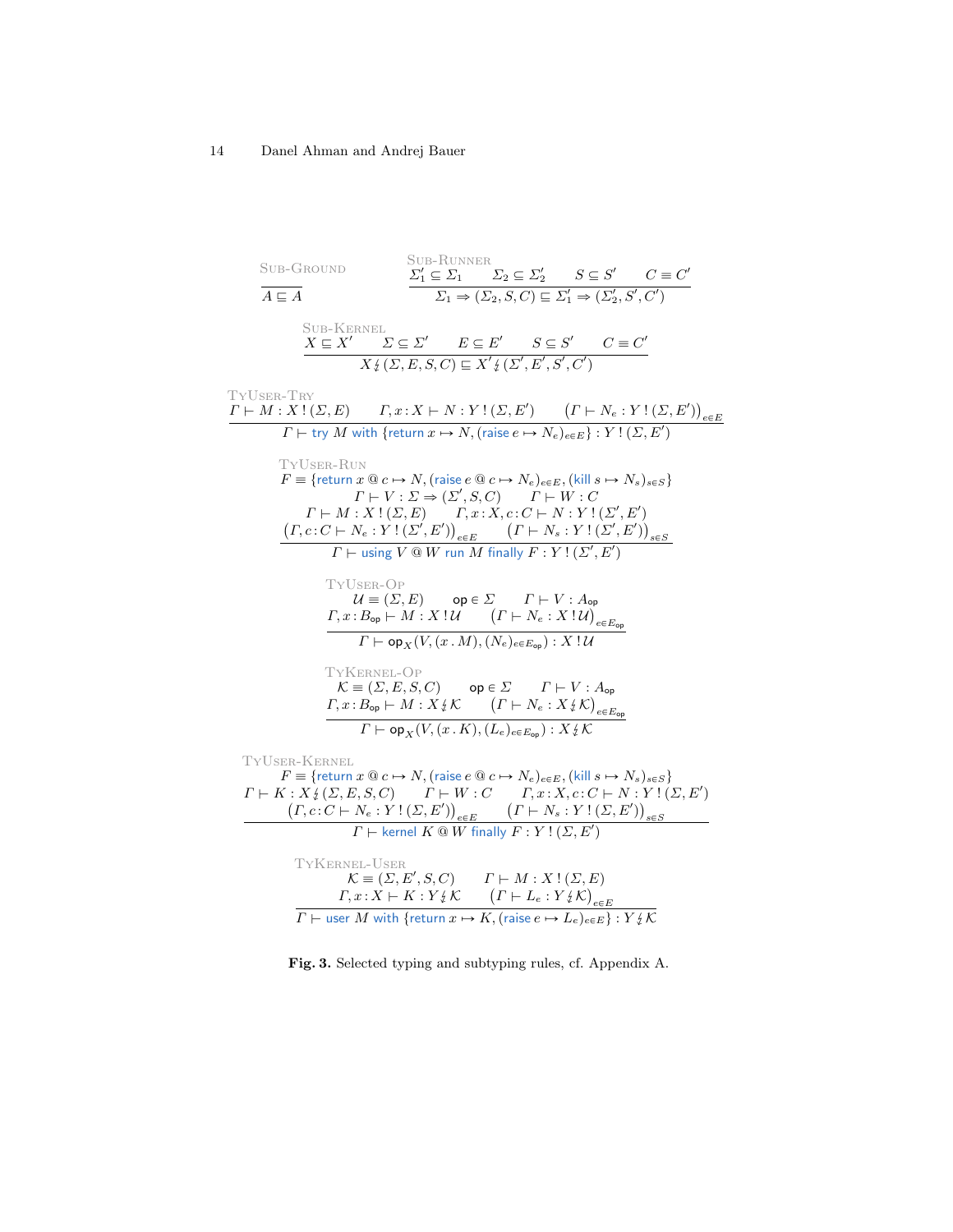$$\textsc{Sub-Ground}\quad \frac{}{A \sqsubseteq A}$$

$$\textsc{Sub-Runner}\quad \frac{\Sigma_1' \subseteq \Sigma_1 \qquad \Sigma_2 \subseteq \Sigma_2' \qquad S \subseteq S' \qquad C \equiv C'}{\Sigma_1 \Rightarrow (\Sigma_2, S, C) \sqsubseteq \Sigma_1' \Rightarrow (\Sigma_2', S', C')}$$

$$\textsc{Sub-Kernel}\quad \frac{X \sqsubseteq X' \qquad \Sigma \subseteq \Sigma' \qquad E \subseteq E' \qquad S \subseteq S' \qquad C \equiv C'}{X \mathbin{\not\downarrow} (\Sigma, E, S, C) \sqsubseteq X' \mathbin{\not\downarrow} (\Sigma', E', S', C')}$$

$$\textsc{TyUser-Try}\quad \frac{\Gamma \vdash M : X \,!\, (\Sigma, E) \qquad \Gamma, x \!:\! X \vdash N : Y \,!\, (\Sigma, E') \qquad \big(\Gamma \vdash N_e : Y \,!\, (\Sigma, E')\big)_{e \in E}}{\Gamma \vdash \mathsf{try}\ M\ \mathsf{with}\ \{\mathsf{return}\ x \mapsto N, (\mathsf{raise}\ e \mapsto N_e)_{e \in E}\} : Y \,!\, (\Sigma, E')}$$

$$\textsc{TyUser-Run}\quad \frac{\begin{array}{c} F \equiv \{\mathsf{return}\ x \mathbin{@} c \mapsto N, (\mathsf{raise}\ e \mathbin{@} c \mapsto N_e)_{e \in E}, (\mathsf{kill}\ s \mapsto N_s)_{s \in S}\} \\ \Gamma \vdash V : \Sigma \Rightarrow (\Sigma', S, C) \qquad \Gamma \vdash W : C \\ \Gamma \vdash M : X \,!\, (\Sigma, E) \qquad \Gamma, x \!:\! X, c \!:\! C \vdash N : Y \,!\, (\Sigma', E') \\ \big(\Gamma, c \!:\! C \vdash N_e : Y \,!\, (\Sigma', E')\big)_{e \in E} \qquad \big(\Gamma \vdash N_s : Y \,!\, (\Sigma', E')\big)_{s \in S} \end{array}}{\Gamma \vdash \mathsf{using}\ V \mathbin{@} W\ \mathsf{run}\ M\ \mathsf{finally}\ F : Y \,!\, (\Sigma', E')}$$

$$\textsc{TyUser-Op}\quad \frac{\begin{array}{c} \mathcal{U} \equiv (\Sigma, E) \qquad \mathsf{op} \in \Sigma \qquad \Gamma \vdash V : A_{\mathsf{op}} \\ \Gamma, x \!:\! B_{\mathsf{op}} \vdash M : X \,!\, \mathcal{U} \qquad \big(\Gamma \vdash N_e : X \,!\, \mathcal{U}\big)_{e \in E_{\mathsf{op}}} \end{array}}{\Gamma \vdash \mathsf{op}_X(V, (x \,.\, M), (N_e)_{e \in E_{\mathsf{op}}}) : X \,!\, \mathcal{U}}$$

$$\textsc{TyKernel-Op}\quad \frac{\begin{array}{c} \mathcal{K} \equiv (\Sigma, E, S, C) \qquad \mathsf{op} \in \Sigma \qquad \Gamma \vdash V : A_{\mathsf{op}} \\ \Gamma, x \!:\! B_{\mathsf{op}} \vdash M : X \mathbin{\not\downarrow} \mathcal{K} \qquad \big(\Gamma \vdash N_e : X \mathbin{\not\downarrow} \mathcal{K}\big)_{e \in E_{\mathsf{op}}} \end{array}}{\Gamma \vdash \mathsf{op}_X(V, (x \,.\, K), (L_e)_{e \in E_{\mathsf{op}}}) : X \mathbin{\not\downarrow} \mathcal{K}}$$

$$\textsc{TyUser-Kernel}\quad \frac{\begin{array}{c} F \equiv \{\mathsf{return}\ x \mathbin{@} c \mapsto N, (\mathsf{raise}\ e \mathbin{@} c \mapsto N_e)_{e \in E}, (\mathsf{kill}\ s \mapsto N_s)_{s \in S}\} \\ \Gamma \vdash K : X \mathbin{\not\downarrow} (\Sigma, E, S, C) \qquad \Gamma \vdash W : C \qquad \Gamma, x \!:\! X, c \!:\! C \vdash N : Y \,!\, (\Sigma, E') \\ \big(\Gamma, c \!:\! C \vdash N_e : Y \,!\, (\Sigma, E')\big)_{e \in E} \qquad \big(\Gamma \vdash N_s : Y \,!\, (\Sigma, E')\big)_{s \in S} \end{array}}{\Gamma \vdash \mathsf{kernel}\ K \mathbin{@} W\ \mathsf{finally}\ F : Y \,!\, (\Sigma, E')}$$

$$\textsc{TyKernel-User}\quad \frac{\begin{array}{c} \mathcal{K} \equiv (\Sigma, E', S, C) \qquad \Gamma \vdash M : X \,!\, (\Sigma, E) \\ \Gamma, x \!:\! X \vdash K : Y \mathbin{\not\downarrow} \mathcal{K} \qquad \big(\Gamma \vdash L_e : Y \mathbin{\not\downarrow} \mathcal{K}\big)_{e \in E} \end{array}}{\Gamma \vdash \mathsf{user}\ M\ \mathsf{with}\ \{\mathsf{return}\ x \mapsto K, (\mathsf{raise}\ e \mapsto L_e)_{e \in E}\} : Y \mathbin{\not\downarrow} \mathcal{K}}$$

**Fig. 3.** Selected typing and subtyping rules, cf. Appendix A.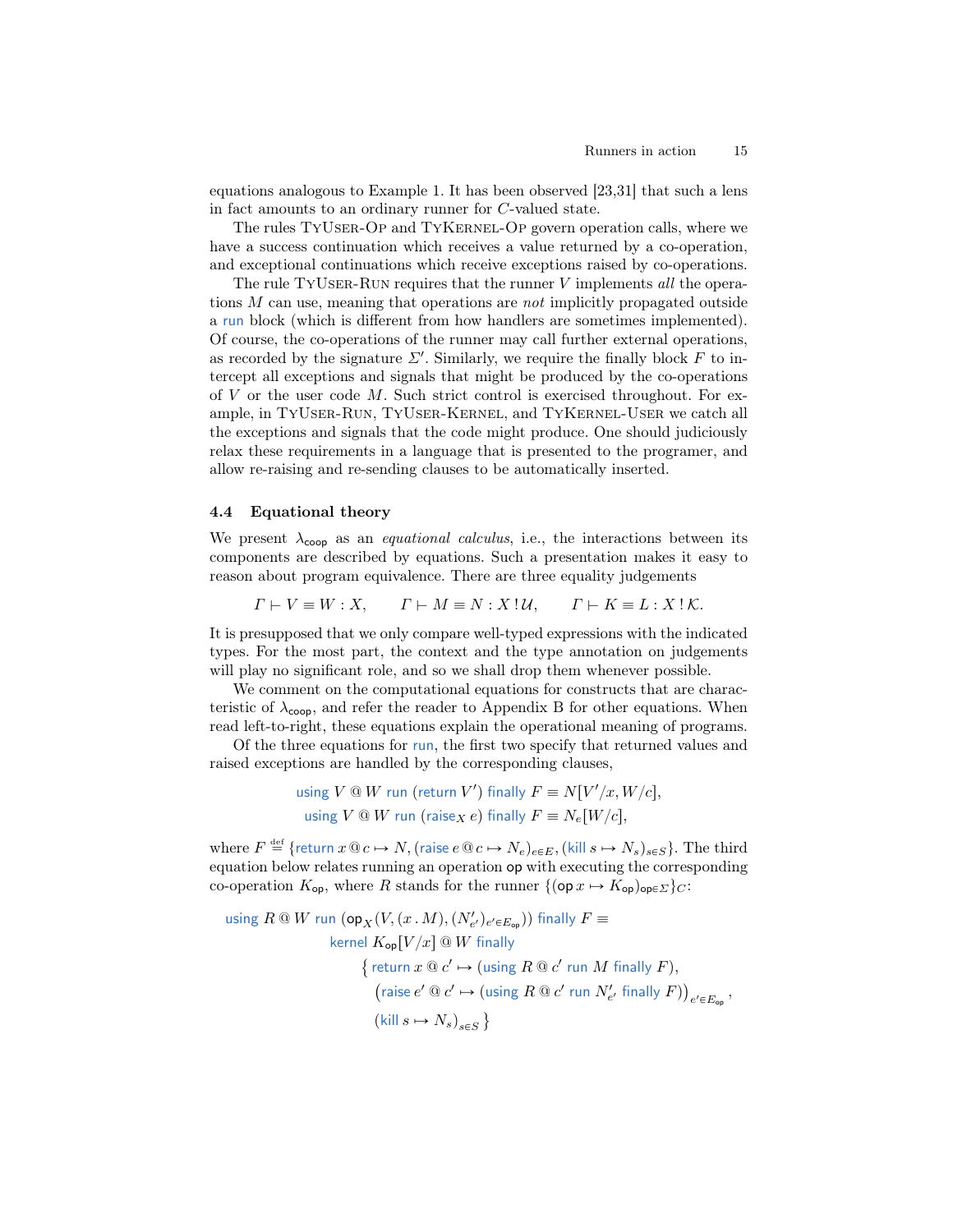equations analogous to Example 1. It has been observed [23,31] that such a lens in fact amounts to an ordinary runner for $C$-valued state.

The rules TyUser-Op and TyKernel-Op govern operation calls, where we have a success continuation which receives a value returned by a co-operation, and exceptional continuations which receive exceptions raised by co-operations.

The rule TyUser-Run requires that the runner $V$ implements *all* the operations $M$ can use, meaning that operations are *not* implicitly propagated outside a run block (which is different from how handlers are sometimes implemented). Of course, the co-operations of the runner may call further external operations, as recorded by the signature $\Sigma'$. Similarly, we require the finally block $F$ to intercept all exceptions and signals that might be produced by the co-operations of $V$ or the user code $M$. Such strict control is exercised throughout. For example, in TyUser-Run, TyUser-Kernel, and TyKernel-User we catch all the exceptions and signals that the code might produce. One should judiciously relax these requirements in a language that is presented to the programer, and allow re-raising and re-sending clauses to be automatically inserted.

### 4.4 Equational theory

We present $\lambda_{\mathsf{coop}}$ as an *equational calculus*, i.e., the interactions between its components are described by equations. Such a presentation makes it easy to reason about program equivalence. There are three equality judgements

$$\Gamma \vdash V \equiv W : X, \qquad \Gamma \vdash M \equiv N : X \,!\, \mathcal{U}, \qquad \Gamma \vdash K \equiv L : X \,!\, \mathcal{K}.$$

It is presupposed that we only compare well-typed expressions with the indicated types. For the most part, the context and the type annotation on judgements will play no significant role, and so we shall drop them whenever possible.

We comment on the computational equations for constructs that are characteristic of $\lambda_{\mathsf{coop}}$, and refer the reader to Appendix B for other equations. When read left-to-right, these equations explain the operational meaning of programs.

Of the three equations for run, the first two specify that returned values and raised exceptions are handled by the corresponding clauses,

$$\begin{aligned}
\mathsf{using}\ V \mathbin{@} W\ \mathsf{run}\ (\mathsf{return}\ V')\ \mathsf{finally}\ F &\equiv N[V'/x, W/c],\\
\mathsf{using}\ V \mathbin{@} W\ \mathsf{run}\ (\mathsf{raise}_X\ e)\ \mathsf{finally}\ F &\equiv N_e[W/c],
\end{aligned}$$

where $F \stackrel{\text{def}}{=} \{\mathsf{return}\ x \mathbin{@} c \mapsto N, (\mathsf{raise}\ e \mathbin{@} c \mapsto N_e)_{e \in E}, (\mathsf{kill}\ s \mapsto N_s)_{s \in S}\}$. The third equation below relates running an operation $\mathsf{op}$ with executing the corresponding co-operation $K_{\mathsf{op}}$, where $R$ stands for the runner $\{(\mathsf{op}\ x \mapsto K_{\mathsf{op}})_{\mathsf{op} \in \Sigma}\}_C$:

$$\begin{aligned}
&\mathsf{using}\ R \mathbin{@} W\ \mathsf{run}\ (\mathsf{op}_X(V, (x\,.\,M), (N'_{e'})_{e' \in E_{\mathsf{op}}}))\ \mathsf{finally}\ F \equiv\\
&\qquad \mathsf{kernel}\ K_{\mathsf{op}}[V/x] \mathbin{@} W\ \mathsf{finally}\\
&\qquad\quad \big\{\,\mathsf{return}\ x \mathbin{@} c' \mapsto (\mathsf{using}\ R \mathbin{@} c'\ \mathsf{run}\ M\ \mathsf{finally}\ F),\\
&\qquad\quad\ \ \big(\mathsf{raise}\ e' \mathbin{@} c' \mapsto (\mathsf{using}\ R \mathbin{@} c'\ \mathsf{run}\ N'_{e'}\ \mathsf{finally}\ F)\big)_{e' \in E_{\mathsf{op}}},\\
&\qquad\quad\ \ (\mathsf{kill}\ s \mapsto N_s)_{s \in S}\,\big\}
\end{aligned}$$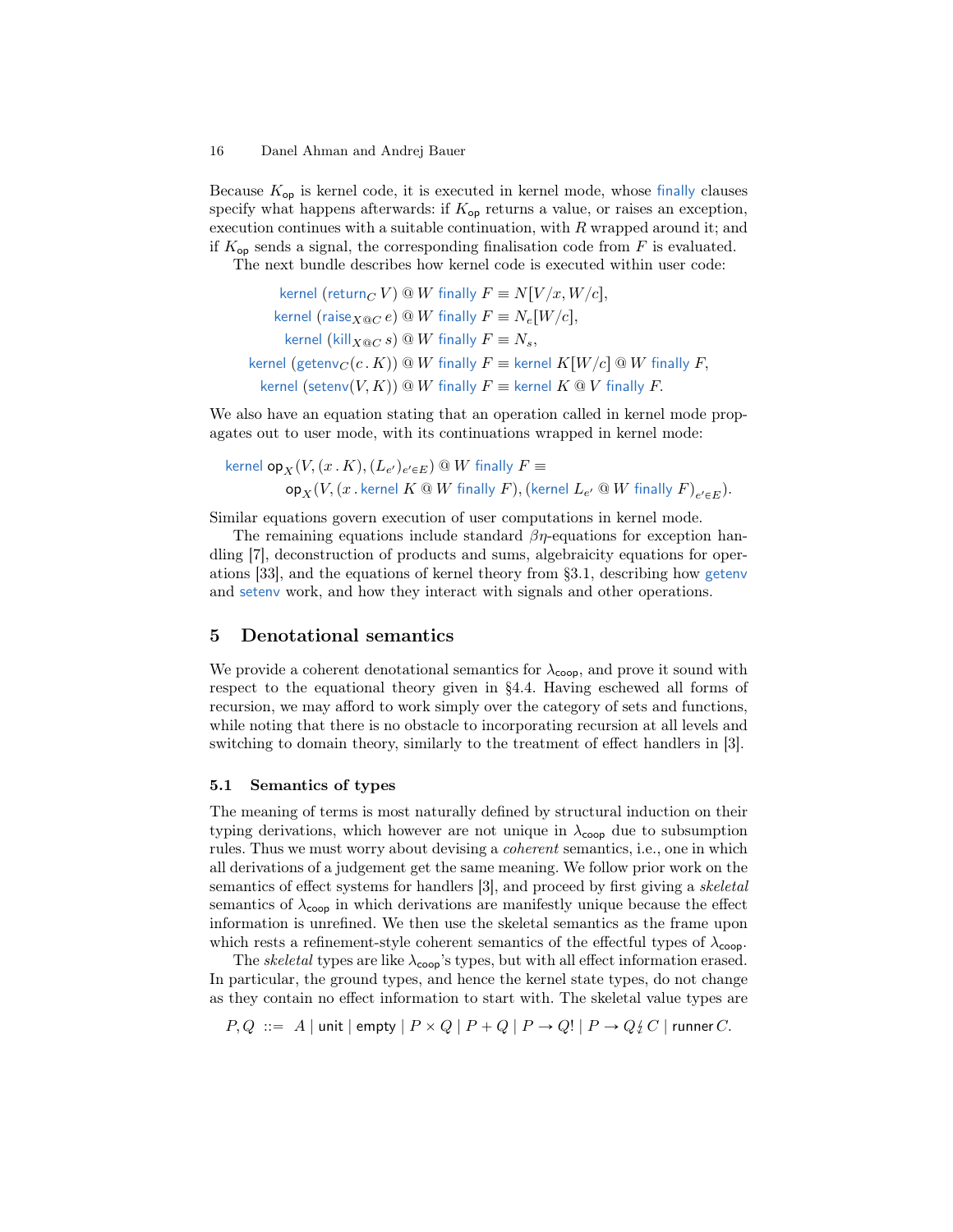Because $K_{\mathsf{op}}$ is kernel code, it is executed in kernel mode, whose finally clauses specify what happens afterwards: if $K_{\mathsf{op}}$ returns a value, or raises an exception, execution continues with a suitable continuation, with $R$ wrapped around it; and if $K_{\mathsf{op}}$ sends a signal, the corresponding finalisation code from $F$ is evaluated.

The next bundle describes how kernel code is executed within user code:

$$
\begin{aligned}
\mathsf{kernel}\ (\mathsf{return}_C\ V) \mathbin{@} W\ \mathsf{finally}\ F &\equiv N[V/x, W/c],\\
\mathsf{kernel}\ (\mathsf{raise}_{X@C}\ e) \mathbin{@} W\ \mathsf{finally}\ F &\equiv N_e[W/c],\\
\mathsf{kernel}\ (\mathsf{kill}_{X@C}\ s) \mathbin{@} W\ \mathsf{finally}\ F &\equiv N_s,\\
\mathsf{kernel}\ (\mathsf{getenv}_C(c\,.\,K)) \mathbin{@} W\ \mathsf{finally}\ F &\equiv \mathsf{kernel}\ K[W/c] \mathbin{@} W\ \mathsf{finally}\ F,\\
\mathsf{kernel}\ (\mathsf{setenv}(V, K)) \mathbin{@} W\ \mathsf{finally}\ F &\equiv \mathsf{kernel}\ K \mathbin{@} V\ \mathsf{finally}\ F.
\end{aligned}
$$

We also have an equation stating that an operation called in kernel mode propagates out to user mode, with its continuations wrapped in kernel mode:

$$
\begin{aligned}
&\mathsf{kernel}\ \mathsf{op}_X(V, (x\,.\,K), (L_{e'})_{e' \in E}) \mathbin{@} W\ \mathsf{finally}\ F \equiv\\
&\qquad \mathsf{op}_X(V, (x\,.\,\mathsf{kernel}\ K \mathbin{@} W\ \mathsf{finally}\ F), (\mathsf{kernel}\ L_{e'} \mathbin{@} W\ \mathsf{finally}\ F)_{e' \in E}).
\end{aligned}
$$

Similar equations govern execution of user computations in kernel mode.

The remaining equations include standard $\beta\eta$-equations for exception handling [7], deconstruction of products and sums, algebraicity equations for operations [33], and the equations of kernel theory from §3.1, describing how getenv and setenv work, and how they interact with signals and other operations.

## 5 Denotational semantics

We provide a coherent denotational semantics for $\lambda_{\mathsf{coop}}$, and prove it sound with respect to the equational theory given in §4.4. Having eschewed all forms of recursion, we may afford to work simply over the category of sets and functions, while noting that there is no obstacle to incorporating recursion at all levels and switching to domain theory, similarly to the treatment of effect handlers in [3].

### 5.1 Semantics of types

The meaning of terms is most naturally defined by structural induction on their typing derivations, which however are not unique in $\lambda_{\mathsf{coop}}$ due to subsumption rules. Thus we must worry about devising a *coherent* semantics, i.e., one in which all derivations of a judgement get the same meaning. We follow prior work on the semantics of effect systems for handlers [3], and proceed by first giving a *skeletal* semantics of $\lambda_{\mathsf{coop}}$ in which derivations are manifestly unique because the effect information is unrefined. We then use the skeletal semantics as the frame upon which rests a refinement-style coherent semantics of the effectful types of $\lambda_{\mathsf{coop}}$.

The *skeletal* types are like $\lambda_{\mathsf{coop}}$'s types, but with all effect information erased. In particular, the ground types, and hence the kernel state types, do not change as they contain no effect information to start with. The skeletal value types are

$$
P, Q \ ::=\ A \mid \mathsf{unit} \mid \mathsf{empty} \mid P \times Q \mid P + Q \mid P \to Q! \mid P \to Q \,↯\, C \mid \mathsf{runner}\, C.
$$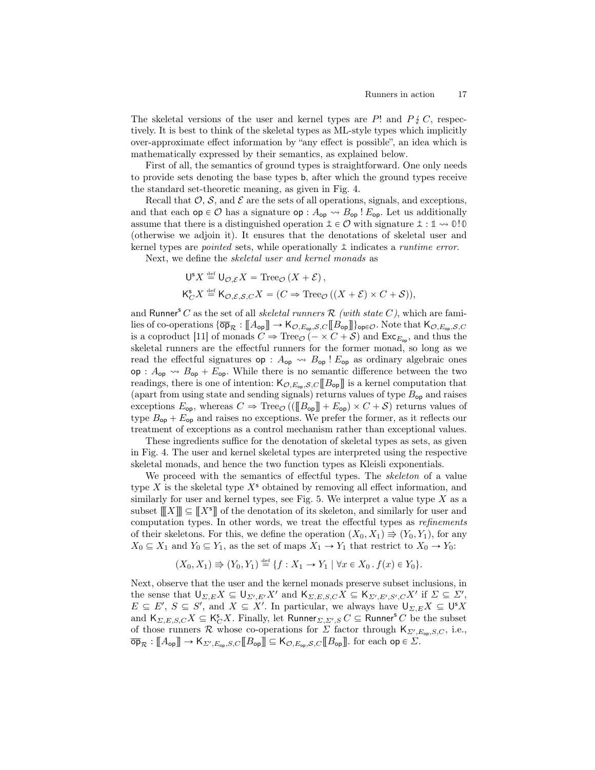The skeletal versions of the user and kernel types are $P!$ and $P \not\!\downarrow C$, respectively. It is best to think of the skeletal types as ML-style types which implicitly over-approximate effect information by "any effect is possible", an idea which is mathematically expressed by their semantics, as explained below.

First of all, the semantics of ground types is straightforward. One only needs to provide sets denoting the base types $\mathsf{b}$, after which the ground types receive the standard set-theoretic meaning, as given in Fig. 4.

Recall that $\mathcal{O}$, $\mathcal{S}$, and $\mathcal{E}$ are the sets of all operations, signals, and exceptions, and that each $\mathsf{op} \in \mathcal{O}$ has a signature $\mathsf{op} : A_{\mathsf{op}} \rightsquigarrow B_{\mathsf{op}} \mathrel{!} E_{\mathsf{op}}$. Let us additionally assume that there is a distinguished operation $⫫ \in \mathcal{O}$ with signature $⫫ : \mathbb{1} \rightsquigarrow \mathbb{0} \mathrel{!} \mathbb{0}$ (otherwise we adjoin it). It ensures that the denotations of skeletal user and kernel types are *pointed* sets, while operationally $⫫$ indicates a *runtime error*.

Next, we define the *skeletal user and kernel monads* as

$$
\begin{aligned}
\mathsf{U}^{\mathsf{s}} X &\stackrel{\text{def}}{=} \mathsf{U}_{\mathcal{O},\mathcal{E}} X = \mathrm{Tree}_{\mathcal{O}}\left(X + \mathcal{E}\right), \\
\mathsf{K}^{\mathsf{s}}_{C} X &\stackrel{\text{def}}{=} \mathsf{K}_{\mathcal{O},\mathcal{E},\mathcal{S},C} X = (C \Rightarrow \mathrm{Tree}_{\mathcal{O}}\left((X + \mathcal{E}) \times C + \mathcal{S}\right)),
\end{aligned}
$$

and $\mathsf{Runner}^{\mathsf{s}}\, C$ as the set of all *skeletal runners $\mathcal{R}$ (with state $C$)*, which are families of co-operations $\{\overline{\mathsf{op}}_{\mathcal{R}} : [\![A_{\mathsf{op}}]\!] \to \mathsf{K}_{\mathcal{O},E_{\mathsf{op}},\mathcal{S},C}[\![B_{\mathsf{op}}]\!]\}_{\mathsf{op}\in\mathcal{O}}$. Note that $\mathsf{K}_{\mathcal{O},E_{\mathsf{op}},\mathcal{S},C}$ is a coproduct [11] of monads $C \Rightarrow \mathrm{Tree}_{\mathcal{O}}\left(- \times C + \mathcal{S}\right)$ and $\mathsf{Exc}_{E_{\mathsf{op}}}$, and thus the skeletal runners are the effectful runners for the former monad, so long as we read the effectful signatures $\mathsf{op} : A_{\mathsf{op}} \rightsquigarrow B_{\mathsf{op}} \mathrel{!} E_{\mathsf{op}}$ as ordinary algebraic ones $\mathsf{op} : A_{\mathsf{op}} \rightsquigarrow B_{\mathsf{op}} + E_{\mathsf{op}}$. While there is no semantic difference between the two readings, there is one of intention: $\mathsf{K}_{\mathcal{O},E_{\mathsf{op}},\mathcal{S},C}[\![B_{\mathsf{op}}]\!]$ is a kernel computation that (apart from using state and sending signals) returns values of type $B_{\mathsf{op}}$ and raises exceptions $E_{\mathsf{op}}$, whereas $C \Rightarrow \mathrm{Tree}_{\mathcal{O}}\left(([\![B_{\mathsf{op}}]\!] + E_{\mathsf{op}}) \times C + \mathcal{S}\right)$ returns values of type $B_{\mathsf{op}} + E_{\mathsf{op}}$ and raises no exceptions. We prefer the former, as it reflects our treatment of exceptions as a control mechanism rather than exceptional values.

These ingredients suffice for the denotation of skeletal types as sets, as given in Fig. 4. The user and kernel skeletal types are interpreted using the respective skeletal monads, and hence the two function types as Kleisli exponentials.

We proceed with the semantics of effectful types. The *skeleton* of a value type $X$ is the skeletal type $X^{\mathsf{s}}$ obtained by removing all effect information, and similarly for user and kernel types, see Fig. 5. We interpret a value type $X$ as a subset $[\![\![X]\!]\!] \subseteq [\![X^{\mathsf{s}}]\!]$ of the denotation of its skeleton, and similarly for user and computation types. In other words, we treat the effectful types as *refinements* of their skeletons. For this, we define the operation $(X_0, X_1) \Rrightarrow (Y_0, Y_1)$, for any $X_0 \subseteq X_1$ and $Y_0 \subseteq Y_1$, as the set of maps $X_1 \to Y_1$ that restrict to $X_0 \to Y_0$:

$$
(X_0, X_1) \Rrightarrow (Y_0, Y_1) \stackrel{\text{def}}{=} \{f : X_1 \to Y_1 \mid \forall x \in X_0 \,.\, f(x) \in Y_0\}.
$$

Next, observe that the user and the kernel monads preserve subset inclusions, in the sense that $\mathsf{U}_{\Sigma,E} X \subseteq \mathsf{U}_{\Sigma',E'} X'$ and $\mathsf{K}_{\Sigma,E,S,C} X \subseteq \mathsf{K}_{\Sigma',E',S',C} X'$ if $\Sigma \subseteq \Sigma'$, $E \subseteq E'$, $S \subseteq S'$, and $X \subseteq X'$. In particular, we always have $\mathsf{U}_{\Sigma,E} X \subseteq \mathsf{U}^{\mathsf{s}} X$ and $\mathsf{K}_{\Sigma,E,S,C} X \subseteq \mathsf{K}^{\mathsf{s}}_{C} X$. Finally, let $\mathsf{Runner}_{\Sigma,\Sigma',S}\, C \subseteq \mathsf{Runner}^{\mathsf{s}}\, C$ be the subset of those runners $\mathcal{R}$ whose co-operations for $\Sigma$ factor through $\mathsf{K}_{\Sigma',E_{\mathsf{op}},S,C}$, i.e., $\overline{\mathsf{op}}_{\mathcal{R}} : [\![A_{\mathsf{op}}]\!] \to \mathsf{K}_{\Sigma',E_{\mathsf{op}},S,C}[\![B_{\mathsf{op}}]\!] \subseteq \mathsf{K}_{\mathcal{O},E_{\mathsf{op}},\mathcal{S},C}[\![B_{\mathsf{op}}]\!]$. for each $\mathsf{op} \in \Sigma$.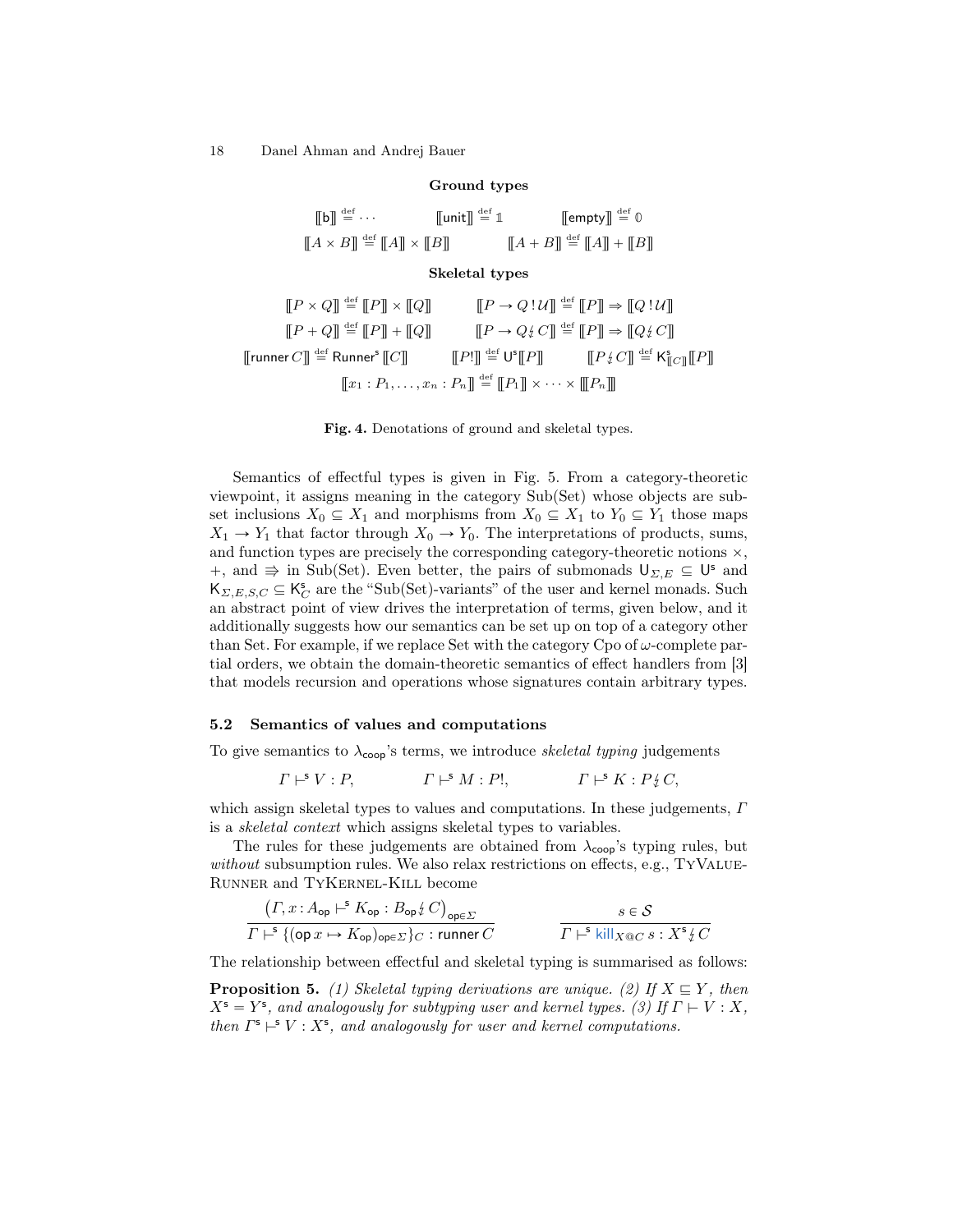**Ground types**

$$\llbracket \mathsf{b} \rrbracket \stackrel{\text{def}}{=} \cdots \qquad \llbracket \mathsf{unit} \rrbracket \stackrel{\text{def}}{=} \mathbb{1} \qquad \llbracket \mathsf{empty} \rrbracket \stackrel{\text{def}}{=} \mathbb{0}$$

$$\llbracket A \times B \rrbracket \stackrel{\text{def}}{=} \llbracket A \rrbracket \times \llbracket B \rrbracket \qquad \llbracket A + B \rrbracket \stackrel{\text{def}}{=} \llbracket A \rrbracket + \llbracket B \rrbracket$$

**Skeletal types**

$$\llbracket P \times Q \rrbracket \stackrel{\text{def}}{=} \llbracket P \rrbracket \times \llbracket Q \rrbracket \qquad \llbracket P \to Q \,!\, \mathcal{U} \rrbracket \stackrel{\text{def}}{=} \llbracket P \rrbracket \Rightarrow \llbracket Q \,!\, \mathcal{U} \rrbracket$$

$$\llbracket P + Q \rrbracket \stackrel{\text{def}}{=} \llbracket P \rrbracket + \llbracket Q \rrbracket \qquad \llbracket P \to Q \,\lightning\, C \rrbracket \stackrel{\text{def}}{=} \llbracket P \rrbracket \Rightarrow \llbracket Q \,\lightning\, C \rrbracket$$

$$\llbracket \mathsf{runner}\, C \rrbracket \stackrel{\text{def}}{=} \mathsf{Runner}^{\mathsf{s}} \llbracket C \rrbracket \qquad \llbracket P! \rrbracket \stackrel{\text{def}}{=} \mathsf{U}^{\mathsf{s}} \llbracket P \rrbracket \qquad \llbracket P \,\lightning\, C \rrbracket \stackrel{\text{def}}{=} \mathsf{K}^{\mathsf{s}}_{\llbracket C \rrbracket} \llbracket P \rrbracket$$

$$\llbracket x_1 : P_1, \ldots, x_n : P_n \rrbracket \stackrel{\text{def}}{=} \llbracket P_1 \rrbracket \times \cdots \times \llbracket P_n \rrbracket$$

**Fig. 4.** Denotations of ground and skeletal types.

Semantics of effectful types is given in Fig. 5. From a category-theoretic viewpoint, it assigns meaning in the category Sub(Set) whose objects are subset inclusions $X_0 \subseteq X_1$ and morphisms from $X_0 \subseteq X_1$ to $Y_0 \subseteq Y_1$ those maps $X_1 \to Y_1$ that factor through $X_0 \to Y_0$. The interpretations of products, sums, and function types are precisely the corresponding category-theoretic notions $\times$, $+$, and $\Rrightarrow$ in Sub(Set). Even better, the pairs of submonads $\mathsf{U}_{\Sigma,E} \subseteq \mathsf{U}^{\mathsf{s}}$ and $\mathsf{K}_{\Sigma,E,S,C} \subseteq \mathsf{K}^{\mathsf{s}}_C$ are the "Sub(Set)-variants" of the user and kernel monads. Such an abstract point of view drives the interpretation of terms, given below, and it additionally suggests how our semantics can be set up on top of a category other than Set. For example, if we replace Set with the category Cpo of $\omega$-complete partial orders, we obtain the domain-theoretic semantics of effect handlers from [3] that models recursion and operations whose signatures contain arbitrary types.

## 5.2 Semantics of values and computations

To give semantics to $\lambda_{\mathsf{coop}}$'s terms, we introduce *skeletal typing* judgements

$$\Gamma \vdash^{\mathsf{s}} V : P, \qquad \Gamma \vdash^{\mathsf{s}} M : P!, \qquad \Gamma \vdash^{\mathsf{s}} K : P \,\lightning\, C,$$

which assign skeletal types to values and computations. In these judgements, $\Gamma$ is a *skeletal context* which assigns skeletal types to variables.

The rules for these judgements are obtained from $\lambda_{\mathsf{coop}}$'s typing rules, but *without* subsumption rules. We also relax restrictions on effects, e.g., TyValue-Runner and TyKernel-Kill become

$$\frac{\left(\Gamma, x : A_{\mathsf{op}} \vdash^{\mathsf{s}} K_{\mathsf{op}} : B_{\mathsf{op}} \,\lightning\, C\right)_{\mathsf{op} \in \Sigma}}{\Gamma \vdash^{\mathsf{s}} \{(\mathsf{op}\, x \mapsto K_{\mathsf{op}})_{\mathsf{op} \in \Sigma}\}_C : \mathsf{runner}\, C} \qquad \frac{s \in \mathcal{S}}{\Gamma \vdash^{\mathsf{s}} \mathsf{kill}_{X @ C}\, s : X^{\mathsf{s}} \,\lightning\, C}$$

The relationship between effectful and skeletal typing is summarised as follows:

**Proposition 5.** *(1) Skeletal typing derivations are unique. (2) If $X \sqsubseteq Y$, then $X^{\mathsf{s}} = Y^{\mathsf{s}}$, and analogously for subtyping user and kernel types. (3) If $\Gamma \vdash V : X$, then $\Gamma^{\mathsf{s}} \vdash^{\mathsf{s}} V : X^{\mathsf{s}}$, and analogously for user and kernel computations.*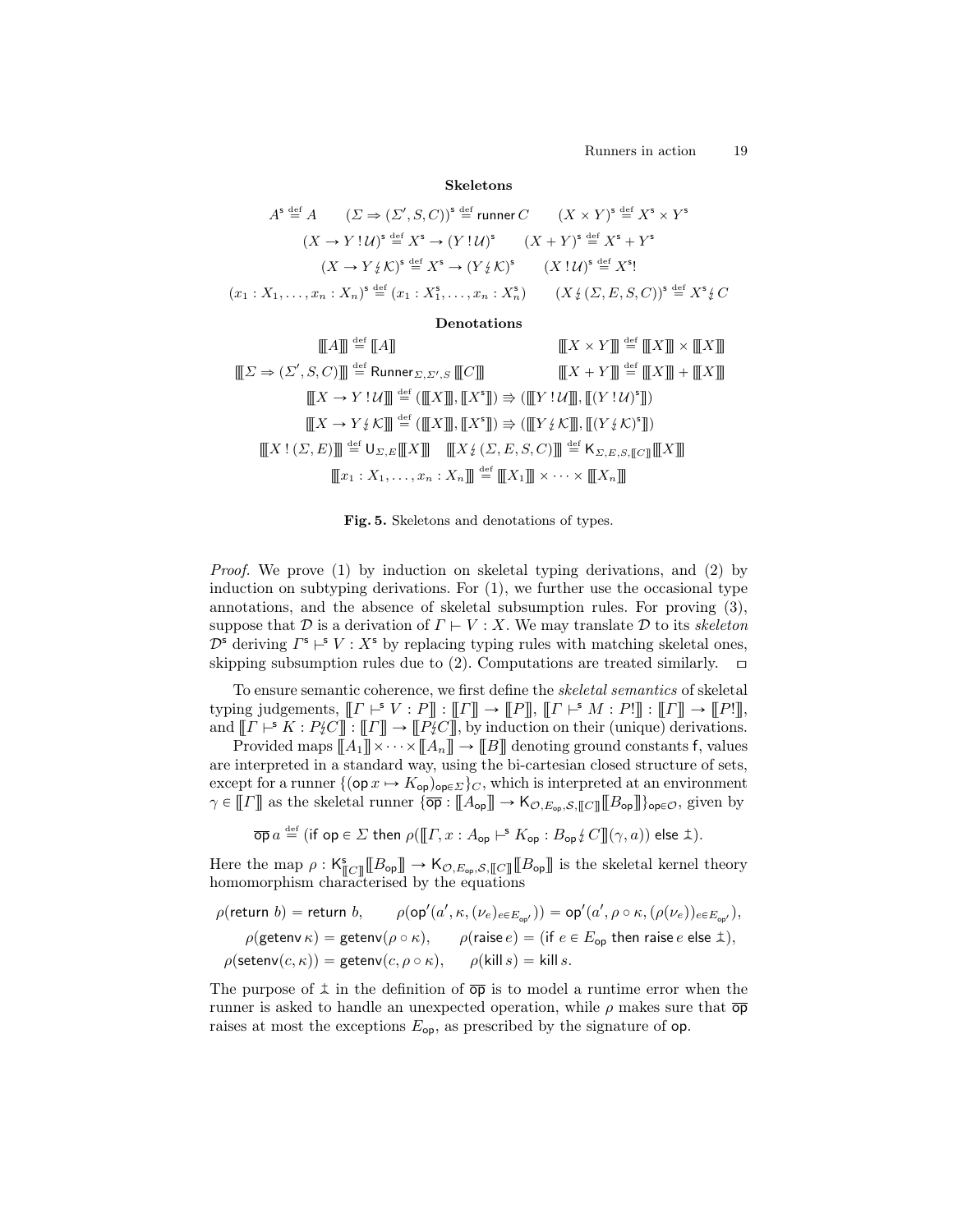**Skeletons**

$$A^{\mathsf{s}} \stackrel{\text{def}}{=} A \qquad (\Sigma \Rightarrow (\Sigma', S, C))^{\mathsf{s}} \stackrel{\text{def}}{=} \mathsf{runner}\, C \qquad (X \times Y)^{\mathsf{s}} \stackrel{\text{def}}{=} X^{\mathsf{s}} \times Y^{\mathsf{s}}$$

$$(X \to Y \mathbin{!} \mathcal{U})^{\mathsf{s}} \stackrel{\text{def}}{=} X^{\mathsf{s}} \to (Y \mathbin{!} \mathcal{U})^{\mathsf{s}} \qquad (X + Y)^{\mathsf{s}} \stackrel{\text{def}}{=} X^{\mathsf{s}} + Y^{\mathsf{s}}$$

$$(X \to Y \mathbin{\lightning} \mathcal{K})^{\mathsf{s}} \stackrel{\text{def}}{=} X^{\mathsf{s}} \to (Y \mathbin{\lightning} \mathcal{K})^{\mathsf{s}} \qquad (X \mathbin{!} \mathcal{U})^{\mathsf{s}} \stackrel{\text{def}}{=} X^{\mathsf{s}}!$$

$$(x_1 : X_1, \ldots, x_n : X_n)^{\mathsf{s}} \stackrel{\text{def}}{=} (x_1 : X_1^{\mathsf{s}}, \ldots, x_n : X_n^{\mathsf{s}}) \qquad (X \mathbin{\lightning} (\Sigma, E, S, C))^{\mathsf{s}} \stackrel{\text{def}}{=} X^{\mathsf{s}} \mathbin{\lightning} C$$

**Denotations**

$$[\![\![A]\!]\!] \stackrel{\text{def}}{=} [\![A]\!] \qquad [\![\![X \times Y]\!]\!] \stackrel{\text{def}}{=} [\![\![X]\!]\!] \times [\![\![X]\!]\!]$$

$$[\![\![\Sigma \Rightarrow (\Sigma', S, C)]\!]\!] \stackrel{\text{def}}{=} \mathsf{Runner}_{\Sigma, \Sigma', S}\, [\![C]\!] \qquad [\![\![X + Y]\!]\!] \stackrel{\text{def}}{=} [\![\![X]\!]\!] + [\![\![X]\!]\!]$$

$$[\![\![X \to Y \mathbin{!} \mathcal{U}]\!]\!] \stackrel{\text{def}}{=} ([\![\![X]\!]\!], [\![X^{\mathsf{s}}]\!]) \Rrightarrow ([\![\![Y \mathbin{!} \mathcal{U}]\!]\!], [\![(Y \mathbin{!} \mathcal{U})^{\mathsf{s}}]\!])$$

$$[\![\![X \to Y \mathbin{\lightning} \mathcal{K}]\!]\!] \stackrel{\text{def}}{=} ([\![\![X]\!]\!], [\![X^{\mathsf{s}}]\!]) \Rrightarrow ([\![\![Y \mathbin{\lightning} \mathcal{K}]\!]\!], [\![(Y \mathbin{\lightning} \mathcal{K})^{\mathsf{s}}]\!])$$

$$[\![\![X \mathbin{!} (\Sigma, E)]\!]\!] \stackrel{\text{def}}{=} \mathsf{U}_{\Sigma, E} [\![\![X]\!]\!] \qquad [\![\![X \mathbin{\lightning} (\Sigma, E, S, C)]\!]\!] \stackrel{\text{def}}{=} \mathsf{K}_{\Sigma, E, S, [\![C]\!]} [\![\![X]\!]\!]$$

$$[\![\![x_1 : X_1, \ldots, x_n : X_n]\!]\!] \stackrel{\text{def}}{=} [\![\![X_1]\!]\!] \times \cdots \times [\![\![X_n]\!]\!]$$

**Fig. 5.** Skeletons and denotations of types.

*Proof.* We prove (1) by induction on skeletal typing derivations, and (2) by induction on subtyping derivations. For (1), we further use the occasional type annotations, and the absence of skeletal subsumption rules. For proving (3), suppose that $\mathcal{D}$ is a derivation of $\Gamma \vdash V : X$. We may translate $\mathcal{D}$ to its *skeleton* $\mathcal{D}^{\mathsf{s}}$ deriving $\Gamma^{\mathsf{s}} \vdash^{\mathsf{s}} V : X^{\mathsf{s}}$ by replacing typing rules with matching skeletal ones, skipping subsumption rules due to (2). Computations are treated similarly. $\square$

To ensure semantic coherence, we first define the *skeletal semantics* of skeletal typing judgements, $[\![\Gamma \vdash^{\mathsf{s}} V : P]\!] : [\![\Gamma]\!] \to [\![P]\!]$, $[\![\Gamma \vdash^{\mathsf{s}} M : P!]\!] : [\![\Gamma]\!] \to [\![P!]\!]$, and $[\![\Gamma \vdash^{\mathsf{s}} K : P \lightning C]\!] : [\![\Gamma]\!] \to [\![P \lightning C]\!]$, by induction on their (unique) derivations.

Provided maps $[\![A_1]\!] \times \cdots \times [\![A_n]\!] \to [\![B]\!]$ denoting ground constants $\mathsf{f}$, values are interpreted in a standard way, using the bi-cartesian closed structure of sets, except for a runner $\{(\mathsf{op}\, x \mapsto K_{\mathsf{op}})_{\mathsf{op} \in \Sigma}\}_C$, which is interpreted at an environment $\gamma \in [\![\Gamma]\!]$ as the skeletal runner $\{\overline{\mathsf{op}} : [\![A_{\mathsf{op}}]\!] \to \mathsf{K}_{\mathcal{O}, E_{\mathsf{op}}, \mathcal{S}, [\![C]\!]} [\![B_{\mathsf{op}}]\!]\}_{\mathsf{op} \in \mathcal{O}}$, given by

$$\overline{\mathsf{op}}\, a \stackrel{\text{def}}{=} (\mathsf{if}\ \mathsf{op} \in \Sigma\ \mathsf{then}\ \rho([\![\Gamma, x : A_{\mathsf{op}} \vdash^{\mathsf{s}} K_{\mathsf{op}} : B_{\mathsf{op}} \lightning C]\!](\gamma, a))\ \mathsf{else}\ \text{⯒}).$$

Here the map $\rho : \mathsf{K}^{\mathsf{s}}_{[\![C]\!]} [\![B_{\mathsf{op}}]\!] \to \mathsf{K}_{\mathcal{O}, E_{\mathsf{op}}, \mathcal{S}, [\![C]\!]} [\![B_{\mathsf{op}}]\!]$ is the skeletal kernel theory homomorphism characterised by the equations

$$\rho(\mathsf{return}\ b) = \mathsf{return}\ b, \qquad \rho(\mathsf{op}'(a', \kappa, (\nu_e)_{e \in E_{\mathsf{op}'}})) = \mathsf{op}'(a', \rho \circ \kappa, (\rho(\nu_e))_{e \in E_{\mathsf{op}'}}),$$

$$\rho(\mathsf{getenv}\, \kappa) = \mathsf{getenv}(\rho \circ \kappa), \qquad \rho(\mathsf{raise}\, e) = (\mathsf{if}\ e \in E_{\mathsf{op}}\ \mathsf{then}\ \mathsf{raise}\, e\ \mathsf{else}\ \text{⯒}),$$

$$\rho(\mathsf{setenv}(c, \kappa)) = \mathsf{getenv}(c, \rho \circ \kappa), \qquad \rho(\mathsf{kill}\, s) = \mathsf{kill}\, s.$$

The purpose of ⯒ in the definition of $\overline{\mathsf{op}}$ is to model a runtime error when the runner is asked to handle an unexpected operation, while $\rho$ makes sure that $\overline{\mathsf{op}}$ raises at most the exceptions $E_{\mathsf{op}}$, as prescribed by the signature of $\mathsf{op}$.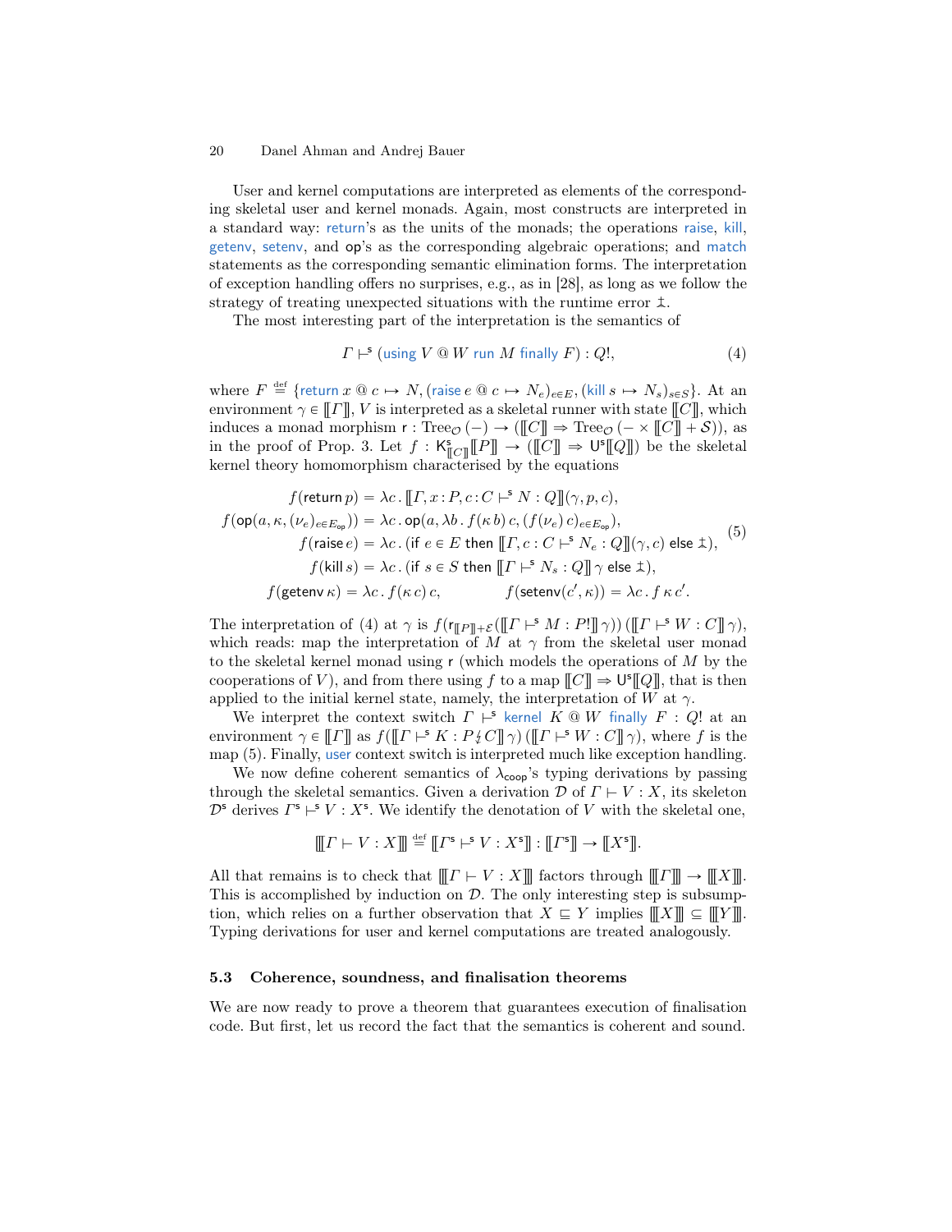User and kernel computations are interpreted as elements of the corresponding skeletal user and kernel monads. Again, most constructs are interpreted in a standard way: return's as the units of the monads; the operations raise, kill, getenv, setenv, and op's as the corresponding algebraic operations; and match statements as the corresponding semantic elimination forms. The interpretation of exception handling offers no surprises, e.g., as in [28], as long as we follow the strategy of treating unexpected situations with the runtime error $\text{⫫}$.

The most interesting part of the interpretation is the semantics of

$$\Gamma \vdash^{\mathsf{s}} (\mathsf{using}\ V \mathbin{@} W\ \mathsf{run}\ M\ \mathsf{finally}\ F) : Q!, \tag{4}$$

where $F \stackrel{\text{def}}{=} \{\mathsf{return}\ x \mathbin{@} c \mapsto N, (\mathsf{raise}\ e \mathbin{@} c \mapsto N_e)_{e \in E}, (\mathsf{kill}\ s \mapsto N_s)_{s \in S}\}$. At an environment $\gamma \in \llbracket \Gamma \rrbracket$, $V$ is interpreted as a skeletal runner with state $\llbracket C \rrbracket$, which induces a monad morphism $\mathsf{r} : \mathrm{Tree}_{\mathcal{O}}(-) \to (\llbracket C \rrbracket \Rightarrow \mathrm{Tree}_{\mathcal{O}}(- \times \llbracket C \rrbracket + \mathcal{S}))$, as in the proof of Prop. 3. Let $f : \mathsf{K}^{\mathsf{s}}_{\llbracket C \rrbracket}\llbracket P \rrbracket \to (\llbracket C \rrbracket \Rightarrow \mathsf{U}^{\mathsf{s}}\llbracket Q \rrbracket)$ be the skeletal kernel theory homomorphism characterised by the equations

$$
\begin{aligned}
f(\mathsf{return}\, p) &= \lambda c \,.\, \llbracket \Gamma, x{:}P, c{:}C \vdash^{\mathsf{s}} N : Q \rrbracket(\gamma, p, c), \\
f(\mathsf{op}(a, \kappa, (\nu_e)_{e \in E_{\mathsf{op}}})) &= \lambda c \,.\, \mathsf{op}(a, \lambda b \,.\, f(\kappa\, b)\, c, (f(\nu_e)\, c)_{e \in E_{\mathsf{op}}}), \\
f(\mathsf{raise}\, e) &= \lambda c \,.\, (\mathsf{if}\ e \in E\ \mathsf{then}\ \llbracket \Gamma, c{:}C \vdash^{\mathsf{s}} N_e : Q \rrbracket(\gamma, c)\ \mathsf{else}\ \text{⫫}), \\
f(\mathsf{kill}\, s) &= \lambda c \,.\, (\mathsf{if}\ s \in S\ \mathsf{then}\ \llbracket \Gamma \vdash^{\mathsf{s}} N_s : Q \rrbracket\, \gamma\ \mathsf{else}\ \text{⫫}), \\
f(\mathsf{getenv}\, \kappa) &= \lambda c \,.\, f(\kappa\, c)\, c, \qquad\qquad f(\mathsf{setenv}(c', \kappa)) = \lambda c \,.\, f\, \kappa\, c'.
\end{aligned}
\tag{5}
$$

The interpretation of (4) at $\gamma$ is $f(\mathsf{r}_{\llbracket P \rrbracket + \mathcal{E}}(\llbracket \Gamma \vdash^{\mathsf{s}} M : P! \rrbracket\, \gamma))\, (\llbracket \Gamma \vdash^{\mathsf{s}} W : C \rrbracket\, \gamma)$, which reads: map the interpretation of $M$ at $\gamma$ from the skeletal user monad to the skeletal kernel monad using $\mathsf{r}$ (which models the operations of $M$ by the cooperations of $V$), and from there using $f$ to a map $\llbracket C \rrbracket \Rightarrow \mathsf{U}^{\mathsf{s}}\llbracket Q \rrbracket$, that is then applied to the initial kernel state, namely, the interpretation of $W$ at $\gamma$.

We interpret the context switch $\Gamma \vdash^{\mathsf{s}} \mathsf{kernel}\ K \mathbin{@} W\ \mathsf{finally}\ F : Q!$ at an environment $\gamma \in \llbracket \Gamma \rrbracket$ as $f(\llbracket \Gamma \vdash^{\mathsf{s}} K : P \mathbin{\not\,\!\!\!\,} C \rrbracket\, \gamma)\, (\llbracket \Gamma \vdash^{\mathsf{s}} W : C \rrbracket\, \gamma)$, where $f$ is the map (5). Finally, user context switch is interpreted much like exception handling.

We now define coherent semantics of $\lambda_{\mathsf{coop}}$'s typing derivations by passing through the skeletal semantics. Given a derivation $\mathcal{D}$ of $\Gamma \vdash V : X$, its skeleton $\mathcal{D}^{\mathsf{s}}$ derives $\Gamma^{\mathsf{s}} \vdash^{\mathsf{s}} V : X^{\mathsf{s}}$. We identify the denotation of $V$ with the skeletal one,

$$\llbracket\!\llbracket \Gamma \vdash V : X \rrbracket\!\rrbracket \stackrel{\text{def}}{=} \llbracket \Gamma^{\mathsf{s}} \vdash^{\mathsf{s}} V : X^{\mathsf{s}} \rrbracket : \llbracket \Gamma^{\mathsf{s}} \rrbracket \to \llbracket X^{\mathsf{s}} \rrbracket.$$

All that remains is to check that $\llbracket\!\llbracket \Gamma \vdash V : X \rrbracket\!\rrbracket$ factors through $\llbracket\!\llbracket \Gamma \rrbracket\!\rrbracket \to \llbracket\!\llbracket X \rrbracket\!\rrbracket$. This is accomplished by induction on $\mathcal{D}$. The only interesting step is subsumption, which relies on a further observation that $X \sqsubseteq Y$ implies $\llbracket\!\llbracket X \rrbracket\!\rrbracket \subseteq \llbracket\!\llbracket Y \rrbracket\!\rrbracket$. Typing derivations for user and kernel computations are treated analogously.

### 5.3 Coherence, soundness, and finalisation theorems

We are now ready to prove a theorem that guarantees execution of finalisation code. But first, let us record the fact that the semantics is coherent and sound.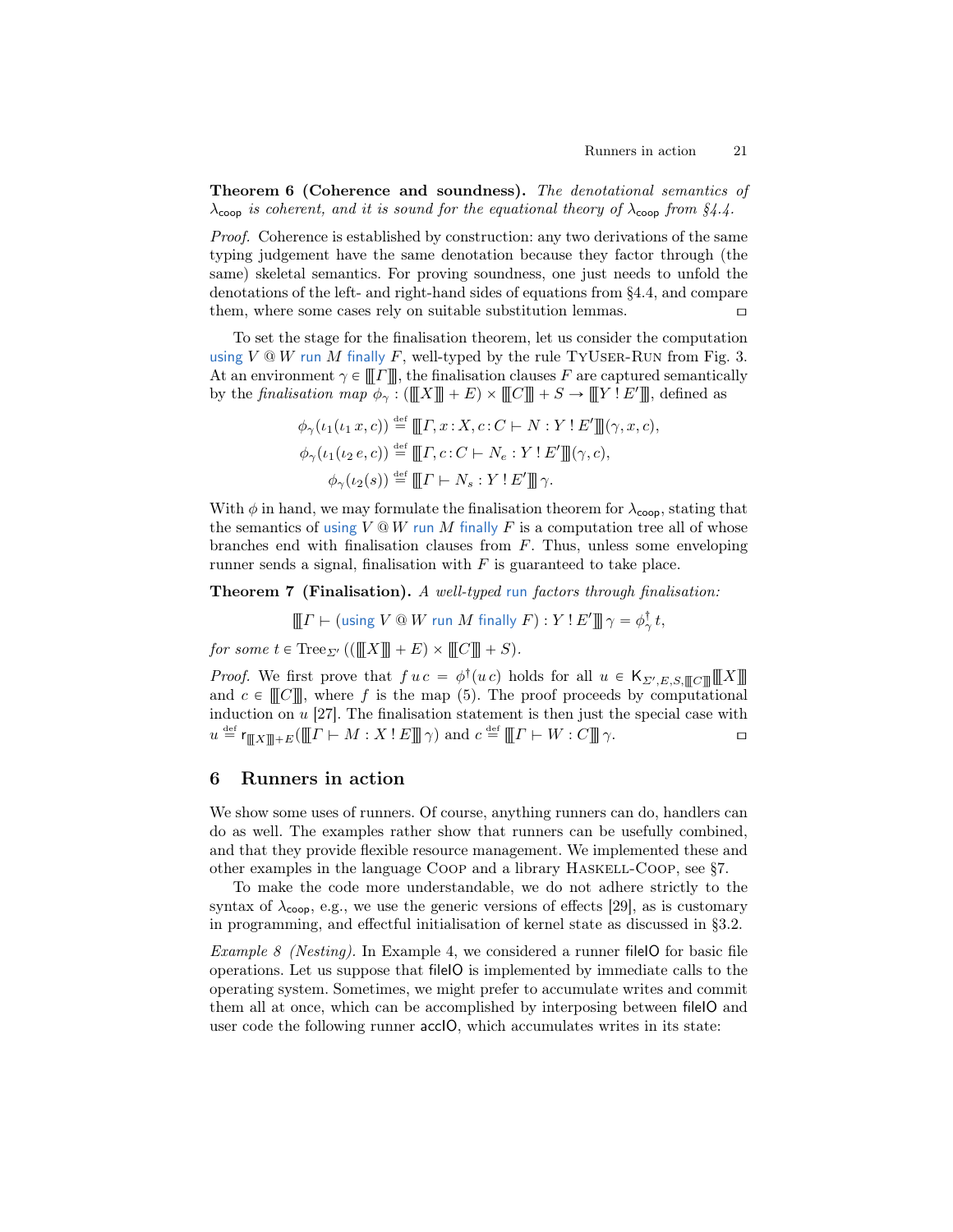**Theorem 6 (Coherence and soundness).** *The denotational semantics of $\lambda_{\mathsf{coop}}$ is coherent, and it is sound for the equational theory of $\lambda_{\mathsf{coop}}$ from §4.4.*

*Proof.* Coherence is established by construction: any two derivations of the same typing judgement have the same denotation because they factor through (the same) skeletal semantics. For proving soundness, one just needs to unfold the denotations of the left- and right-hand sides of equations from §4.4, and compare them, where some cases rely on suitable substitution lemmas. □

To set the stage for the finalisation theorem, let us consider the computation using $V$ @ $W$ run $M$ finally $F$, well-typed by the rule TyUser-Run from Fig. 3. At an environment $\gamma \in [\![\![\Gamma]\!]\!]$, the finalisation clauses $F$ are captured semantically by the *finalisation map* $\phi_\gamma : ([\![\![X]\!]\!] + E) \times [\![\![C]\!]\!] + S \to [\![\![Y \mathbin{!} E']\!]\!]$, defined as

$$
\begin{aligned}
\phi_\gamma(\iota_1(\iota_1\, x, c)) &\stackrel{\text{def}}{=} [\![\![\Gamma, x\!:\!X, c\!:\!C \vdash N : Y \mathbin{!} E']\!]\!](\gamma, x, c),\\
\phi_\gamma(\iota_1(\iota_2\, e, c)) &\stackrel{\text{def}}{=} [\![\![\Gamma, c\!:\!C \vdash N_e : Y \mathbin{!} E']\!]\!](\gamma, c),\\
\phi_\gamma(\iota_2(s)) &\stackrel{\text{def}}{=} [\![\![\Gamma \vdash N_s : Y \mathbin{!} E']\!]\!]\,\gamma.
\end{aligned}
$$

With $\phi$ in hand, we may formulate the finalisation theorem for $\lambda_{\mathsf{coop}}$, stating that the semantics of using $V$ @ $W$ run $M$ finally $F$ is a computation tree all of whose branches end with finalisation clauses from $F$. Thus, unless some enveloping runner sends a signal, finalisation with $F$ is guaranteed to take place.

**Theorem 7 (Finalisation).** *A well-typed* run *factors through finalisation:*

$$[\![\![\Gamma \vdash (\text{using } V \text{ @ } W \text{ run } M \text{ finally } F) : Y \mathbin{!} E']\!]\!]\,\gamma = \phi_\gamma^\dagger\, t,$$

*for some* $t \in \mathrm{Tree}_{\Sigma'}\,(([\![\![X]\!]\!] + E) \times [\![\![C]\!]\!] + S)$.

*Proof.* We first prove that $f\, u\, c = \phi^\dagger(u\, c)$ holds for all $u \in \mathsf{K}_{\Sigma',E,S,[\![\![C]\!]\!]}[\![\![X]\!]\!]$ and $c \in [\![\![C]\!]\!]$, where $f$ is the map (5). The proof proceeds by computational induction on $u$ [27]. The finalisation statement is then just the special case with $u \stackrel{\text{def}}{=} \mathsf{r}_{[\![\![X]\!]\!]+E}([\![\![\Gamma \vdash M : X \mathbin{!} E]\!]\!]\,\gamma)$ and $c \stackrel{\text{def}}{=} [\![\![\Gamma \vdash W : C]\!]\!]\,\gamma$. □

## 6 Runners in action

We show some uses of runners. Of course, anything runners can do, handlers can do as well. The examples rather show that runners can be usefully combined, and that they provide flexible resource management. We implemented these and other examples in the language Coop and a library Haskell-Coop, see §7.

To make the code more understandable, we do not adhere strictly to the syntax of $\lambda_{\mathsf{coop}}$, e.g., we use the generic versions of effects [29], as is customary in programming, and effectful initialisation of kernel state as discussed in §3.2.

*Example 8 (Nesting).* In Example 4, we considered a runner fileIO for basic file operations. Let us suppose that fileIO is implemented by immediate calls to the operating system. Sometimes, we might prefer to accumulate writes and commit them all at once, which can be accomplished by interposing between fileIO and user code the following runner accIO, which accumulates writes in its state: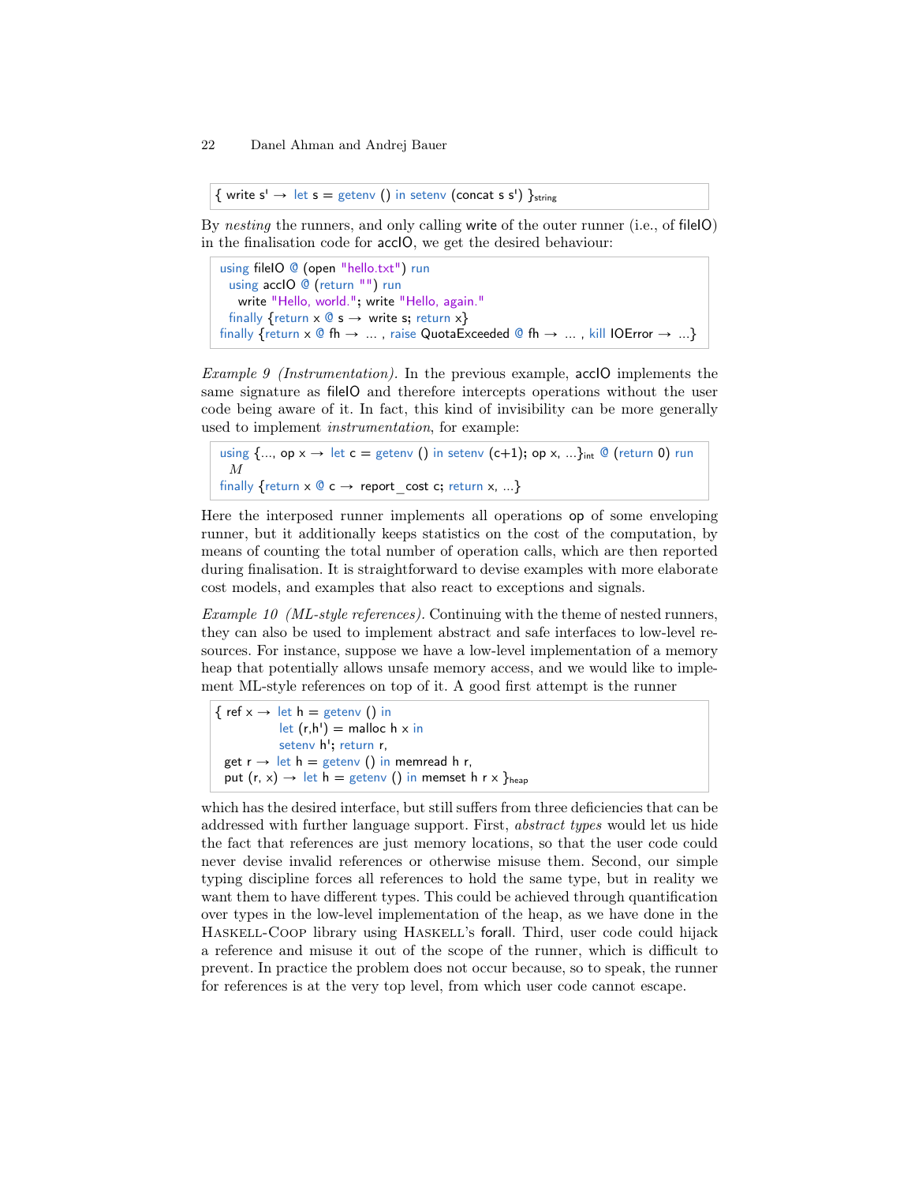```
{ write s' → let s = getenv () in setenv (concat s s') }string
```

By *nesting* the runners, and only calling write of the outer runner (i.e., of fileIO) in the finalisation code for accIO, we get the desired behaviour:

```
using fileIO @ (open "hello.txt") run
  using accIO @ (return "") run
    write "Hello, world."; write "Hello, again."
  finally {return x @ s → write s; return x}
finally {return x @ fh → ... , raise QuotaExceeded @ fh → ... , kill IOError → ...}
```

*Example 9 (Instrumentation).* In the previous example, accIO implements the same signature as fileIO and therefore intercepts operations without the user code being aware of it. In fact, this kind of invisibility can be more generally used to implement *instrumentation*, for example:

```
using {..., op x → let c = getenv () in setenv (c+1); op x, ...}int @ (return 0) run
  M
finally {return x @ c → report_cost c; return x, ...}
```

Here the interposed runner implements all operations op of some enveloping runner, but it additionally keeps statistics on the cost of the computation, by means of counting the total number of operation calls, which are then reported during finalisation. It is straightforward to devise examples with more elaborate cost models, and examples that also react to exceptions and signals.

*Example 10 (ML-style references).* Continuing with the theme of nested runners, they can also be used to implement abstract and safe interfaces to low-level resources. For instance, suppose we have a low-level implementation of a memory heap that potentially allows unsafe memory access, and we would like to implement ML-style references on top of it. A good first attempt is the runner

```
{ ref x → let h = getenv () in
          let (r,h') = malloc h x in
          setenv h'; return r,
  get r → let h = getenv () in memread h r,
  put (r, x) → let h = getenv () in memset h r x }heap
```

which has the desired interface, but still suffers from three deficiencies that can be addressed with further language support. First, *abstract types* would let us hide the fact that references are just memory locations, so that the user code could never devise invalid references or otherwise misuse them. Second, our simple typing discipline forces all references to hold the same type, but in reality we want them to have different types. This could be achieved through quantification over types in the low-level implementation of the heap, as we have done in the HASKELL-COOP library using HASKELL's forall. Third, user code could hijack a reference and misuse it out of the scope of the runner, which is difficult to prevent. In practice the problem does not occur because, so to speak, the runner for references is at the very top level, from which user code cannot escape.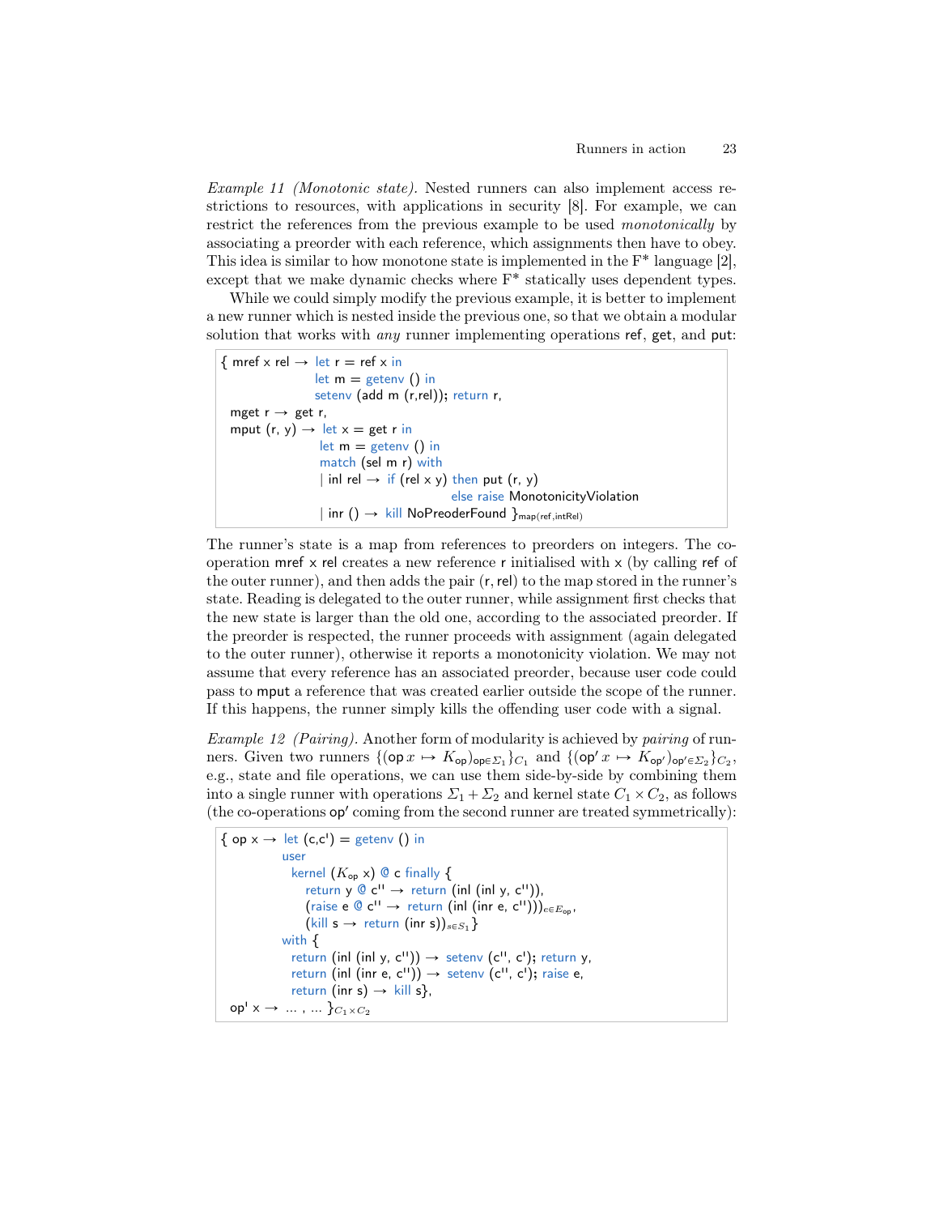*Example 11 (Monotonic state).* Nested runners can also implement access restrictions to resources, with applications in security [8]. For example, we can restrict the references from the previous example to be used *monotonically* by associating a preorder with each reference, which assignments then have to obey. This idea is similar to how monotone state is implemented in the F* language [2], except that we make dynamic checks where F* statically uses dependent types.

While we could simply modify the previous example, it is better to implement a new runner which is nested inside the previous one, so that we obtain a modular solution that works with *any* runner implementing operations ref, get, and put:

```
{ mref x rel → let r = ref x in
               let m = getenv () in
               setenv (add m (r,rel)); return r,
  mget r → get r,
  mput (r, y) → let x = get r in
                let m = getenv () in
                match (sel m r) with
                | inl rel → if (rel x y) then put (r, y)
                                         else raise MonotonicityViolation
                | inr () → kill NoPreoderFound }map(ref,intRel)
```

The runner's state is a map from references to preorders on integers. The co-operation mref x rel creates a new reference r initialised with x (by calling ref of the outer runner), and then adds the pair (r, rel) to the map stored in the runner's state. Reading is delegated to the outer runner, while assignment first checks that the new state is larger than the old one, according to the associated preorder. If the preorder is respected, the runner proceeds with assignment (again delegated to the outer runner), otherwise it reports a monotonicity violation. We may not assume that every reference has an associated preorder, because user code could pass to mput a reference that was created earlier outside the scope of the runner. If this happens, the runner simply kills the offending user code with a signal.

*Example 12 (Pairing).* Another form of modularity is achieved by *pairing* of runners. Given two runners $\{(\mathsf{op}\, x \mapsto K_{\mathsf{op}})_{\mathsf{op} \in \Sigma_1}\}_{C_1}$ and $\{(\mathsf{op}'\, x \mapsto K_{\mathsf{op}'})_{\mathsf{op}' \in \Sigma_2}\}_{C_2}$, e.g., state and file operations, we can use them side-by-side by combining them into a single runner with operations $\Sigma_1 + \Sigma_2$ and kernel state $C_1 \times C_2$, as follows (the co-operations op′ coming from the second runner are treated symmetrically):

```
{ op x → let (c,c') = getenv () in
         user
           kernel (K_op x) @ c finally {
             return y @ c'' → return (inl (inl y, c'')),
             (raise e @ c'' → return (inl (inr e, c'')))_{e∈E_op},
             (kill s → return (inr s))_{s∈S_1} }
         with {
           return (inl (inl y, c'')) → setenv (c'', c'); return y,
           return (inl (inr e, c'')) → setenv (c'', c'); raise e,
           return (inr s) → kill s},
  op' x → ... , ... }_{C_1×C_2}
```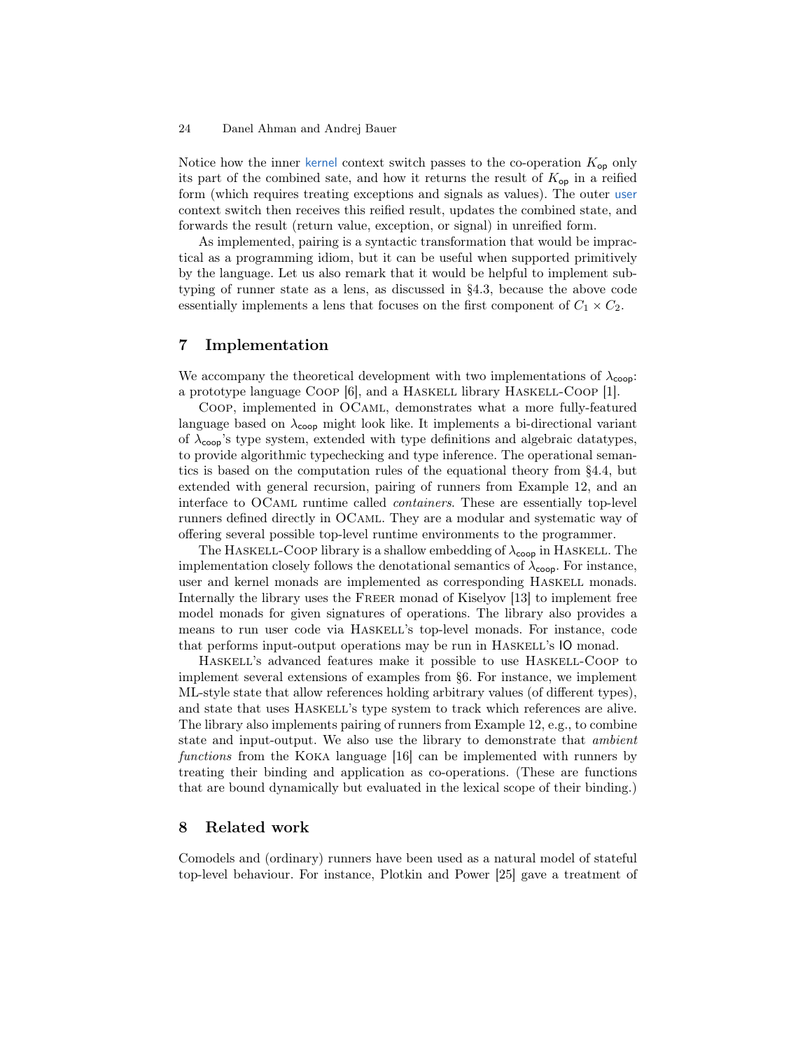Notice how the inner kernel context switch passes to the co-operation $K_{\mathsf{op}}$ only its part of the combined sate, and how it returns the result of $K_{\mathsf{op}}$ in a reified form (which requires treating exceptions and signals as values). The outer user context switch then receives this reified result, updates the combined state, and forwards the result (return value, exception, or signal) in unreified form.

As implemented, pairing is a syntactic transformation that would be impractical as a programming idiom, but it can be useful when supported primitively by the language. Let us also remark that it would be helpful to implement subtyping of runner state as a lens, as discussed in §4.3, because the above code essentially implements a lens that focuses on the first component of $C_1 \times C_2$.

## 7 Implementation

We accompany the theoretical development with two implementations of $\lambda_{\mathsf{coop}}$: a prototype language Coop [6], and a Haskell library Haskell-Coop [1].

Coop, implemented in OCaml, demonstrates what a more fully-featured language based on $\lambda_{\mathsf{coop}}$ might look like. It implements a bi-directional variant of $\lambda_{\mathsf{coop}}$'s type system, extended with type definitions and algebraic datatypes, to provide algorithmic typechecking and type inference. The operational semantics is based on the computation rules of the equational theory from §4.4, but extended with general recursion, pairing of runners from Example 12, and an interface to OCaml runtime called *containers*. These are essentially top-level runners defined directly in OCaml. They are a modular and systematic way of offering several possible top-level runtime environments to the programmer.

The Haskell-Coop library is a shallow embedding of $\lambda_{\mathsf{coop}}$ in Haskell. The implementation closely follows the denotational semantics of $\lambda_{\mathsf{coop}}$. For instance, user and kernel monads are implemented as corresponding Haskell monads. Internally the library uses the Freer monad of Kiselyov [13] to implement free model monads for given signatures of operations. The library also provides a means to run user code via Haskell's top-level monads. For instance, code that performs input-output operations may be run in Haskell's IO monad.

Haskell's advanced features make it possible to use Haskell-Coop to implement several extensions of examples from §6. For instance, we implement ML-style state that allow references holding arbitrary values (of different types), and state that uses Haskell's type system to track which references are alive. The library also implements pairing of runners from Example 12, e.g., to combine state and input-output. We also use the library to demonstrate that *ambient functions* from the Koka language [16] can be implemented with runners by treating their binding and application as co-operations. (These are functions that are bound dynamically but evaluated in the lexical scope of their binding.)

## 8 Related work

Comodels and (ordinary) runners have been used as a natural model of stateful top-level behaviour. For instance, Plotkin and Power [25] gave a treatment of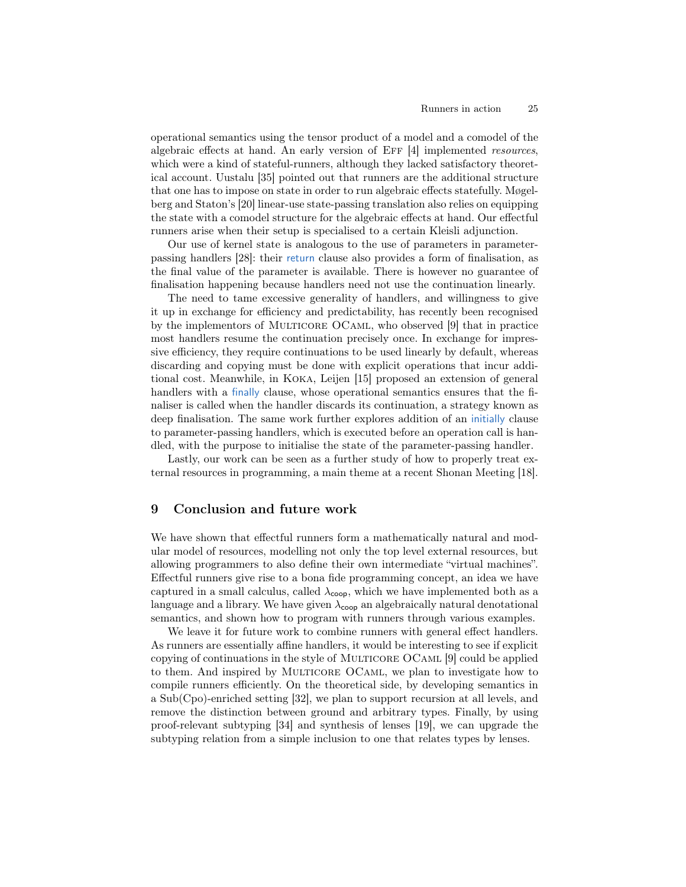operational semantics using the tensor product of a model and a comodel of the algebraic effects at hand. An early version of Eff [4] implemented *resources*, which were a kind of stateful-runners, although they lacked satisfactory theoretical account. Uustalu [35] pointed out that runners are the additional structure that one has to impose on state in order to run algebraic effects statefully. Møgelberg and Staton's [20] linear-use state-passing translation also relies on equipping the state with a comodel structure for the algebraic effects at hand. Our effectful runners arise when their setup is specialised to a certain Kleisli adjunction.

Our use of kernel state is analogous to the use of parameters in parameter-passing handlers [28]: their return clause also provides a form of finalisation, as the final value of the parameter is available. There is however no guarantee of finalisation happening because handlers need not use the continuation linearly.

The need to tame excessive generality of handlers, and willingness to give it up in exchange for efficiency and predictability, has recently been recognised by the implementors of Multicore OCaml, who observed [9] that in practice most handlers resume the continuation precisely once. In exchange for impressive efficiency, they require continuations to be used linearly by default, whereas discarding and copying must be done with explicit operations that incur additional cost. Meanwhile, in Koka, Leijen [15] proposed an extension of general handlers with a finally clause, whose operational semantics ensures that the finaliser is called when the handler discards its continuation, a strategy known as deep finalisation. The same work further explores addition of an initially clause to parameter-passing handlers, which is executed before an operation call is handled, with the purpose to initialise the state of the parameter-passing handler.

Lastly, our work can be seen as a further study of how to properly treat external resources in programming, a main theme at a recent Shonan Meeting [18].

## 9 Conclusion and future work

We have shown that effectful runners form a mathematically natural and modular model of resources, modelling not only the top level external resources, but allowing programmers to also define their own intermediate "virtual machines". Effectful runners give rise to a bona fide programming concept, an idea we have captured in a small calculus, called $\lambda_{\mathsf{coop}}$, which we have implemented both as a language and a library. We have given $\lambda_{\mathsf{coop}}$ an algebraically natural denotational semantics, and shown how to program with runners through various examples.

We leave it for future work to combine runners with general effect handlers. As runners are essentially affine handlers, it would be interesting to see if explicit copying of continuations in the style of Multicore OCaml [9] could be applied to them. And inspired by Multicore OCaml, we plan to investigate how to compile runners efficiently. On the theoretical side, by developing semantics in a Sub(Cpo)-enriched setting [32], we plan to support recursion at all levels, and remove the distinction between ground and arbitrary types. Finally, by using proof-relevant subtyping [34] and synthesis of lenses [19], we can upgrade the subtyping relation from a simple inclusion to one that relates types by lenses.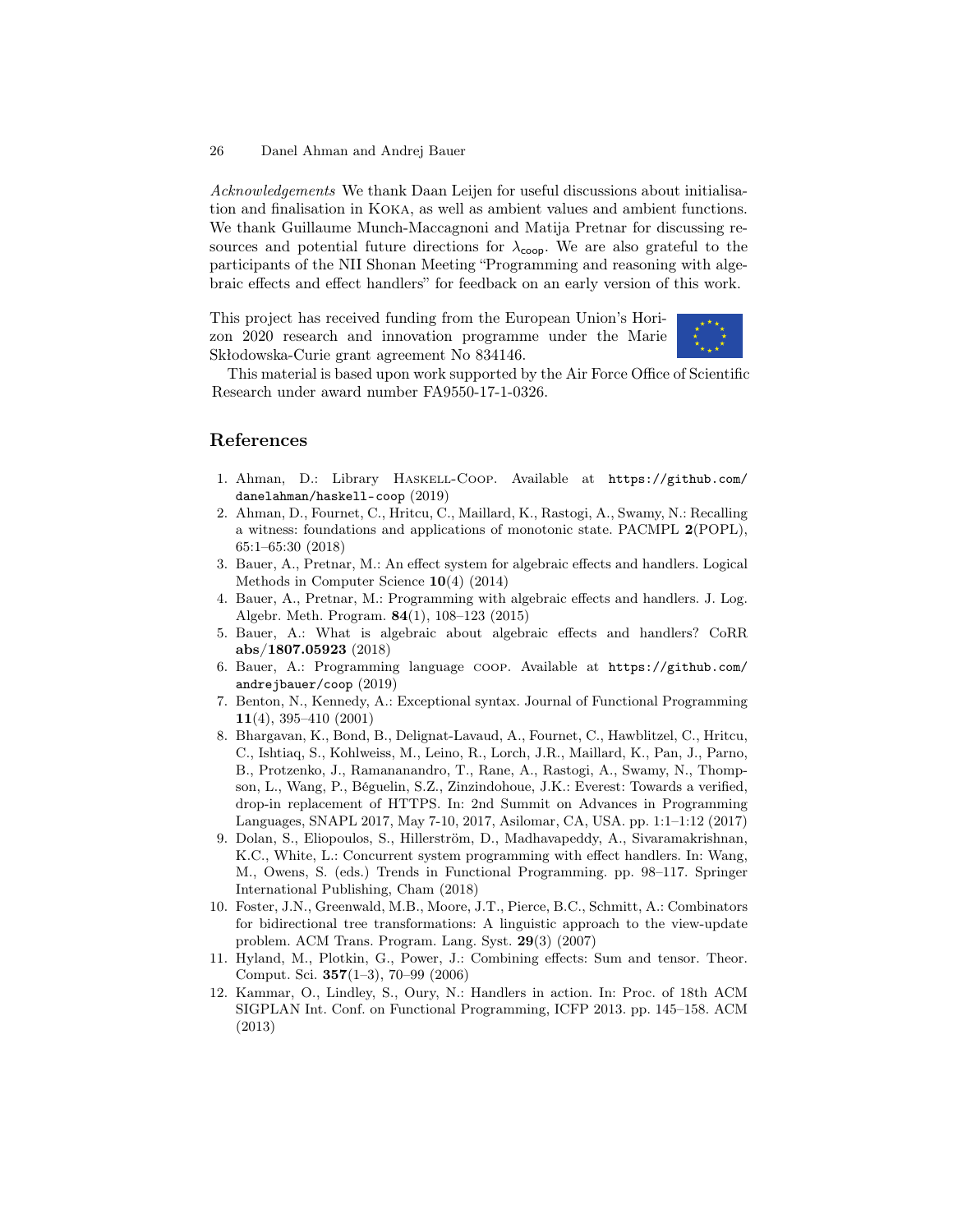*Acknowledgements* We thank Daan Leijen for useful discussions about initialisation and finalisation in KOKA, as well as ambient values and ambient functions. We thank Guillaume Munch-Maccagnoni and Matija Pretnar for discussing resources and potential future directions for $\lambda_{\mathsf{coop}}$. We are also grateful to the participants of the NII Shonan Meeting "Programming and reasoning with algebraic effects and effect handlers" for feedback on an early version of this work.

This project has received funding from the European Union's Horizon 2020 research and innovation programme under the Marie Skłodowska-Curie grant agreement No 834146.

This material is based upon work supported by the Air Force Office of Scientific Research under award number FA9550-17-1-0326.

## References

1. Ahman, D.: Library HASKELL-COOP. Available at `https://github.com/danelahman/haskell-coop` (2019)
2. Ahman, D., Fournet, C., Hritcu, C., Maillard, K., Rastogi, A., Swamy, N.: Recalling a witness: foundations and applications of monotonic state. PACMPL **2**(POPL), 65:1–65:30 (2018)
3. Bauer, A., Pretnar, M.: An effect system for algebraic effects and handlers. Logical Methods in Computer Science **10**(4) (2014)
4. Bauer, A., Pretnar, M.: Programming with algebraic effects and handlers. J. Log. Algebr. Meth. Program. **84**(1), 108–123 (2015)
5. Bauer, A.: What is algebraic about algebraic effects and handlers? CoRR **abs/1807.05923** (2018)
6. Bauer, A.: Programming language COOP. Available at `https://github.com/andrejbauer/coop` (2019)
7. Benton, N., Kennedy, A.: Exceptional syntax. Journal of Functional Programming **11**(4), 395–410 (2001)
8. Bhargavan, K., Bond, B., Delignat-Lavaud, A., Fournet, C., Hawblitzel, C., Hritcu, C., Ishtiaq, S., Kohlweiss, M., Leino, R., Lorch, J.R., Maillard, K., Pan, J., Parno, B., Protzenko, J., Ramananandro, T., Rane, A., Rastogi, A., Swamy, N., Thompson, L., Wang, P., Béguelin, S.Z., Zinzindohoue, J.K.: Everest: Towards a verified, drop-in replacement of HTTPS. In: 2nd Summit on Advances in Programming Languages, SNAPL 2017, May 7-10, 2017, Asilomar, CA, USA. pp. 1:1–1:12 (2017)
9. Dolan, S., Eliopoulos, S., Hillerström, D., Madhavapeddy, A., Sivaramakrishnan, K.C., White, L.: Concurrent system programming with effect handlers. In: Wang, M., Owens, S. (eds.) Trends in Functional Programming. pp. 98–117. Springer International Publishing, Cham (2018)
10. Foster, J.N., Greenwald, M.B., Moore, J.T., Pierce, B.C., Schmitt, A.: Combinators for bidirectional tree transformations: A linguistic approach to the view-update problem. ACM Trans. Program. Lang. Syst. **29**(3) (2007)
11. Hyland, M., Plotkin, G., Power, J.: Combining effects: Sum and tensor. Theor. Comput. Sci. **357**(1–3), 70–99 (2006)
12. Kammar, O., Lindley, S., Oury, N.: Handlers in action. In: Proc. of 18th ACM SIGPLAN Int. Conf. on Functional Programming, ICFP 2013. pp. 145–158. ACM (2013)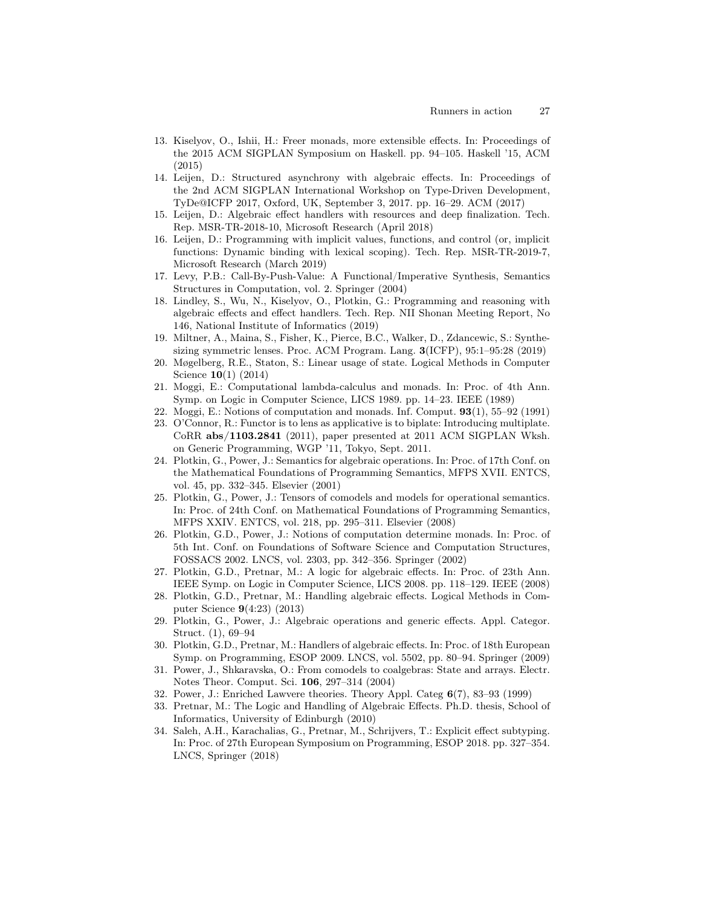13. Kiselyov, O., Ishii, H.: Freer monads, more extensible effects. In: Proceedings of the 2015 ACM SIGPLAN Symposium on Haskell. pp. 94–105. Haskell '15, ACM (2015)
14. Leijen, D.: Structured asynchrony with algebraic effects. In: Proceedings of the 2nd ACM SIGPLAN International Workshop on Type-Driven Development, TyDe@ICFP 2017, Oxford, UK, September 3, 2017. pp. 16–29. ACM (2017)
15. Leijen, D.: Algebraic effect handlers with resources and deep finalization. Tech. Rep. MSR-TR-2018-10, Microsoft Research (April 2018)
16. Leijen, D.: Programming with implicit values, functions, and control (or, implicit functions: Dynamic binding with lexical scoping). Tech. Rep. MSR-TR-2019-7, Microsoft Research (March 2019)
17. Levy, P.B.: Call-By-Push-Value: A Functional/Imperative Synthesis, Semantics Structures in Computation, vol. 2. Springer (2004)
18. Lindley, S., Wu, N., Kiselyov, O., Plotkin, G.: Programming and reasoning with algebraic effects and effect handlers. Tech. Rep. NII Shonan Meeting Report, No 146, National Institute of Informatics (2019)
19. Miltner, A., Maina, S., Fisher, K., Pierce, B.C., Walker, D., Zdancewic, S.: Synthesizing symmetric lenses. Proc. ACM Program. Lang. **3**(ICFP), 95:1–95:28 (2019)
20. Møgelberg, R.E., Staton, S.: Linear usage of state. Logical Methods in Computer Science **10**(1) (2014)
21. Moggi, E.: Computational lambda-calculus and monads. In: Proc. of 4th Ann. Symp. on Logic in Computer Science, LICS 1989. pp. 14–23. IEEE (1989)
22. Moggi, E.: Notions of computation and monads. Inf. Comput. **93**(1), 55–92 (1991)
23. O'Connor, R.: Functor is to lens as applicative is to biplate: Introducing multiplate. CoRR **abs/1103.2841** (2011), paper presented at 2011 ACM SIGPLAN Wksh. on Generic Programming, WGP '11, Tokyo, Sept. 2011.
24. Plotkin, G., Power, J.: Semantics for algebraic operations. In: Proc. of 17th Conf. on the Mathematical Foundations of Programming Semantics, MFPS XVII. ENTCS, vol. 45, pp. 332–345. Elsevier (2001)
25. Plotkin, G., Power, J.: Tensors of comodels and models for operational semantics. In: Proc. of 24th Conf. on Mathematical Foundations of Programming Semantics, MFPS XXIV. ENTCS, vol. 218, pp. 295–311. Elsevier (2008)
26. Plotkin, G.D., Power, J.: Notions of computation determine monads. In: Proc. of 5th Int. Conf. on Foundations of Software Science and Computation Structures, FOSSACS 2002. LNCS, vol. 2303, pp. 342–356. Springer (2002)
27. Plotkin, G.D., Pretnar, M.: A logic for algebraic effects. In: Proc. of 23th Ann. IEEE Symp. on Logic in Computer Science, LICS 2008. pp. 118–129. IEEE (2008)
28. Plotkin, G.D., Pretnar, M.: Handling algebraic effects. Logical Methods in Computer Science **9**(4:23) (2013)
29. Plotkin, G., Power, J.: Algebraic operations and generic effects. Appl. Categor. Struct. (1), 69–94
30. Plotkin, G.D., Pretnar, M.: Handlers of algebraic effects. In: Proc. of 18th European Symp. on Programming, ESOP 2009. LNCS, vol. 5502, pp. 80–94. Springer (2009)
31. Power, J., Shkaravska, O.: From comodels to coalgebras: State and arrays. Electr. Notes Theor. Comput. Sci. **106**, 297–314 (2004)
32. Power, J.: Enriched Lawvere theories. Theory Appl. Categ **6**(7), 83–93 (1999)
33. Pretnar, M.: The Logic and Handling of Algebraic Effects. Ph.D. thesis, School of Informatics, University of Edinburgh (2010)
34. Saleh, A.H., Karachalias, G., Pretnar, M., Schrijvers, T.: Explicit effect subtyping. In: Proc. of 27th European Symposium on Programming, ESOP 2018. pp. 327–354. LNCS, Springer (2018)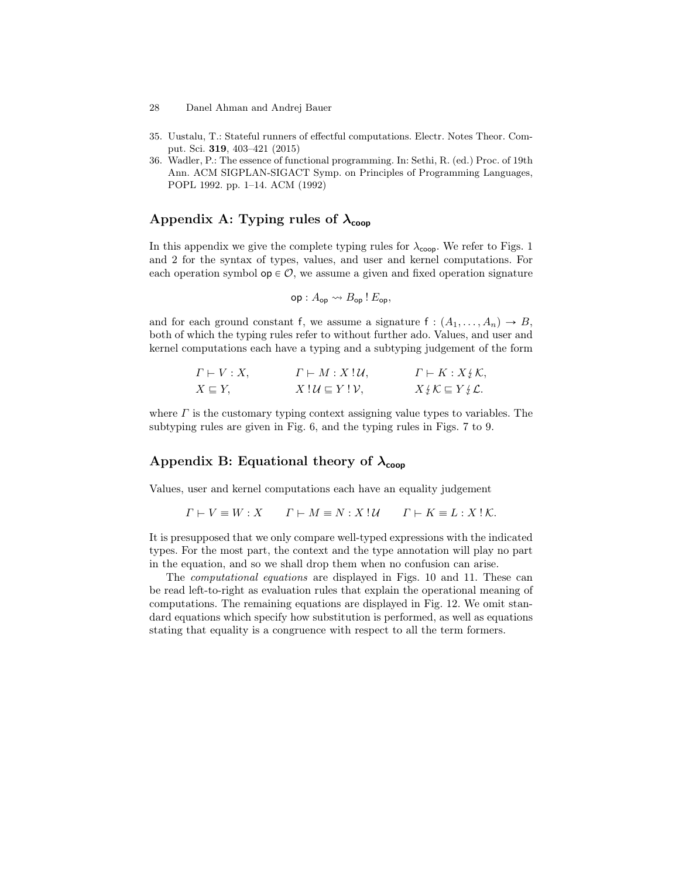35. Uustalu, T.: Stateful runners of effectful computations. Electr. Notes Theor. Comput. Sci. **319**, 403–421 (2015)
36. Wadler, P.: The essence of functional programming. In: Sethi, R. (ed.) Proc. of 19th Ann. ACM SIGPLAN-SIGACT Symp. on Principles of Programming Languages, POPL 1992. pp. 1–14. ACM (1992)

## Appendix A: Typing rules of $\lambda_{\mathsf{coop}}$

In this appendix we give the complete typing rules for $\lambda_{\mathsf{coop}}$. We refer to Figs. 1 and 2 for the syntax of types, values, and user and kernel computations. For each operation symbol $\mathsf{op} \in \mathcal{O}$, we assume a given and fixed operation signature

$$\mathsf{op} : A_{\mathsf{op}} \rightsquigarrow B_{\mathsf{op}} \,!\, E_{\mathsf{op}},$$

and for each ground constant $\mathsf{f}$, we assume a signature $\mathsf{f} : (A_1, \ldots, A_n) \to B$, both of which the typing rules refer to without further ado. Values, and user and kernel computations each have a typing and a subtyping judgement of the form

$$\begin{array}{lll} \Gamma \vdash V : X, & \Gamma \vdash M : X \,!\, \mathcal{U}, & \Gamma \vdash K : X \,\lightning\, \mathcal{K}, \\ X \sqsubseteq Y, & X \,!\, \mathcal{U} \sqsubseteq Y \,!\, \mathcal{V}, & X \,\lightning\, \mathcal{K} \sqsubseteq Y \,\lightning\, \mathcal{L}. \end{array}$$

where $\Gamma$ is the customary typing context assigning value types to variables. The subtyping rules are given in Fig. 6, and the typing rules in Figs. 7 to 9.

## Appendix B: Equational theory of $\lambda_{\mathsf{coop}}$

Values, user and kernel computations each have an equality judgement

$$\Gamma \vdash V \equiv W : X \qquad \Gamma \vdash M \equiv N : X \,!\, \mathcal{U} \qquad \Gamma \vdash K \equiv L : X \,!\, \mathcal{K}.$$

It is presupposed that we only compare well-typed expressions with the indicated types. For the most part, the context and the type annotation will play no part in the equation, and so we shall drop them when no confusion can arise.

The *computational equations* are displayed in Figs. 10 and 11. These can be read left-to-right as evaluation rules that explain the operational meaning of computations. The remaining equations are displayed in Fig. 12. We omit standard equations which specify how substitution is performed, as well as equations stating that equality is a congruence with respect to all the term formers.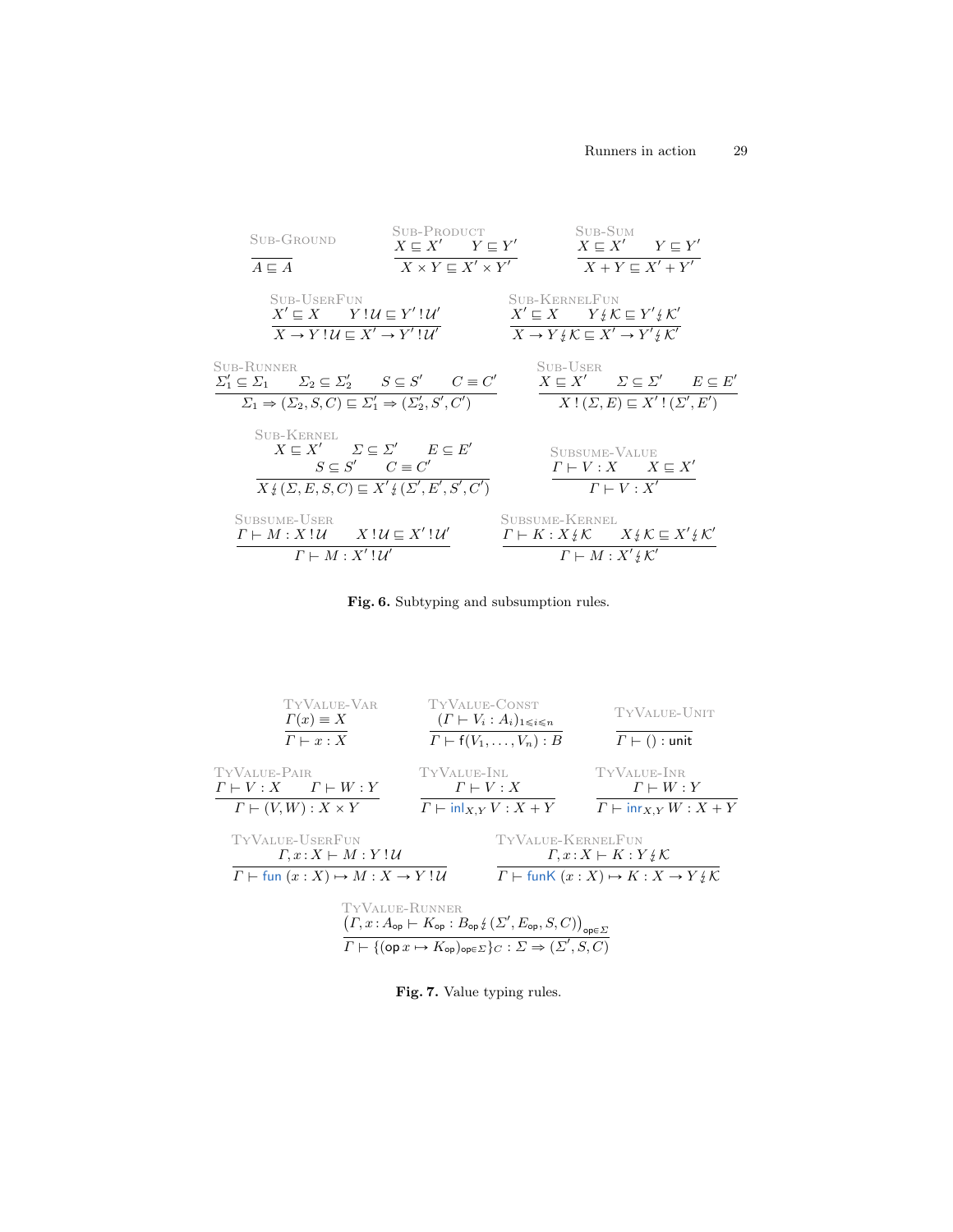$$\textsc{Sub-Ground}\quad \frac{}{A \sqsubseteq A}
\qquad
\textsc{Sub-Product}\quad \frac{X \sqsubseteq X' \qquad Y \sqsubseteq Y'}{X \times Y \sqsubseteq X' \times Y'}
\qquad
\textsc{Sub-Sum}\quad \frac{X \sqsubseteq X' \qquad Y \sqsubseteq Y'}{X + Y \sqsubseteq X' + Y'}$$

$$\textsc{Sub-UserFun}\quad \frac{X' \sqsubseteq X \qquad Y \,!\, \mathcal{U} \sqsubseteq Y' \,!\, \mathcal{U}'}{X \to Y \,!\, \mathcal{U} \sqsubseteq X' \to Y' \,!\, \mathcal{U}'}
\qquad
\textsc{Sub-KernelFun}\quad \frac{X' \sqsubseteq X \qquad Y \,\lightning\, \mathcal{K} \sqsubseteq Y' \,\lightning\, \mathcal{K}'}{X \to Y \,\lightning\, \mathcal{K} \sqsubseteq X' \to Y' \,\lightning\, \mathcal{K}'}$$

$$\textsc{Sub-Runner}\quad \frac{\Sigma_1' \subseteq \Sigma_1 \qquad \Sigma_2 \subseteq \Sigma_2' \qquad S \sqsubseteq S' \qquad C \equiv C'}{\Sigma_1 \Rightarrow (\Sigma_2, S, C) \sqsubseteq \Sigma_1' \Rightarrow (\Sigma_2', S', C')}
\qquad
\textsc{Sub-User}\quad \frac{X \sqsubseteq X' \qquad \Sigma \subseteq \Sigma' \qquad E \subseteq E'}{X \,!\, (\Sigma, E) \sqsubseteq X' \,!\, (\Sigma', E')}$$

$$\textsc{Sub-Kernel}\quad \frac{X \sqsubseteq X' \qquad \Sigma \subseteq \Sigma' \qquad E \subseteq E' \qquad S \sqsubseteq S' \qquad C \equiv C'}{X \,\lightning\, (\Sigma, E, S, C) \sqsubseteq X' \,\lightning\, (\Sigma', E', S', C')}
\qquad
\textsc{Subsume-Value}\quad \frac{\Gamma \vdash V : X \qquad X \sqsubseteq X'}{\Gamma \vdash V : X'}$$

$$\textsc{Subsume-User}\quad \frac{\Gamma \vdash M : X \,!\, \mathcal{U} \qquad X \,!\, \mathcal{U} \sqsubseteq X' \,!\, \mathcal{U}'}{\Gamma \vdash M : X' \,!\, \mathcal{U}'}
\qquad
\textsc{Subsume-Kernel}\quad \frac{\Gamma \vdash K : X \,\lightning\, \mathcal{K} \qquad X \,\lightning\, \mathcal{K} \sqsubseteq X' \,\lightning\, \mathcal{K}'}{\Gamma \vdash M : X' \,\lightning\, \mathcal{K}'}$$

**Fig. 6.** Subtyping and subsumption rules.

$$\textsc{TyValue-Var}\quad \frac{\Gamma(x) \equiv X}{\Gamma \vdash x : X}
\qquad
\textsc{TyValue-Const}\quad \frac{(\Gamma \vdash V_i : A_i)_{1 \leqslant i \leqslant n}}{\Gamma \vdash \mathsf{f}(V_1, \ldots, V_n) : B}
\qquad
\textsc{TyValue-Unit}\quad \frac{}{\Gamma \vdash () : \mathsf{unit}}$$

$$\textsc{TyValue-Pair}\quad \frac{\Gamma \vdash V : X \qquad \Gamma \vdash W : Y}{\Gamma \vdash (V, W) : X \times Y}
\qquad
\textsc{TyValue-Inl}\quad \frac{\Gamma \vdash V : X}{\Gamma \vdash \mathsf{inl}_{X,Y}\, V : X + Y}
\qquad
\textsc{TyValue-Inr}\quad \frac{\Gamma \vdash W : Y}{\Gamma \vdash \mathsf{inr}_{X,Y}\, W : X + Y}$$

$$\textsc{TyValue-UserFun}\quad \frac{\Gamma, x : X \vdash M : Y \,!\, \mathcal{U}}{\Gamma \vdash \mathsf{fun}\ (x : X) \mapsto M : X \to Y \,!\, \mathcal{U}}
\qquad
\textsc{TyValue-KernelFun}\quad \frac{\Gamma, x : X \vdash K : Y \,\lightning\, \mathcal{K}}{\Gamma \vdash \mathsf{funK}\ (x : X) \mapsto K : X \to Y \,\lightning\, \mathcal{K}}$$

$$\textsc{TyValue-Runner}\quad \frac{\big(\Gamma, x : A_{\mathsf{op}} \vdash K_{\mathsf{op}} : B_{\mathsf{op}} \,\lightning\, (\Sigma', E_{\mathsf{op}}, S, C)\big)_{\mathsf{op} \in \Sigma}}{\Gamma \vdash \{(\mathsf{op}\, x \mapsto K_{\mathsf{op}})_{\mathsf{op} \in \Sigma}\}_C : \Sigma \Rightarrow (\Sigma', S, C)}$$

**Fig. 7.** Value typing rules.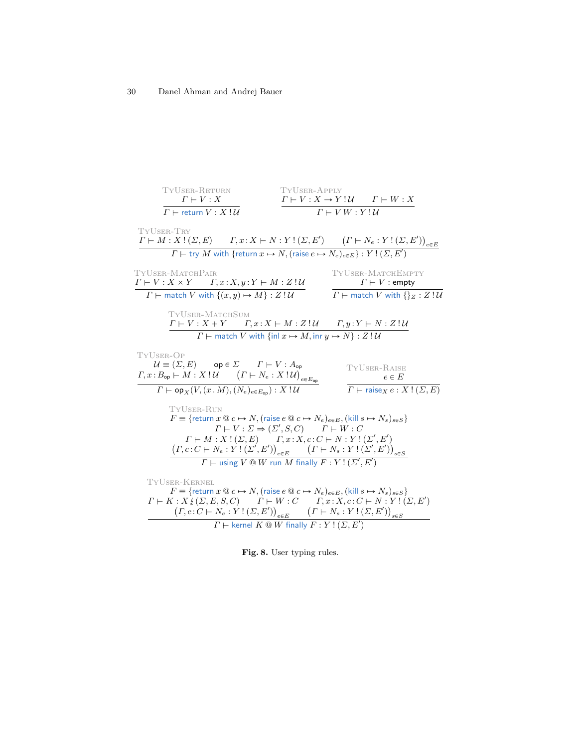**TyUser-Return**

$$\frac{\Gamma \vdash V : X}{\Gamma \vdash \mathsf{return}\ V : X \,!\, \mathcal{U}}$$

**TyUser-Apply**

$$\frac{\Gamma \vdash V : X \to Y \,!\, \mathcal{U} \qquad \Gamma \vdash W : X}{\Gamma \vdash V\,W : Y \,!\, \mathcal{U}}$$

**TyUser-Try**

$$\frac{\Gamma \vdash M : X \,!\, (\Sigma, E) \qquad \Gamma, x\!:\!X \vdash N : Y \,!\, (\Sigma, E') \qquad \big(\Gamma \vdash N_e : Y \,!\, (\Sigma, E')\big)_{e \in E}}{\Gamma \vdash \mathsf{try}\ M\ \mathsf{with}\ \{\mathsf{return}\ x \mapsto N, (\mathsf{raise}\ e \mapsto N_e)_{e \in E}\} : Y \,!\, (\Sigma, E')}$$

**TyUser-MatchPair**

$$\frac{\Gamma \vdash V : X \times Y \qquad \Gamma, x\!:\!X, y\!:\!Y \vdash M : Z \,!\, \mathcal{U}}{\Gamma \vdash \mathsf{match}\ V\ \mathsf{with}\ \{(x, y) \mapsto M\} : Z \,!\, \mathcal{U}}$$

**TyUser-MatchEmpty**

$$\frac{\Gamma \vdash V : \mathsf{empty}}{\Gamma \vdash \mathsf{match}\ V\ \mathsf{with}\ \{\}_Z : Z \,!\, \mathcal{U}}$$

**TyUser-MatchSum**

$$\frac{\Gamma \vdash V : X + Y \qquad \Gamma, x\!:\!X \vdash M : Z \,!\, \mathcal{U} \qquad \Gamma, y\!:\!Y \vdash N : Z \,!\, \mathcal{U}}{\Gamma \vdash \mathsf{match}\ V\ \mathsf{with}\ \{\mathsf{inl}\ x \mapsto M, \mathsf{inr}\ y \mapsto N\} : Z \,!\, \mathcal{U}}$$

**TyUser-Op**

$$\frac{\begin{array}{c}\mathcal{U} \equiv (\Sigma, E) \qquad \mathsf{op} \in \Sigma \qquad \Gamma \vdash V : A_{\mathsf{op}} \\ \Gamma, x\!:\!B_{\mathsf{op}} \vdash M : X \,!\, \mathcal{U} \qquad \big(\Gamma \vdash N_e : X \,!\, \mathcal{U}\big)_{e \in E_{\mathsf{op}}}\end{array}}{\Gamma \vdash \mathsf{op}_X(V, (x \,.\, M), (N_e)_{e \in E_{\mathsf{op}}}) : X \,!\, \mathcal{U}}$$

**TyUser-Raise**

$$\frac{e \in E}{\Gamma \vdash \mathsf{raise}_X\ e : X \,!\, (\Sigma, E)}$$

**TyUser-Run**

$$\frac{\begin{array}{c}F \equiv \{\mathsf{return}\ x \mathbin{@} c \mapsto N, (\mathsf{raise}\ e \mathbin{@} c \mapsto N_e)_{e \in E}, (\mathsf{kill}\ s \mapsto N_s)_{s \in S}\} \\ \Gamma \vdash V : \Sigma \Rightarrow (\Sigma', S, C) \qquad \Gamma \vdash W : C \\ \Gamma \vdash M : X \,!\, (\Sigma, E) \qquad \Gamma, x\!:\!X, c\!:\!C \vdash N : Y \,!\, (\Sigma', E') \\ \big(\Gamma, c\!:\!C \vdash N_e : Y \,!\, (\Sigma', E')\big)_{e \in E} \qquad \big(\Gamma \vdash N_s : Y \,!\, (\Sigma', E')\big)_{s \in S}\end{array}}{\Gamma \vdash \mathsf{using}\ V \mathbin{@} W\ \mathsf{run}\ M\ \mathsf{finally}\ F : Y \,!\, (\Sigma', E')}$$

**TyUser-Kernel**

$$\frac{\begin{array}{c}F \equiv \{\mathsf{return}\ x \mathbin{@} c \mapsto N, (\mathsf{raise}\ e \mathbin{@} c \mapsto N_e)_{e \in E}, (\mathsf{kill}\ s \mapsto N_s)_{s \in S}\} \\ \Gamma \vdash K : X \,\lightning\, (\Sigma, E, S, C) \qquad \Gamma \vdash W : C \qquad \Gamma, x\!:\!X, c\!:\!C \vdash N : Y \,!\, (\Sigma, E') \\ \big(\Gamma, c\!:\!C \vdash N_e : Y \,!\, (\Sigma, E')\big)_{e \in E} \qquad \big(\Gamma \vdash N_s : Y \,!\, (\Sigma, E')\big)_{s \in S}\end{array}}{\Gamma \vdash \mathsf{kernel}\ K \mathbin{@} W\ \mathsf{finally}\ F : Y \,!\, (\Sigma, E')}$$

**Fig. 8.** User typing rules.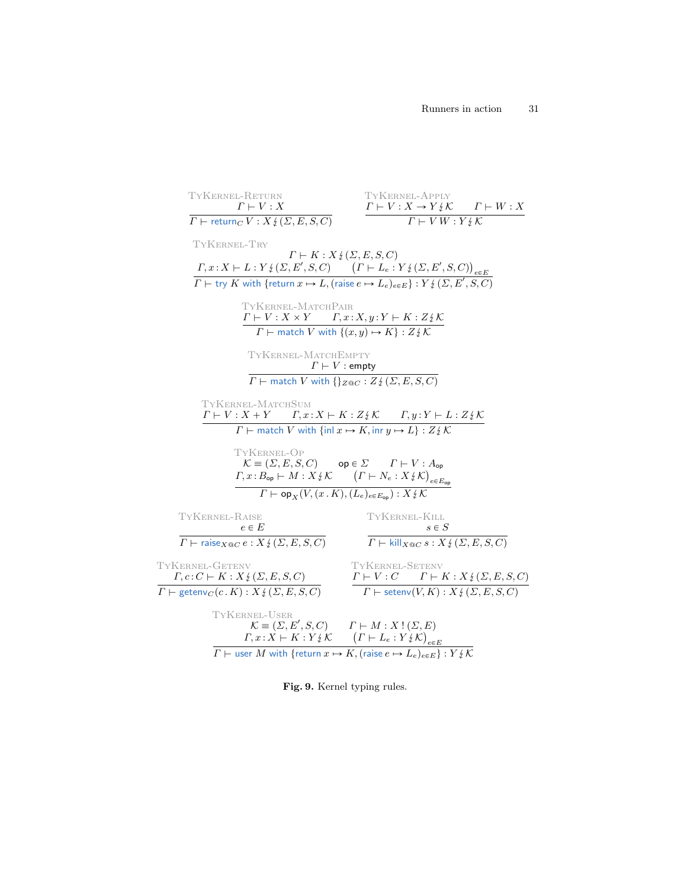$$\frac{\Gamma \vdash V : X}{\Gamma \vdash \mathsf{return}_C\, V : X \between (\Sigma, E, S, C)}\ \textsc{TyKernel-Return}$$

$$\frac{\Gamma \vdash V : X \to Y \between \mathcal{K} \qquad \Gamma \vdash W : X}{\Gamma \vdash V\, W : Y \between \mathcal{K}}\ \textsc{TyKernel-Apply}$$

$$\frac{\begin{array}{c}\Gamma \vdash K : X \between (\Sigma, E, S, C) \\ \Gamma, x\!:\!X \vdash L : Y \between (\Sigma, E', S, C) \qquad \left(\Gamma \vdash L_e : Y \between (\Sigma, E', S, C)\right)_{e \in E}\end{array}}{\Gamma \vdash \mathsf{try}\ K\ \mathsf{with}\ \{\mathsf{return}\, x \mapsto L, (\mathsf{raise}\, e \mapsto L_e)_{e \in E}\} : Y \between (\Sigma, E', S, C)}\ \textsc{TyKernel-Try}$$

$$\frac{\Gamma \vdash V : X \times Y \qquad \Gamma, x\!:\!X, y\!:\!Y \vdash K : Z \between \mathcal{K}}{\Gamma \vdash \mathsf{match}\ V\ \mathsf{with}\ \{(x, y) \mapsto K\} : Z \between \mathcal{K}}\ \textsc{TyKernel-MatchPair}$$

$$\frac{\Gamma \vdash V : \mathsf{empty}}{\Gamma \vdash \mathsf{match}\ V\ \mathsf{with}\ \{\}_{Z @ C} : Z \between (\Sigma, E, S, C)}\ \textsc{TyKernel-MatchEmpty}$$

$$\frac{\Gamma \vdash V : X + Y \qquad \Gamma, x\!:\!X \vdash K : Z \between \mathcal{K} \qquad \Gamma, y\!:\!Y \vdash L : Z \between \mathcal{K}}{\Gamma \vdash \mathsf{match}\ V\ \mathsf{with}\ \{\mathsf{inl}\, x \mapsto K, \mathsf{inr}\, y \mapsto L\} : Z \between \mathcal{K}}\ \textsc{TyKernel-MatchSum}$$

$$\frac{\begin{array}{c}\mathcal{K} \equiv (\Sigma, E, S, C) \qquad \mathsf{op} \in \Sigma \qquad \Gamma \vdash V : A_{\mathsf{op}} \\ \Gamma, x\!:\!B_{\mathsf{op}} \vdash M : X \between \mathcal{K} \qquad \left(\Gamma \vdash N_e : X \between \mathcal{K}\right)_{e \in E_{\mathsf{op}}}\end{array}}{\Gamma \vdash \mathsf{op}_X(V, (x\,.\,K), (L_e)_{e \in E_{\mathsf{op}}}) : X \between \mathcal{K}}\ \textsc{TyKernel-Op}$$

$$\frac{e \in E}{\Gamma \vdash \mathsf{raise}_{X @ C}\, e : X \between (\Sigma, E, S, C)}\ \textsc{TyKernel-Raise}$$

$$\frac{s \in S}{\Gamma \vdash \mathsf{kill}_{X @ C}\, s : X \between (\Sigma, E, S, C)}\ \textsc{TyKernel-Kill}$$

$$\frac{\Gamma, c\!:\!C \vdash K : X \between (\Sigma, E, S, C)}{\Gamma \vdash \mathsf{getenv}_C(c\,.\,K) : X \between (\Sigma, E, S, C)}\ \textsc{TyKernel-Getenv}$$

$$\frac{\Gamma \vdash V : C \qquad \Gamma \vdash K : X \between (\Sigma, E, S, C)}{\Gamma \vdash \mathsf{setenv}(V, K) : X \between (\Sigma, E, S, C)}\ \textsc{TyKernel-Setenv}$$

$$\frac{\begin{array}{c}\mathcal{K} \equiv (\Sigma, E', S, C) \qquad \Gamma \vdash M : X \,!\, (\Sigma, E) \\ \Gamma, x\!:\!X \vdash K : Y \between \mathcal{K} \qquad \left(\Gamma \vdash L_e : Y \between \mathcal{K}\right)_{e \in E}\end{array}}{\Gamma \vdash \mathsf{user}\ M\ \mathsf{with}\ \{\mathsf{return}\, x \mapsto K, (\mathsf{raise}\, e \mapsto L_e)_{e \in E}\} : Y \between \mathcal{K}}\ \textsc{TyKernel-User}$$

**Fig. 9.** Kernel typing rules.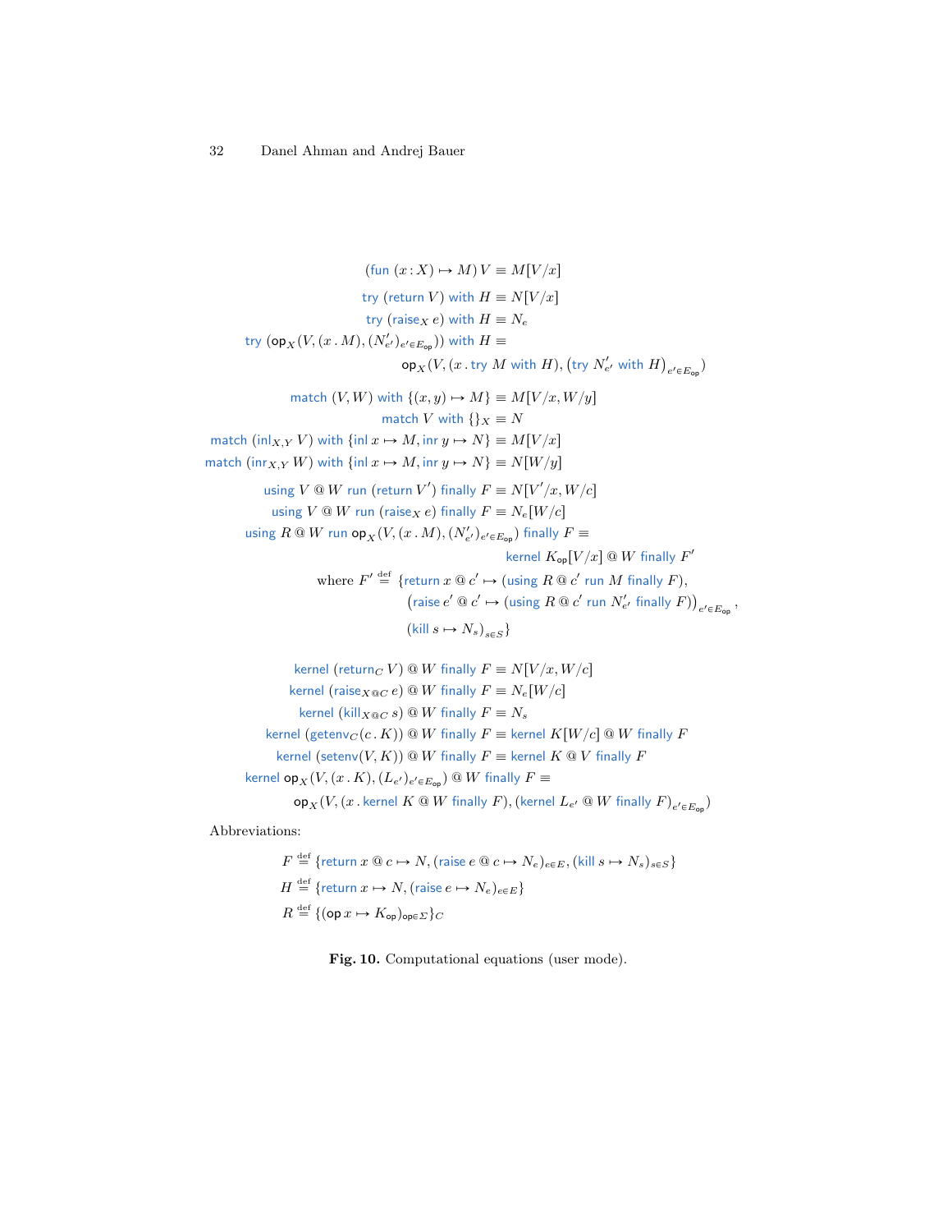$$(\mathsf{fun}\ (x : X) \mapsto M)\ V \equiv M[V/x]$$

$$\mathsf{try}\ (\mathsf{return}\ V)\ \mathsf{with}\ H \equiv N[V/x]$$

$$\mathsf{try}\ (\mathsf{raise}_X\ e)\ \mathsf{with}\ H \equiv N_e$$

$$\mathsf{try}\ (\mathsf{op}_X(V, (x\,.\,M), (N'_{e'})_{e' \in E_{\mathsf{op}}}))\ \mathsf{with}\ H \equiv \mathsf{op}_X(V, (x\,.\,\mathsf{try}\ M\ \mathsf{with}\ H), \big(\mathsf{try}\ N'_{e'}\ \mathsf{with}\ H\big)_{e' \in E_{\mathsf{op}}})$$

$$\mathsf{match}\ (V, W)\ \mathsf{with}\ \{(x, y) \mapsto M\} \equiv M[V/x, W/y]$$

$$\mathsf{match}\ V\ \mathsf{with}\ \{\}_X \equiv N$$

$$\mathsf{match}\ (\mathsf{inl}_{X,Y}\ V)\ \mathsf{with}\ \{\mathsf{inl}\ x \mapsto M, \mathsf{inr}\ y \mapsto N\} \equiv M[V/x]$$

$$\mathsf{match}\ (\mathsf{inr}_{X,Y}\ W)\ \mathsf{with}\ \{\mathsf{inl}\ x \mapsto M, \mathsf{inr}\ y \mapsto N\} \equiv N[W/y]$$

$$\mathsf{using}\ V \mathbin{@} W\ \mathsf{run}\ (\mathsf{return}\ V')\ \mathsf{finally}\ F \equiv N[V'/x, W/c]$$

$$\mathsf{using}\ V \mathbin{@} W\ \mathsf{run}\ (\mathsf{raise}_X\ e)\ \mathsf{finally}\ F \equiv N_e[W/c]$$

$$\mathsf{using}\ R \mathbin{@} W\ \mathsf{run}\ \mathsf{op}_X(V, (x\,.\,M), (N'_{e'})_{e' \in E_{\mathsf{op}}})\ \mathsf{finally}\ F \equiv \mathsf{kernel}\ K_{\mathsf{op}}[V/x] \mathbin{@} W\ \mathsf{finally}\ F'$$

$$\text{where } F' \stackrel{\text{def}}{=} \{\mathsf{return}\ x \mathbin{@} c' \mapsto (\mathsf{using}\ R \mathbin{@} c'\ \mathsf{run}\ M\ \mathsf{finally}\ F), \big(\mathsf{raise}\ e' \mathbin{@} c' \mapsto (\mathsf{using}\ R \mathbin{@} c'\ \mathsf{run}\ N'_{e'}\ \mathsf{finally}\ F)\big)_{e' \in E_{\mathsf{op}}}, (\mathsf{kill}\ s \mapsto N_s)_{s \in S}\}$$

$$\mathsf{kernel}\ (\mathsf{return}_C\ V) \mathbin{@} W\ \mathsf{finally}\ F \equiv N[V/x, W/c]$$

$$\mathsf{kernel}\ (\mathsf{raise}_{X @ C}\ e) \mathbin{@} W\ \mathsf{finally}\ F \equiv N_e[W/c]$$

$$\mathsf{kernel}\ (\mathsf{kill}_{X @ C}\ s) \mathbin{@} W\ \mathsf{finally}\ F \equiv N_s$$

$$\mathsf{kernel}\ (\mathsf{getenv}_C(c\,.\,K)) \mathbin{@} W\ \mathsf{finally}\ F \equiv \mathsf{kernel}\ K[W/c] \mathbin{@} W\ \mathsf{finally}\ F$$

$$\mathsf{kernel}\ (\mathsf{setenv}(V, K)) \mathbin{@} W\ \mathsf{finally}\ F \equiv \mathsf{kernel}\ K \mathbin{@} V\ \mathsf{finally}\ F$$

$$\mathsf{kernel}\ \mathsf{op}_X(V, (x\,.\,K), (L_{e'})_{e' \in E_{\mathsf{op}}}) \mathbin{@} W\ \mathsf{finally}\ F \equiv \mathsf{op}_X(V, (x\,.\,\mathsf{kernel}\ K \mathbin{@} W\ \mathsf{finally}\ F), (\mathsf{kernel}\ L_{e'} \mathbin{@} W\ \mathsf{finally}\ F)_{e' \in E_{\mathsf{op}}})$$

Abbreviations:

$$F \stackrel{\text{def}}{=} \{\mathsf{return}\ x \mathbin{@} c \mapsto N, (\mathsf{raise}\ e \mathbin{@} c \mapsto N_e)_{e \in E}, (\mathsf{kill}\ s \mapsto N_s)_{s \in S}\}$$

$$H \stackrel{\text{def}}{=} \{\mathsf{return}\ x \mapsto N, (\mathsf{raise}\ e \mapsto N_e)_{e \in E}\}$$

$$R \stackrel{\text{def}}{=} \{(\mathsf{op}\ x \mapsto K_{\mathsf{op}})_{\mathsf{op} \in \Sigma}\}_C$$

**Fig. 10.** Computational equations (user mode).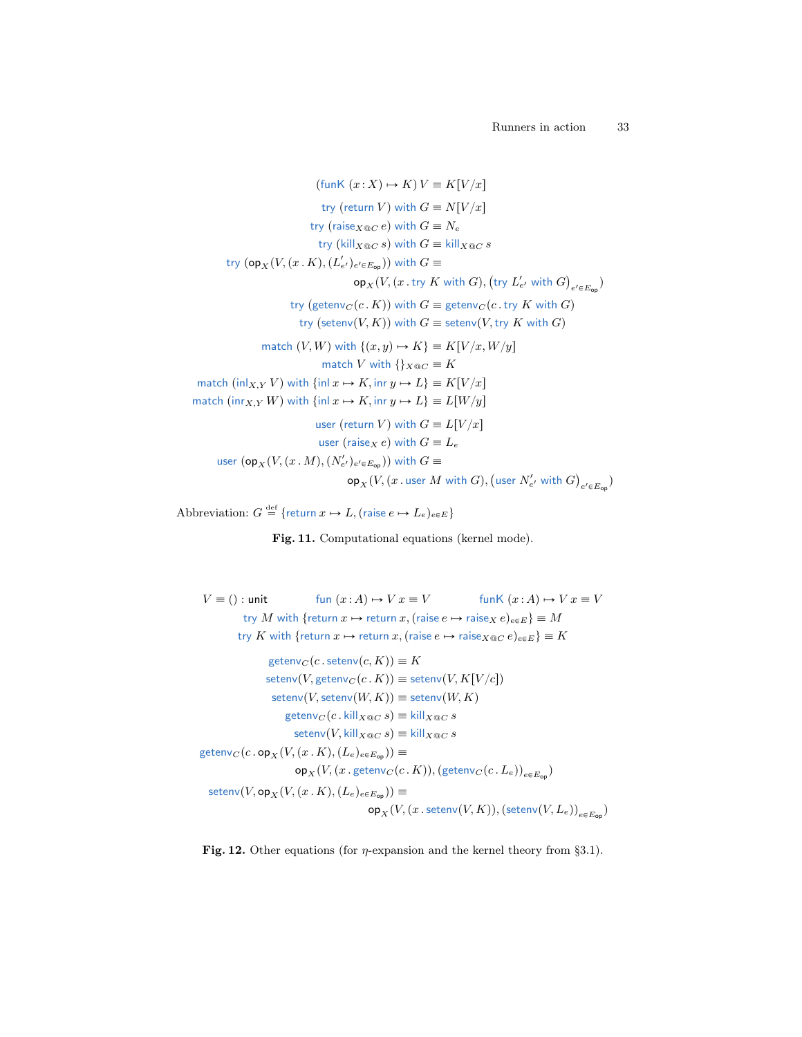$$(\mathsf{funK}\ (x : X) \mapsto K)\ V \equiv K[V/x]$$

$$\mathsf{try}\ (\mathsf{return}\ V)\ \mathsf{with}\ G \equiv N[V/x]$$

$$\mathsf{try}\ (\mathsf{raise}_{X@C}\ e)\ \mathsf{with}\ G \equiv N_e$$

$$\mathsf{try}\ (\mathsf{kill}_{X@C}\ s)\ \mathsf{with}\ G \equiv \mathsf{kill}_{X@C}\ s$$

$$\mathsf{try}\ (\mathsf{op}_X(V, (x\,.\,K), (L'_{e'})_{e' \in E_{\mathsf{op}}}))\ \mathsf{with}\ G \equiv \\ \mathsf{op}_X(V, (x\,.\,\mathsf{try}\ K\ \mathsf{with}\ G), \big(\mathsf{try}\ L'_{e'}\ \mathsf{with}\ G\big)_{e' \in E_{\mathsf{op}}})$$

$$\mathsf{try}\ (\mathsf{getenv}_C(c\,.\,K))\ \mathsf{with}\ G \equiv \mathsf{getenv}_C(c\,.\,\mathsf{try}\ K\ \mathsf{with}\ G)$$

$$\mathsf{try}\ (\mathsf{setenv}(V, K))\ \mathsf{with}\ G \equiv \mathsf{setenv}(V, \mathsf{try}\ K\ \mathsf{with}\ G)$$

$$\mathsf{match}\ (V, W)\ \mathsf{with}\ \{(x, y) \mapsto K\} \equiv K[V/x, W/y]$$

$$\mathsf{match}\ V\ \mathsf{with}\ \{\}_{X@C} \equiv K$$

$$\mathsf{match}\ (\mathsf{inl}_{X,Y}\ V)\ \mathsf{with}\ \{\mathsf{inl}\ x \mapsto K, \mathsf{inr}\ y \mapsto L\} \equiv K[V/x]$$

$$\mathsf{match}\ (\mathsf{inr}_{X,Y}\ W)\ \mathsf{with}\ \{\mathsf{inl}\ x \mapsto K, \mathsf{inr}\ y \mapsto L\} \equiv L[W/y]$$

$$\mathsf{user}\ (\mathsf{return}\ V)\ \mathsf{with}\ G \equiv L[V/x]$$

$$\mathsf{user}\ (\mathsf{raise}_X\ e)\ \mathsf{with}\ G \equiv L_e$$

$$\mathsf{user}\ (\mathsf{op}_X(V, (x\,.\,M), (N'_{e'})_{e' \in E_{\mathsf{op}}}))\ \mathsf{with}\ G \equiv \\ \mathsf{op}_X(V, (x\,.\,\mathsf{user}\ M\ \mathsf{with}\ G), \big(\mathsf{user}\ N'_{e'}\ \mathsf{with}\ G\big)_{e' \in E_{\mathsf{op}}})$$

Abbreviation: $G \stackrel{\text{def}}{=} \{\mathsf{return}\ x \mapsto L, (\mathsf{raise}\ e \mapsto L_e)_{e \in E}\}$

**Fig. 11.** Computational equations (kernel mode).

$$V \equiv () : \mathsf{unit} \qquad \mathsf{fun}\ (x : A) \mapsto V\,x \equiv V \qquad \mathsf{funK}\ (x : A) \mapsto V\,x \equiv V$$

$$\mathsf{try}\ M\ \mathsf{with}\ \{\mathsf{return}\ x \mapsto \mathsf{return}\ x, (\mathsf{raise}\ e \mapsto \mathsf{raise}_X\ e)_{e \in E}\} \equiv M$$

$$\mathsf{try}\ K\ \mathsf{with}\ \{\mathsf{return}\ x \mapsto \mathsf{return}\ x, (\mathsf{raise}\ e \mapsto \mathsf{raise}_{X@C}\ e)_{e \in E}\} \equiv K$$

$$\mathsf{getenv}_C(c\,.\,\mathsf{setenv}(c, K)) \equiv K$$

$$\mathsf{setenv}(V, \mathsf{getenv}_C(c\,.\,K)) \equiv \mathsf{setenv}(V, K[V/c])$$

$$\mathsf{setenv}(V, \mathsf{setenv}(W, K)) \equiv \mathsf{setenv}(W, K)$$

$$\mathsf{getenv}_C(c\,.\,\mathsf{kill}_{X@C}\ s) \equiv \mathsf{kill}_{X@C}\ s$$

$$\mathsf{setenv}(V, \mathsf{kill}_{X@C}\ s) \equiv \mathsf{kill}_{X@C}\ s$$

$$\mathsf{getenv}_C(c\,.\,\mathsf{op}_X(V, (x\,.\,K), (L_e)_{e \in E_{\mathsf{op}}})) \equiv \\ \mathsf{op}_X(V, (x\,.\,\mathsf{getenv}_C(c\,.\,K)), \big(\mathsf{getenv}_C(c\,.\,L_e)\big)_{e \in E_{\mathsf{op}}})$$

$$\mathsf{setenv}(V, \mathsf{op}_X(V, (x\,.\,K), (L_e)_{e \in E_{\mathsf{op}}})) \equiv \\ \mathsf{op}_X(V, (x\,.\,\mathsf{setenv}(V, K)), \big(\mathsf{setenv}(V, L_e)\big)_{e \in E_{\mathsf{op}}})$$

**Fig. 12.** Other equations (for $\eta$-expansion and the kernel theory from §3.1).